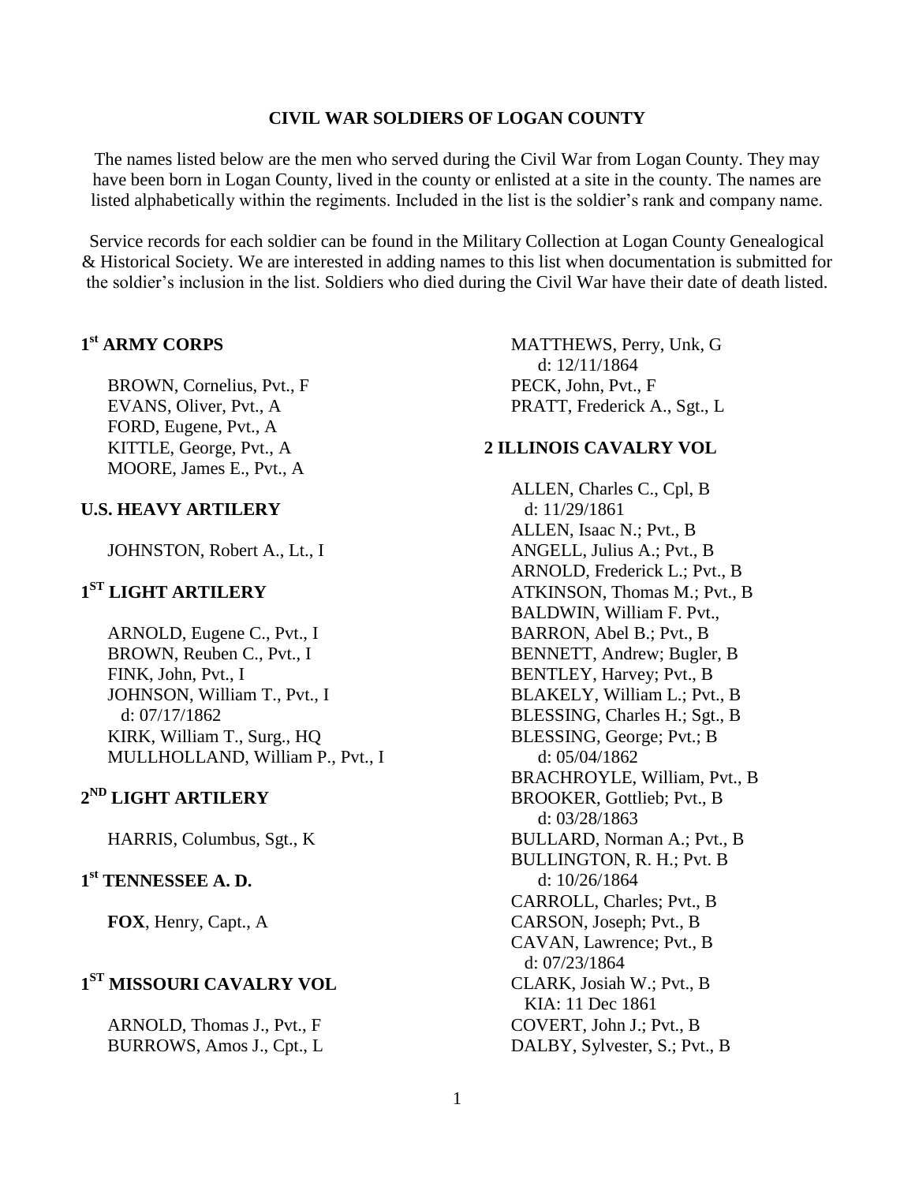# CIVIL WAR SOLDIERS OF LOGAN COUNTY

The names listed below are the men who served during the Civil War from Logan County. They may have been born in Logan County, lived in the county or enlisted at a site in the county. The names are listed alphabetically within the regiments. Included in the list is the soldier's rank and company name.

Service records for each soldier can be found in the Military Collection at Logan County Genealogical & Historical Society. We are interested in adding names to this list when documentation is submitted for the soldier's inclusion in the list. Soldiers who died during the Civil War have their date of death listed.

## 1st ARMY CORPS

BROWN, Cornelius, Pvt., F
EVANS, Oliver, Pvt., A
FORD, Eugene, Pvt., A
KITTLE, George, Pvt., A
MOORE, James E., Pvt., A

## U.S. HEAVY ARTILERY

JOHNSTON, Robert A., Lt., I

## 1ST LIGHT ARTILERY

ARNOLD, Eugene C., Pvt., I
BROWN, Reuben C., Pvt., I
FINK, John, Pvt., I
JOHNSON, William T., Pvt., I
  d: 07/17/1862
KIRK, William T., Surg., HQ
MULLHOLLAND, William P., Pvt., I

## 2ND LIGHT ARTILERY

HARRIS, Columbus, Sgt., K

## 1st TENNESSEE A. D.

**FOX**, Henry, Capt., A

## 1ST MISSOURI CAVALRY VOL

ARNOLD, Thomas J., Pvt., F
BURROWS, Amos J., Cpt., L
MATTHEWS, Perry, Unk, G
  d: 12/11/1864
PECK, John, Pvt., F
PRATT, Frederick A., Sgt., L

## 2 ILLINOIS CAVALRY VOL

ALLEN, Charles C., Cpl, B
  d: 11/29/1861
ALLEN, Isaac N.; Pvt., B
ANGELL, Julius A.; Pvt., B
ARNOLD, Frederick L.; Pvt., B
ATKINSON, Thomas M.; Pvt., B
BALDWIN, William F. Pvt.,
BARRON, Abel B.; Pvt., B
BENNETT, Andrew; Bugler, B
BENTLEY, Harvey; Pvt., B
BLAKELY, William L.; Pvt., B
BLESSING, Charles H.; Sgt., B
BLESSING, George; Pvt.; B
  d: 05/04/1862
BRACHROYLE, William, Pvt., B
BROOKER, Gottlieb; Pvt., B
  d: 03/28/1863
BULLARD, Norman A.; Pvt., B
BULLINGTON, R. H.; Pvt. B
  d: 10/26/1864
CARROLL, Charles; Pvt., B
CARSON, Joseph; Pvt., B
CAVAN, Lawrence; Pvt., B
  d: 07/23/1864
CLARK, Josiah W.; Pvt., B
  KIA: 11 Dec 1861
COVERT, John J.; Pvt., B
DALBY, Sylvester, S.; Pvt., B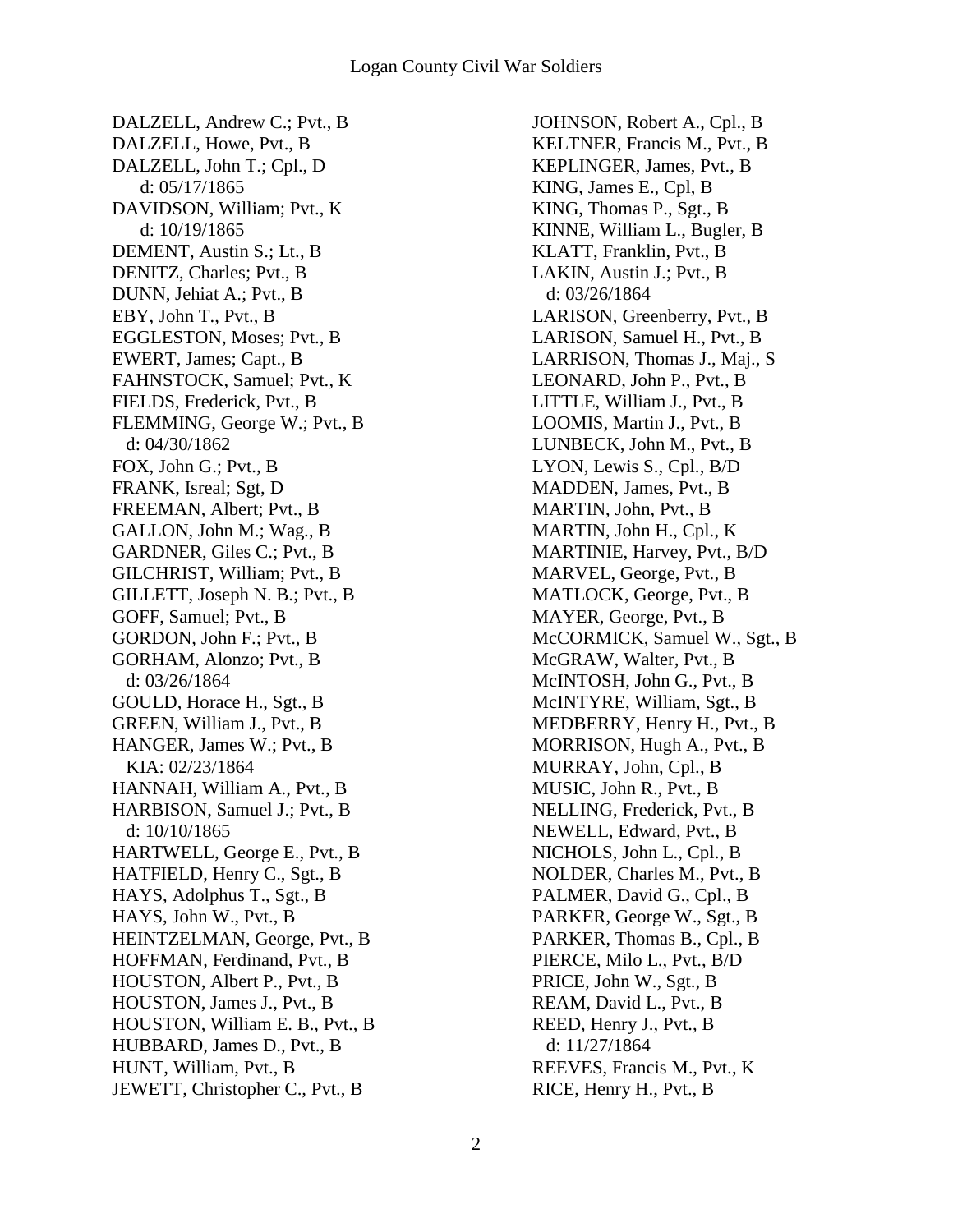DALZELL, Andrew C.; Pvt., B
DALZELL, Howe, Pvt., B
DALZELL, John T.; Cpl., D
  d: 05/17/1865
DAVIDSON, William; Pvt., K
  d: 10/19/1865
DEMENT, Austin S.; Lt., B
DENITZ, Charles; Pvt., B
DUNN, Jehiat A.; Pvt., B
EBY, John T., Pvt., B
EGGLESTON, Moses; Pvt., B
EWERT, James; Capt., B
FAHNSTOCK, Samuel; Pvt., K
FIELDS, Frederick, Pvt., B
FLEMMING, George W.; Pvt., B
  d: 04/30/1862
FOX, John G.; Pvt., B
FRANK, Isreal; Sgt, D
FREEMAN, Albert; Pvt., B
GALLON, John M.; Wag., B
GARDNER, Giles C.; Pvt., B
GILCHRIST, William; Pvt., B
GILLETT, Joseph N. B.; Pvt., B
GOFF, Samuel; Pvt., B
GORDON, John F.; Pvt., B
GORHAM, Alonzo; Pvt., B
  d: 03/26/1864
GOULD, Horace H., Sgt., B
GREEN, William J., Pvt., B
HANGER, James W.; Pvt., B
  KIA: 02/23/1864
HANNAH, William A., Pvt., B
HARBISON, Samuel J.; Pvt., B
  d: 10/10/1865
HARTWELL, George E., Pvt., B
HATFIELD, Henry C., Sgt., B
HAYS, Adolphus T., Sgt., B
HAYS, John W., Pvt., B
HEINTZELMAN, George, Pvt., B
HOFFMAN, Ferdinand, Pvt., B
HOUSTON, Albert P., Pvt., B
HOUSTON, James J., Pvt., B
HOUSTON, William E. B., Pvt., B
HUBBARD, James D., Pvt., B
HUNT, William, Pvt., B
JEWETT, Christopher C., Pvt., B
JOHNSON, Robert A., Cpl., B
KELTNER, Francis M., Pvt., B
KEPLINGER, James, Pvt., B
KING, James E., Cpl, B
KING, Thomas P., Sgt., B
KINNE, William L., Bugler, B
KLATT, Franklin, Pvt., B
LAKIN, Austin J.; Pvt., B
  d: 03/26/1864
LARISON, Greenberry, Pvt., B
LARISON, Samuel H., Pvt., B
LARRISON, Thomas J., Maj., S
LEONARD, John P., Pvt., B
LITTLE, William J., Pvt., B
LOOMIS, Martin J., Pvt., B
LUNBECK, John M., Pvt., B
LYON, Lewis S., Cpl., B/D
MADDEN, James, Pvt., B
MARTIN, John, Pvt., B
MARTIN, John H., Cpl., K
MARTINIE, Harvey, Pvt., B/D
MARVEL, George, Pvt., B
MATLOCK, George, Pvt., B
MAYER, George, Pvt., B
McCORMICK, Samuel W., Sgt., B
McGRAW, Walter, Pvt., B
McINTOSH, John G., Pvt., B
McINTYRE, William, Sgt., B
MEDBERRY, Henry H., Pvt., B
MORRISON, Hugh A., Pvt., B
MURRAY, John, Cpl., B
MUSIC, John R., Pvt., B
NELLING, Frederick, Pvt., B
NEWELL, Edward, Pvt., B
NICHOLS, John L., Cpl., B
NOLDER, Charles M., Pvt., B
PALMER, David G., Cpl., B
PARKER, George W., Sgt., B
PARKER, Thomas B., Cpl., B
PIERCE, Milo L., Pvt., B/D
PRICE, John W., Sgt., B
REAM, David L., Pvt., B
REED, Henry J., Pvt., B
  d: 11/27/1864
REEVES, Francis M., Pvt., K
RICE, Henry H., Pvt., B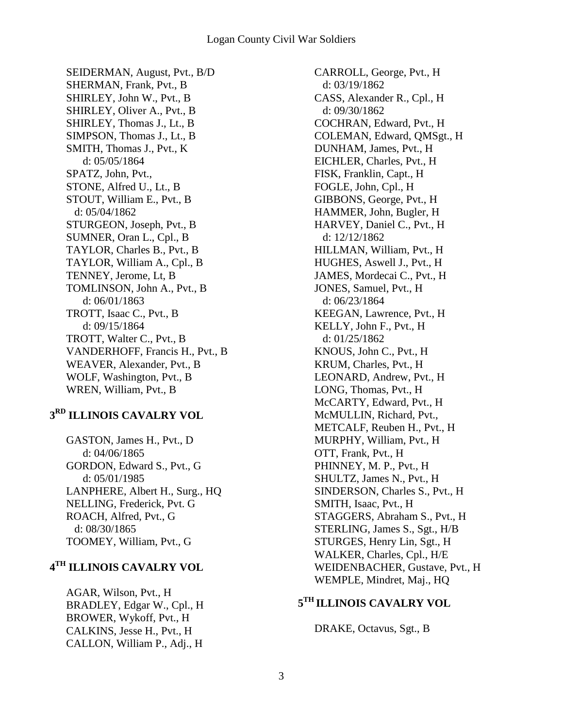SEIDERMAN, August, Pvt., B/D
SHERMAN, Frank, Pvt., B
SHIRLEY, John W., Pvt., B
SHIRLEY, Oliver A., Pvt., B
SHIRLEY, Thomas J., Lt., B
SIMPSON, Thomas J., Lt., B
SMITH, Thomas J., Pvt., K
  d: 05/05/1864
SPATZ, John, Pvt.,
STONE, Alfred U., Lt., B
STOUT, William E., Pvt., B
  d: 05/04/1862
STURGEON, Joseph, Pvt., B
SUMNER, Oran L., Cpl., B
TAYLOR, Charles B., Pvt., B
TAYLOR, William A., Cpl., B
TENNEY, Jerome, Lt, B
TOMLINSON, John A., Pvt., B
  d: 06/01/1863
TROTT, Isaac C., Pvt., B
  d: 09/15/1864
TROTT, Walter C., Pvt., B
VANDERHOFF, Francis H., Pvt., B
WEAVER, Alexander, Pvt., B
WOLF, Washington, Pvt., B
WREN, William, Pvt., B

## 3RD ILLINOIS CAVALRY VOL

GASTON, James H., Pvt., D
  d: 04/06/1865
GORDON, Edward S., Pvt., G
  d: 05/01/1985
LANPHERE, Albert H., Surg., HQ
NELLING, Frederick, Pvt. G
ROACH, Alfred, Pvt., G
  d: 08/30/1865
TOOMEY, William, Pvt., G

## 4TH ILLINOIS CAVALRY VOL

AGAR, Wilson, Pvt., H
BRADLEY, Edgar W., Cpl., H
BROWER, Wykoff, Pvt., H
CALKINS, Jesse H., Pvt., H
CALLON, William P., Adj., H
CARROLL, George, Pvt., H
  d: 03/19/1862
CASS, Alexander R., Cpl., H
  d: 09/30/1862
COCHRAN, Edward, Pvt., H
COLEMAN, Edward, QMSgt., H
DUNHAM, James, Pvt., H
EICHLER, Charles, Pvt., H
FISK, Franklin, Capt., H
FOGLE, John, Cpl., H
GIBBONS, George, Pvt., H
HAMMER, John, Bugler, H
HARVEY, Daniel C., Pvt., H
  d: 12/12/1862
HILLMAN, William, Pvt., H
HUGHES, Aswell J., Pvt., H
JAMES, Mordecai C., Pvt., H
JONES, Samuel, Pvt., H
  d: 06/23/1864
KEEGAN, Lawrence, Pvt., H
KELLY, John F., Pvt., H
  d: 01/25/1862
KNOUS, John C., Pvt., H
KRUM, Charles, Pvt., H
LEONARD, Andrew, Pvt., H
LONG, Thomas, Pvt., H
McCARTY, Edward, Pvt., H
McMULLIN, Richard, Pvt.,
METCALF, Reuben H., Pvt., H
MURPHY, William, Pvt., H
OTT, Frank, Pvt., H
PHINNEY, M. P., Pvt., H
SHULTZ, James N., Pvt., H
SINDERSON, Charles S., Pvt., H
SMITH, Isaac, Pvt., H
STAGGERS, Abraham S., Pvt., H
STERLING, James S., Sgt., H/B
STURGES, Henry Lin, Sgt., H
WALKER, Charles, Cpl., H/E
WEIDENBACHER, Gustave, Pvt., H
WEMPLE, Mindret, Maj., HQ

## 5TH ILLINOIS CAVALRY VOL

DRAKE, Octavus, Sgt., B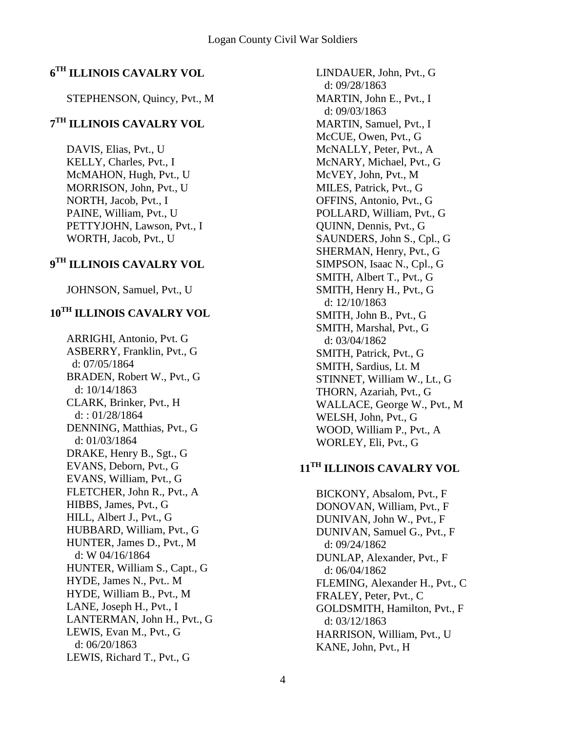## 6[TH] ILLINOIS CAVALRY VOL

STEPHENSON, Quincy, Pvt., M

## 7[TH] ILLINOIS CAVALRY VOL

DAVIS, Elias, Pvt., U
KELLY, Charles, Pvt., I
McMAHON, Hugh, Pvt., U
MORRISON, John, Pvt., U
NORTH, Jacob, Pvt., I
PAINE, William, Pvt., U
PETTYJOHN, Lawson, Pvt., I
WORTH, Jacob, Pvt., U

## 9[TH] ILLINOIS CAVALRY VOL

JOHNSON, Samuel, Pvt., U

## 10[TH] ILLINOIS CAVALRY VOL

ARRIGHI, Antonio, Pvt. G
ASBERRY, Franklin, Pvt., G
  d: 07/05/1864
BRADEN, Robert W., Pvt., G
  d: 10/14/1863
CLARK, Brinker, Pvt., H
  d: : 01/28/1864
DENNING, Matthias, Pvt., G
  d: 01/03/1864
DRAKE, Henry B., Sgt., G
EVANS, Deborn, Pvt., G
EVANS, William, Pvt., G
FLETCHER, John R., Pvt., A
HIBBS, James, Pvt., G
HILL, Albert J., Pvt., G
HUBBARD, William, Pvt., G
HUNTER, James D., Pvt., M
  d: W 04/16/1864
HUNTER, William S., Capt., G
HYDE, James N., Pvt.. M
HYDE, William B., Pvt., M
LANE, Joseph H., Pvt., I
LANTERMAN, John H., Pvt., G
LEWIS, Evan M., Pvt., G
  d: 06/20/1863
LEWIS, Richard T., Pvt., G
LINDAUER, John, Pvt., G
  d: 09/28/1863
MARTIN, John E., Pvt., I
  d: 09/03/1863
MARTIN, Samuel, Pvt., I
McCUE, Owen, Pvt., G
McNALLY, Peter, Pvt., A
McNARY, Michael, Pvt., G
McVEY, John, Pvt., M
MILES, Patrick, Pvt., G
OFFINS, Antonio, Pvt., G
POLLARD, William, Pvt., G
QUINN, Dennis, Pvt., G
SAUNDERS, John S., Cpl., G
SHERMAN, Henry, Pvt., G
SIMPSON, Isaac N., Cpl., G
SMITH, Albert T., Pvt., G
SMITH, Henry H., Pvt., G
  d: 12/10/1863
SMITH, John B., Pvt., G
SMITH, Marshal, Pvt., G
  d: 03/04/1862
SMITH, Patrick, Pvt., G
SMITH, Sardius, Lt. M
STINNET, William W., Lt., G
THORN, Azariah, Pvt., G
WALLACE, George W., Pvt., M
WELSH, John, Pvt., G
WOOD, William P., Pvt., A
WORLEY, Eli, Pvt., G

## 11[TH] ILLINOIS CAVALRY VOL

BICKONY, Absalom, Pvt., F
DONOVAN, William, Pvt., F
DUNIVAN, John W., Pvt., F
DUNIVAN, Samuel G., Pvt., F
  d: 09/24/1862
DUNLAP, Alexander, Pvt., F
  d: 06/04/1862
FLEMING, Alexander H., Pvt., C
FRALEY, Peter, Pvt., C
GOLDSMITH, Hamilton, Pvt., F
  d: 03/12/1863
HARRISON, William, Pvt., U
KANE, John, Pvt., H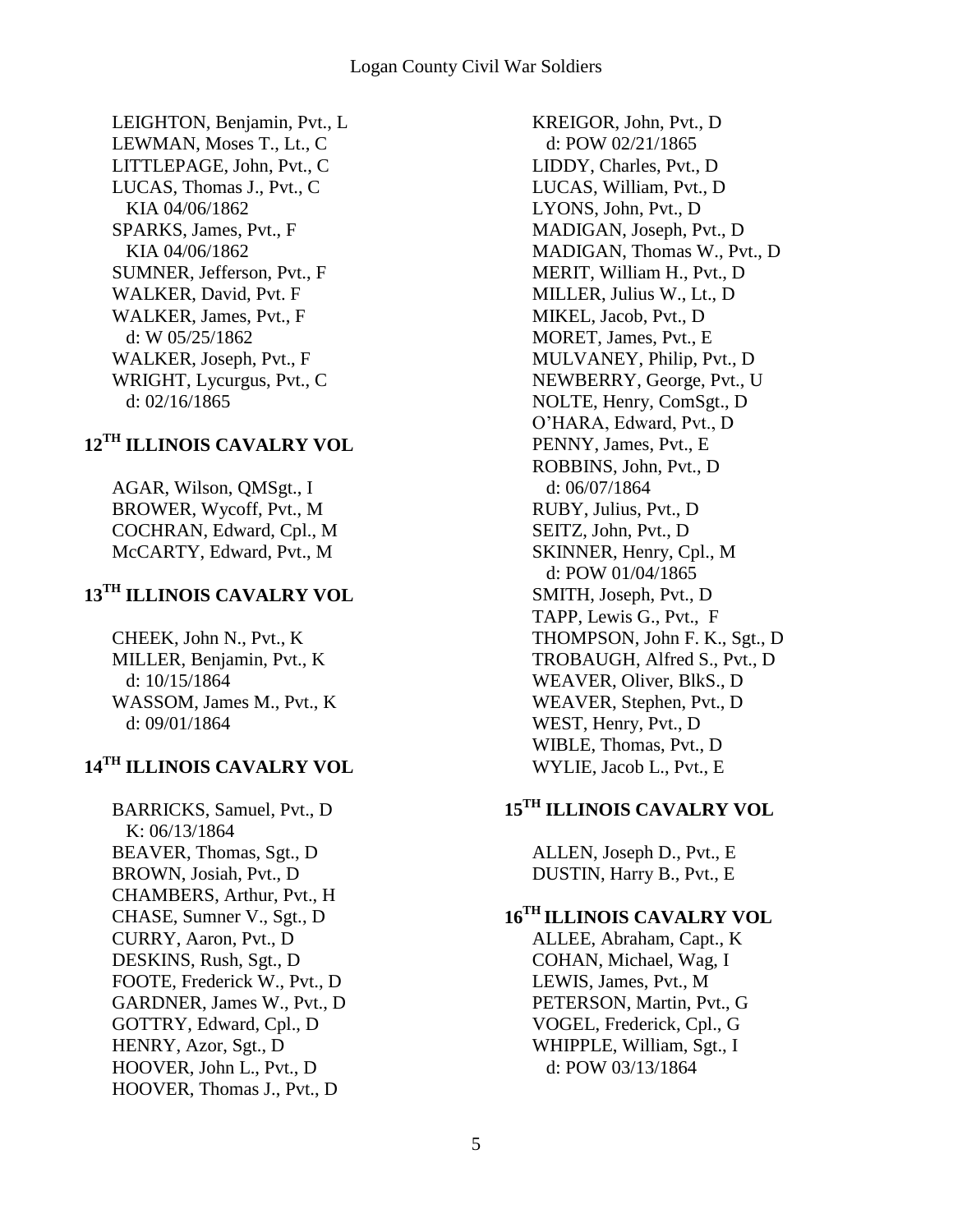LEIGHTON, Benjamin, Pvt., L
LEWMAN, Moses T., Lt., C
LITTLEPAGE, John, Pvt., C
LUCAS, Thomas J., Pvt., C
  KIA 04/06/1862
SPARKS, James, Pvt., F
  KIA 04/06/1862
SUMNER, Jefferson, Pvt., F
WALKER, David, Pvt. F
WALKER, James, Pvt., F
  d: W 05/25/1862
WALKER, Joseph, Pvt., F
WRIGHT, Lycurgus, Pvt., C
  d: 02/16/1865

## 12TH ILLINOIS CAVALRY VOL

AGAR, Wilson, QMSgt., I
BROWER, Wycoff, Pvt., M
COCHRAN, Edward, Cpl., M
McCARTY, Edward, Pvt., M

## 13TH ILLINOIS CAVALRY VOL

CHEEK, John N., Pvt., K
MILLER, Benjamin, Pvt., K
  d: 10/15/1864
WASSOM, James M., Pvt., K
  d: 09/01/1864

## 14TH ILLINOIS CAVALRY VOL

BARRICKS, Samuel, Pvt., D
  K: 06/13/1864
BEAVER, Thomas, Sgt., D
BROWN, Josiah, Pvt., D
CHAMBERS, Arthur, Pvt., H
CHASE, Sumner V., Sgt., D
CURRY, Aaron, Pvt., D
DESKINS, Rush, Sgt., D
FOOTE, Frederick W., Pvt., D
GARDNER, James W., Pvt., D
GOTTRY, Edward, Cpl., D
HENRY, Azor, Sgt., D
HOOVER, John L., Pvt., D
HOOVER, Thomas J., Pvt., D
KREIGOR, John, Pvt., D
  d: POW 02/21/1865
LIDDY, Charles, Pvt., D
LUCAS, William, Pvt., D
LYONS, John, Pvt., D
MADIGAN, Joseph, Pvt., D
MADIGAN, Thomas W., Pvt., D
MERIT, William H., Pvt., D
MILLER, Julius W., Lt., D
MIKEL, Jacob, Pvt., D
MORET, James, Pvt., E
MULVANEY, Philip, Pvt., D
NEWBERRY, George, Pvt., U
NOLTE, Henry, ComSgt., D
O'HARA, Edward, Pvt., D
PENNY, James, Pvt., E
ROBBINS, John, Pvt., D
  d: 06/07/1864
RUBY, Julius, Pvt., D
SEITZ, John, Pvt., D
SKINNER, Henry, Cpl., M
  d: POW 01/04/1865
SMITH, Joseph, Pvt., D
TAPP, Lewis G., Pvt., F
THOMPSON, John F. K., Sgt., D
TROBAUGH, Alfred S., Pvt., D
WEAVER, Oliver, BlkS., D
WEAVER, Stephen, Pvt., D
WEST, Henry, Pvt., D
WIBLE, Thomas, Pvt., D
WYLIE, Jacob L., Pvt., E

## 15TH ILLINOIS CAVALRY VOL

ALLEN, Joseph D., Pvt., E
DUSTIN, Harry B., Pvt., E

## 16TH ILLINOIS CAVALRY VOL

ALLEE, Abraham, Capt., K
COHAN, Michael, Wag, I
LEWIS, James, Pvt., M
PETERSON, Martin, Pvt., G
VOGEL, Frederick, Cpl., G
WHIPPLE, William, Sgt., I
  d: POW 03/13/1864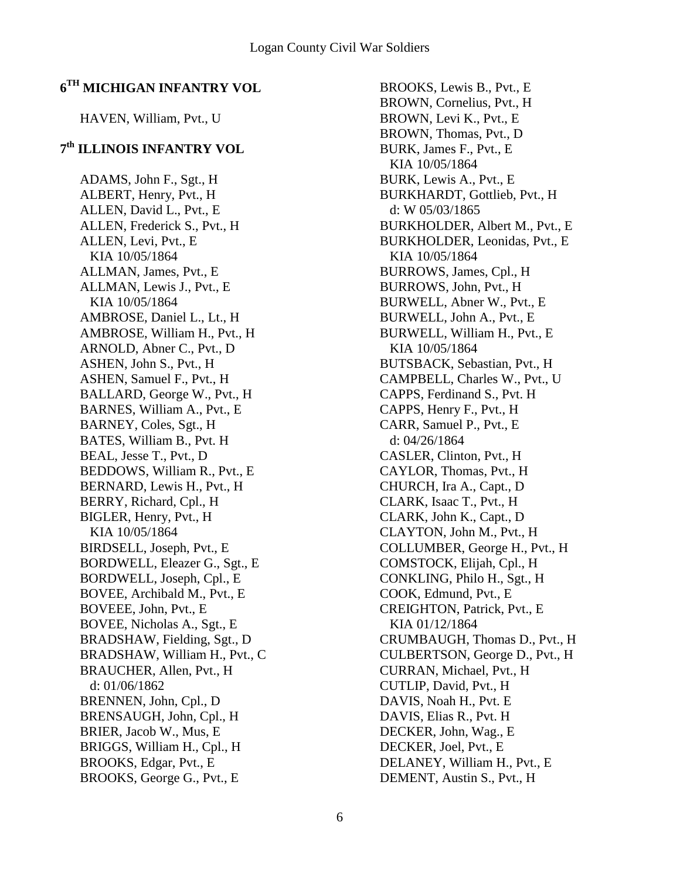## 6[TH] MICHIGAN INFANTRY VOL

HAVEN, William, Pvt., U

## 7[th] ILLINOIS INFANTRY VOL

ADAMS, John F., Sgt., H
ALBERT, Henry, Pvt., H
ALLEN, David L., Pvt., E
ALLEN, Frederick S., Pvt., H
ALLEN, Levi, Pvt., E
  KIA 10/05/1864
ALLMAN, James, Pvt., E
ALLMAN, Lewis J., Pvt., E
  KIA 10/05/1864
AMBROSE, Daniel L., Lt., H
AMBROSE, William H., Pvt., H
ARNOLD, Abner C., Pvt., D
ASHEN, John S., Pvt., H
ASHEN, Samuel F., Pvt., H
BALLARD, George W., Pvt., H
BARNES, William A., Pvt., E
BARNEY, Coles, Sgt., H
BATES, William B., Pvt. H
BEAL, Jesse T., Pvt., D
BEDDOWS, William R., Pvt., E
BERNARD, Lewis H., Pvt., H
BERRY, Richard, Cpl., H
BIGLER, Henry, Pvt., H
  KIA 10/05/1864
BIRDSELL, Joseph, Pvt., E
BORDWELL, Eleazer G., Sgt., E
BORDWELL, Joseph, Cpl., E
BOVEE, Archibald M., Pvt., E
BOVEEE, John, Pvt., E
BOVEE, Nicholas A., Sgt., E
BRADSHAW, Fielding, Sgt., D
BRADSHAW, William H., Pvt., C
BRAUCHER, Allen, Pvt., H
  d: 01/06/1862
BRENNEN, John, Cpl., D
BRENSAUGH, John, Cpl., H
BRIER, Jacob W., Mus, E
BRIGGS, William H., Cpl., H
BROOKS, Edgar, Pvt., E
BROOKS, George G., Pvt., E
BROOKS, Lewis B., Pvt., E
BROWN, Cornelius, Pvt., H
BROWN, Levi K., Pvt., E
BROWN, Thomas, Pvt., D
BURK, James F., Pvt., E
  KIA 10/05/1864
BURK, Lewis A., Pvt., E
BURKHARDT, Gottlieb, Pvt., H
  d: W 05/03/1865
BURKHOLDER, Albert M., Pvt., E
BURKHOLDER, Leonidas, Pvt., E
  KIA 10/05/1864
BURROWS, James, Cpl., H
BURROWS, John, Pvt., H
BURWELL, Abner W., Pvt., E
BURWELL, John A., Pvt., E
BURWELL, William H., Pvt., E
  KIA 10/05/1864
BUTSBACK, Sebastian, Pvt., H
CAMPBELL, Charles W., Pvt., U
CAPPS, Ferdinand S., Pvt. H
CAPPS, Henry F., Pvt., H
CARR, Samuel P., Pvt., E
  d: 04/26/1864
CASLER, Clinton, Pvt., H
CAYLOR, Thomas, Pvt., H
CHURCH, Ira A., Capt., D
CLARK, Isaac T., Pvt., H
CLARK, John K., Capt., D
CLAYTON, John M., Pvt., H
COLLUMBER, George H., Pvt., H
COMSTOCK, Elijah, Cpl., H
CONKLING, Philo H., Sgt., H
COOK, Edmund, Pvt., E
CREIGHTON, Patrick, Pvt., E
  KIA 01/12/1864
CRUMBAUGH, Thomas D., Pvt., H
CULBERTSON, George D., Pvt., H
CURRAN, Michael, Pvt., H
CUTLIP, David, Pvt., H
DAVIS, Noah H., Pvt. E
DAVIS, Elias R., Pvt. H
DECKER, John, Wag., E
DECKER, Joel, Pvt., E
DELANEY, William H., Pvt., E
DEMENT, Austin S., Pvt., H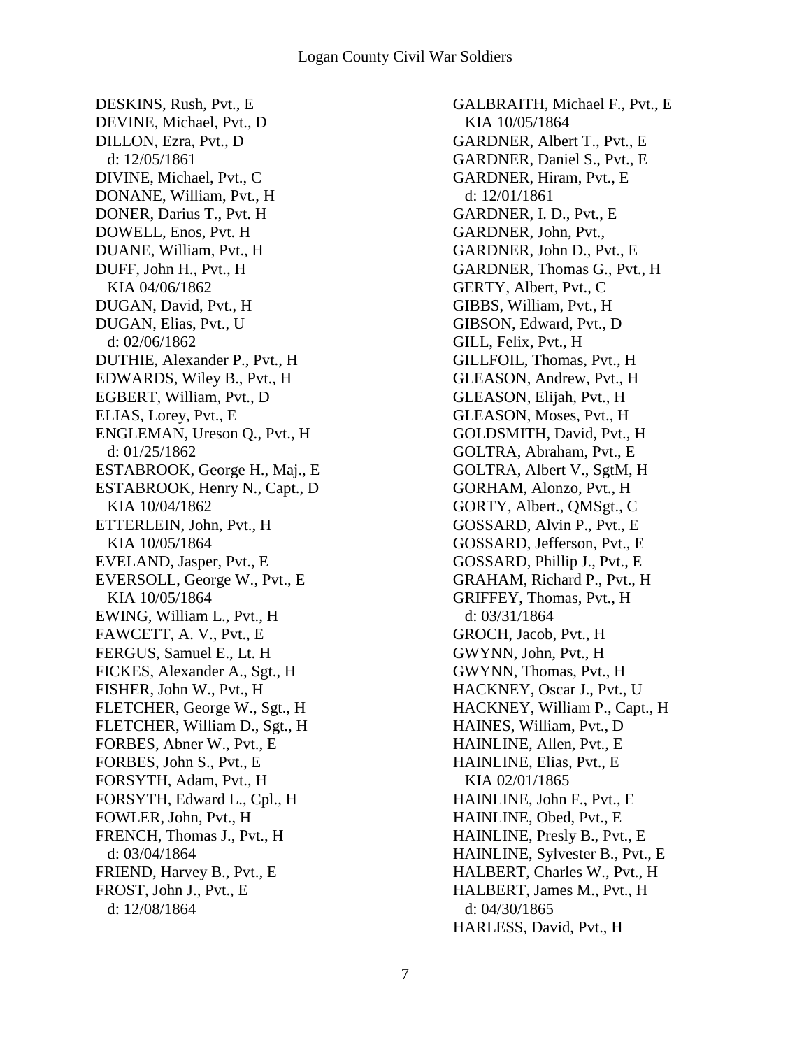DESKINS, Rush, Pvt., E
DEVINE, Michael, Pvt., D
DILLON, Ezra, Pvt., D
  d: 12/05/1861
DIVINE, Michael, Pvt., C
DONANE, William, Pvt., H
DONER, Darius T., Pvt. H
DOWELL, Enos, Pvt. H
DUANE, William, Pvt., H
DUFF, John H., Pvt., H
  KIA 04/06/1862
DUGAN, David, Pvt., H
DUGAN, Elias, Pvt., U
  d: 02/06/1862
DUTHIE, Alexander P., Pvt., H
EDWARDS, Wiley B., Pvt., H
EGBERT, William, Pvt., D
ELIAS, Lorey, Pvt., E
ENGLEMAN, Ureson Q., Pvt., H
  d: 01/25/1862
ESTABROOK, George H., Maj., E
ESTABROOK, Henry N., Capt., D
  KIA 10/04/1862
ETTERLEIN, John, Pvt., H
  KIA 10/05/1864
EVELAND, Jasper, Pvt., E
EVERSOLL, George W., Pvt., E
  KIA 10/05/1864
EWING, William L., Pvt., H
FAWCETT, A. V., Pvt., E
FERGUS, Samuel E., Lt. H
FICKES, Alexander A., Sgt., H
FISHER, John W., Pvt., H
FLETCHER, George W., Sgt., H
FLETCHER, William D., Sgt., H
FORBES, Abner W., Pvt., E
FORBES, John S., Pvt., E
FORSYTH, Adam, Pvt., H
FORSYTH, Edward L., Cpl., H
FOWLER, John, Pvt., H
FRENCH, Thomas J., Pvt., H
  d: 03/04/1864
FRIEND, Harvey B., Pvt., E
FROST, John J., Pvt., E
  d: 12/08/1864
GALBRAITH, Michael F., Pvt., E
  KIA 10/05/1864
GARDNER, Albert T., Pvt., E
GARDNER, Daniel S., Pvt., E
GARDNER, Hiram, Pvt., E
  d: 12/01/1861
GARDNER, I. D., Pvt., E
GARDNER, John, Pvt.,
GARDNER, John D., Pvt., E
GARDNER, Thomas G., Pvt., H
GERTY, Albert, Pvt., C
GIBBS, William, Pvt., H
GIBSON, Edward, Pvt., D
GILL, Felix, Pvt., H
GILLFOIL, Thomas, Pvt., H
GLEASON, Andrew, Pvt., H
GLEASON, Elijah, Pvt., H
GLEASON, Moses, Pvt., H
GOLDSMITH, David, Pvt., H
GOLTRA, Abraham, Pvt., E
GOLTRA, Albert V., SgtM, H
GORHAM, Alonzo, Pvt., H
GORTY, Albert., QMSgt., C
GOSSARD, Alvin P., Pvt., E
GOSSARD, Jefferson, Pvt., E
GOSSARD, Phillip J., Pvt., E
GRAHAM, Richard P., Pvt., H
GRIFFEY, Thomas, Pvt., H
  d: 03/31/1864
GROCH, Jacob, Pvt., H
GWYNN, John, Pvt., H
GWYNN, Thomas, Pvt., H
HACKNEY, Oscar J., Pvt., U
HACKNEY, William P., Capt., H
HAINES, William, Pvt., D
HAINLINE, Allen, Pvt., E
HAINLINE, Elias, Pvt., E
  KIA 02/01/1865
HAINLINE, John F., Pvt., E
HAINLINE, Obed, Pvt., E
HAINLINE, Presly B., Pvt., E
HAINLINE, Sylvester B., Pvt., E
HALBERT, Charles W., Pvt., H
HALBERT, James M., Pvt., H
  d: 04/30/1865
HARLESS, David, Pvt., H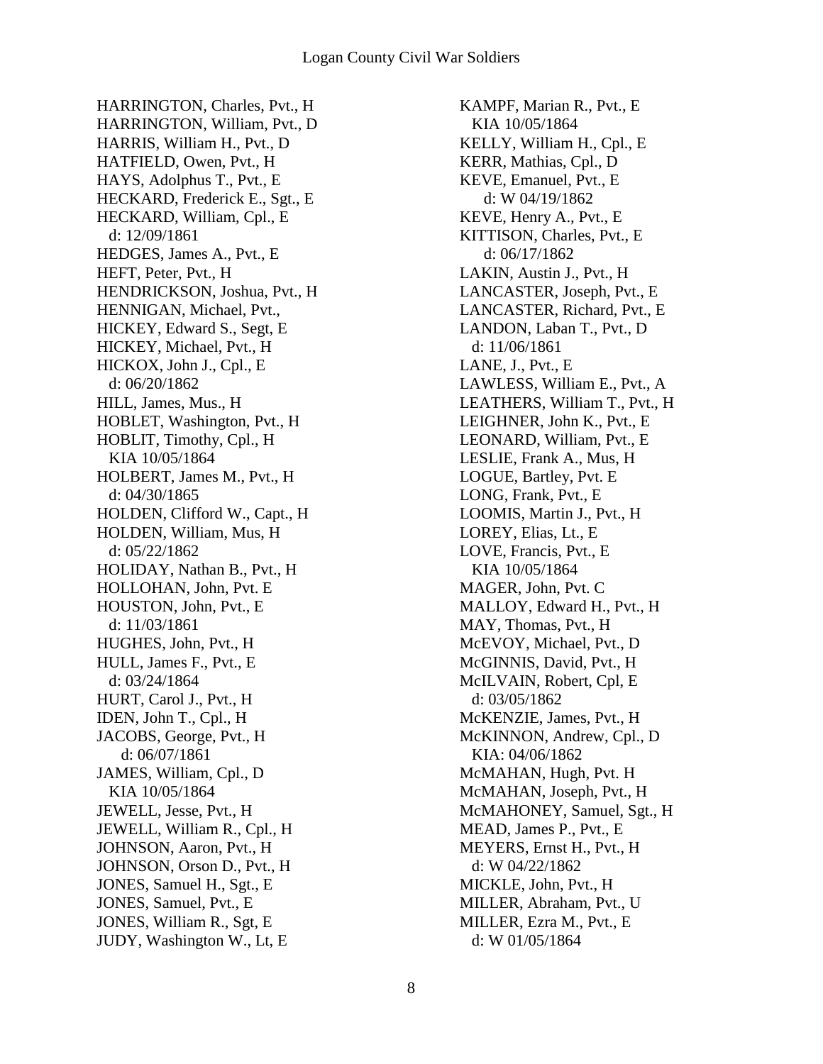HARRINGTON, Charles, Pvt., H
HARRINGTON, William, Pvt., D
HARRIS, William H., Pvt., D
HATFIELD, Owen, Pvt., H
HAYS, Adolphus T., Pvt., E
HECKARD, Frederick E., Sgt., E
HECKARD, William, Cpl., E
  d: 12/09/1861
HEDGES, James A., Pvt., E
HEFT, Peter, Pvt., H
HENDRICKSON, Joshua, Pvt., H
HENNIGAN, Michael, Pvt.,
HICKEY, Edward S., Segt, E
HICKEY, Michael, Pvt., H
HICKOX, John J., Cpl., E
  d: 06/20/1862
HILL, James, Mus., H
HOBLET, Washington, Pvt., H
HOBLIT, Timothy, Cpl., H
  KIA 10/05/1864
HOLBERT, James M., Pvt., H
  d: 04/30/1865
HOLDEN, Clifford W., Capt., H
HOLDEN, William, Mus, H
  d: 05/22/1862
HOLIDAY, Nathan B., Pvt., H
HOLLOHAN, John, Pvt. E
HOUSTON, John, Pvt., E
  d: 11/03/1861
HUGHES, John, Pvt., H
HULL, James F., Pvt., E
  d: 03/24/1864
HURT, Carol J., Pvt., H
IDEN, John T., Cpl., H
JACOBS, George, Pvt., H
  d: 06/07/1861
JAMES, William, Cpl., D
  KIA 10/05/1864
JEWELL, Jesse, Pvt., H
JEWELL, William R., Cpl., H
JOHNSON, Aaron, Pvt., H
JOHNSON, Orson D., Pvt., H
JONES, Samuel H., Sgt., E
JONES, Samuel, Pvt., E
JONES, William R., Sgt, E
JUDY, Washington W., Lt, E
KAMPF, Marian R., Pvt., E
  KIA 10/05/1864
KELLY, William H., Cpl., E
KERR, Mathias, Cpl., D
KEVE, Emanuel, Pvt., E
  d: W 04/19/1862
KEVE, Henry A., Pvt., E
KITTISON, Charles, Pvt., E
  d: 06/17/1862
LAKIN, Austin J., Pvt., H
LANCASTER, Joseph, Pvt., E
LANCASTER, Richard, Pvt., E
LANDON, Laban T., Pvt., D
  d: 11/06/1861
LANE, J., Pvt., E
LAWLESS, William E., Pvt., A
LEATHERS, William T., Pvt., H
LEIGHNER, John K., Pvt., E
LEONARD, William, Pvt., E
LESLIE, Frank A., Mus, H
LOGUE, Bartley, Pvt. E
LONG, Frank, Pvt., E
LOOMIS, Martin J., Pvt., H
LOREY, Elias, Lt., E
LOVE, Francis, Pvt., E
  KIA 10/05/1864
MAGER, John, Pvt. C
MALLOY, Edward H., Pvt., H
MAY, Thomas, Pvt., H
McEVOY, Michael, Pvt., D
McGINNIS, David, Pvt., H
McILVAIN, Robert, Cpl, E
  d: 03/05/1862
McKENZIE, James, Pvt., H
McKINNON, Andrew, Cpl., D
  KIA: 04/06/1862
McMAHAN, Hugh, Pvt. H
McMAHAN, Joseph, Pvt., H
McMAHONEY, Samuel, Sgt., H
MEAD, James P., Pvt., E
MEYERS, Ernst H., Pvt., H
  d: W 04/22/1862
MICKLE, John, Pvt., H
MILLER, Abraham, Pvt., U
MILLER, Ezra M., Pvt., E
  d: W 01/05/1864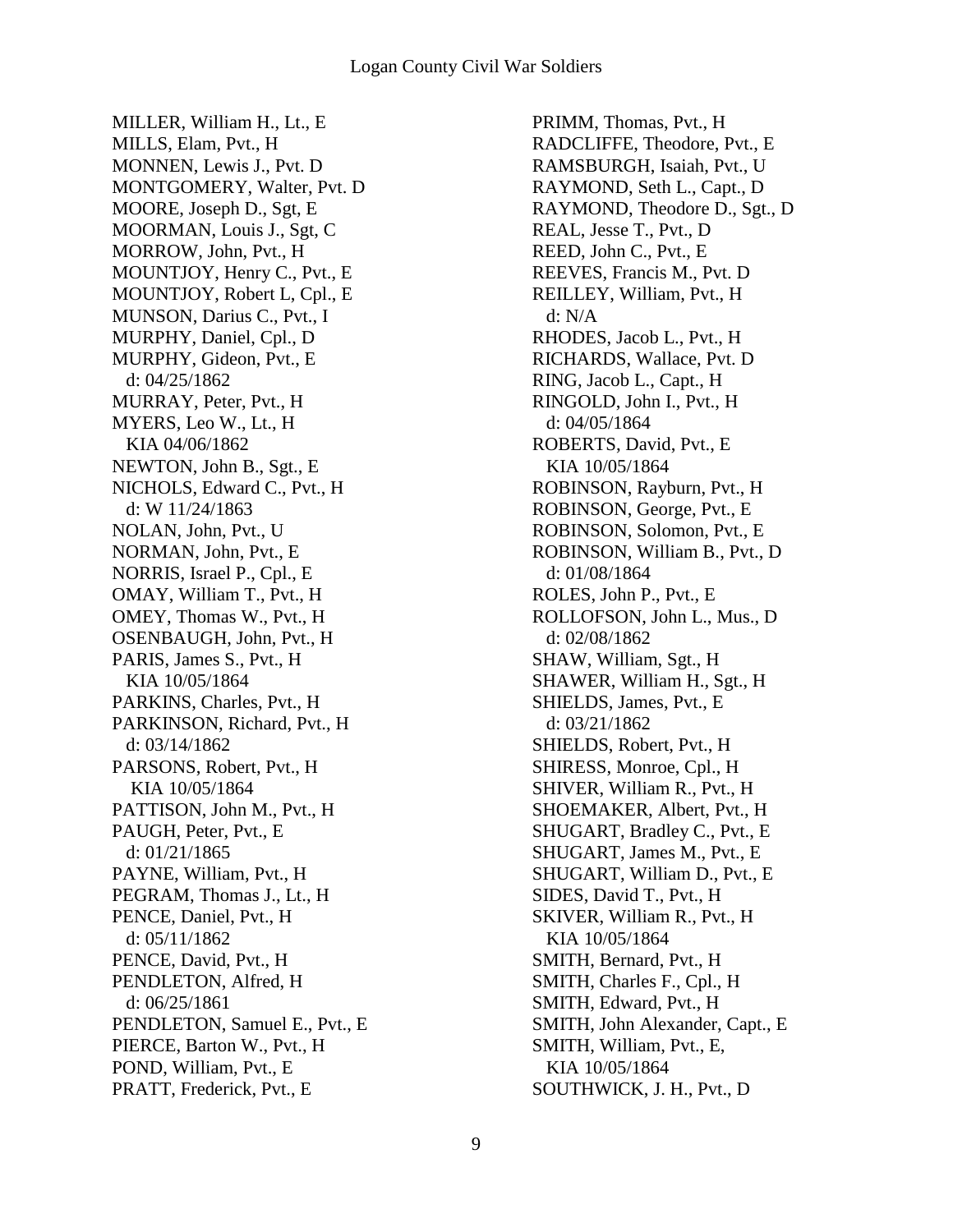MILLER, William H., Lt., E
MILLS, Elam, Pvt., H
MONNEN, Lewis J., Pvt. D
MONTGOMERY, Walter, Pvt. D
MOORE, Joseph D., Sgt, E
MOORMAN, Louis J., Sgt, C
MORROW, John, Pvt., H
MOUNTJOY, Henry C., Pvt., E
MOUNTJOY, Robert L, Cpl., E
MUNSON, Darius C., Pvt., I
MURPHY, Daniel, Cpl., D
MURPHY, Gideon, Pvt., E
  d: 04/25/1862
MURRAY, Peter, Pvt., H
MYERS, Leo W., Lt., H
  KIA 04/06/1862
NEWTON, John B., Sgt., E
NICHOLS, Edward C., Pvt., H
  d: W 11/24/1863
NOLAN, John, Pvt., U
NORMAN, John, Pvt., E
NORRIS, Israel P., Cpl., E
OMAY, William T., Pvt., H
OMEY, Thomas W., Pvt., H
OSENBAUGH, John, Pvt., H
PARIS, James S., Pvt., H
  KIA 10/05/1864
PARKINS, Charles, Pvt., H
PARKINSON, Richard, Pvt., H
  d: 03/14/1862
PARSONS, Robert, Pvt., H
  KIA 10/05/1864
PATTISON, John M., Pvt., H
PAUGH, Peter, Pvt., E
  d: 01/21/1865
PAYNE, William, Pvt., H
PEGRAM, Thomas J., Lt., H
PENCE, Daniel, Pvt., H
  d: 05/11/1862
PENCE, David, Pvt., H
PENDLETON, Alfred, H
  d: 06/25/1861
PENDLETON, Samuel E., Pvt., E
PIERCE, Barton W., Pvt., H
POND, William, Pvt., E
PRATT, Frederick, Pvt., E
PRIMM, Thomas, Pvt., H
RADCLIFFE, Theodore, Pvt., E
RAMSBURGH, Isaiah, Pvt., U
RAYMOND, Seth L., Capt., D
RAYMOND, Theodore D., Sgt., D
REAL, Jesse T., Pvt., D
REED, John C., Pvt., E
REEVES, Francis M., Pvt. D
REILLEY, William, Pvt., H
  d: N/A
RHODES, Jacob L., Pvt., H
RICHARDS, Wallace, Pvt. D
RING, Jacob L., Capt., H
RINGOLD, John I., Pvt., H
  d: 04/05/1864
ROBERTS, David, Pvt., E
  KIA 10/05/1864
ROBINSON, Rayburn, Pvt., H
ROBINSON, George, Pvt., E
ROBINSON, Solomon, Pvt., E
ROBINSON, William B., Pvt., D
  d: 01/08/1864
ROLES, John P., Pvt., E
ROLLOFSON, John L., Mus., D
  d: 02/08/1862
SHAW, William, Sgt., H
SHAWER, William H., Sgt., H
SHIELDS, James, Pvt., E
  d: 03/21/1862
SHIELDS, Robert, Pvt., H
SHIRESS, Monroe, Cpl., H
SHIVER, William R., Pvt., H
SHOEMAKER, Albert, Pvt., H
SHUGART, Bradley C., Pvt., E
SHUGART, James M., Pvt., E
SHUGART, William D., Pvt., E
SIDES, David T., Pvt., H
SKIVER, William R., Pvt., H
  KIA 10/05/1864
SMITH, Bernard, Pvt., H
SMITH, Charles F., Cpl., H
SMITH, Edward, Pvt., H
SMITH, John Alexander, Capt., E
SMITH, William, Pvt., E,
  KIA 10/05/1864
SOUTHWICK, J. H., Pvt., D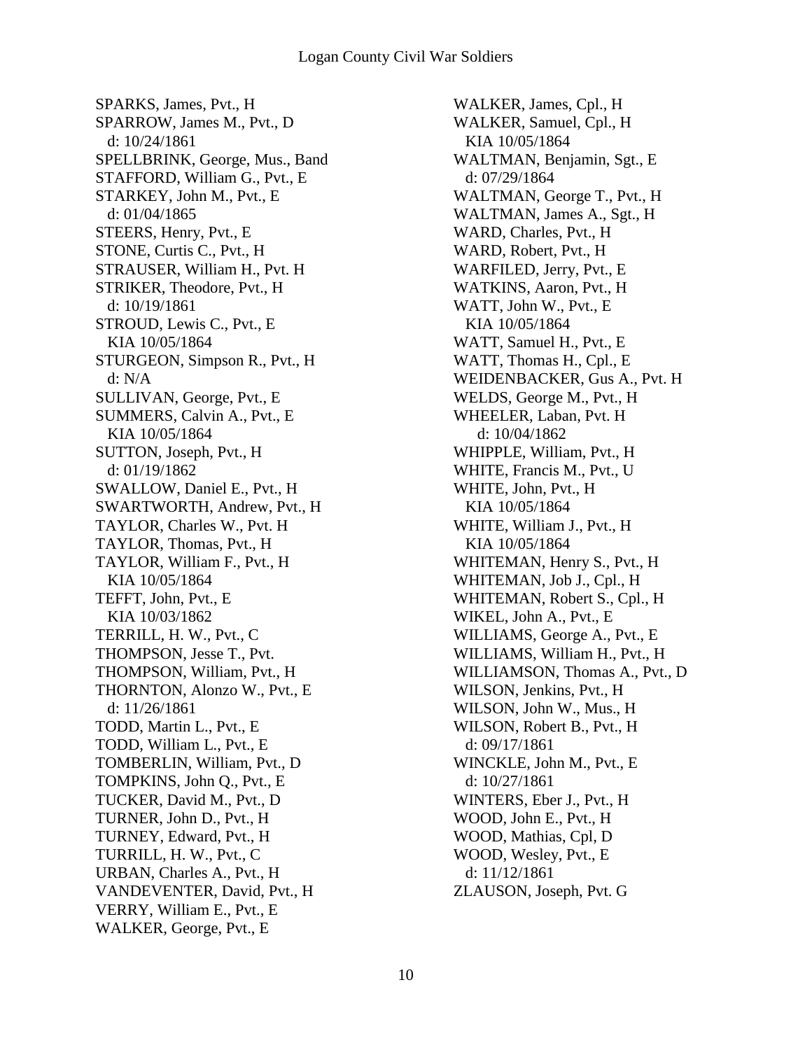SPARKS, James, Pvt., H
SPARROW, James M., Pvt., D
  d: 10/24/1861
SPELLBRINK, George, Mus., Band
STAFFORD, William G., Pvt., E
STARKEY, John M., Pvt., E
  d: 01/04/1865
STEERS, Henry, Pvt., E
STONE, Curtis C., Pvt., H
STRAUSER, William H., Pvt. H
STRIKER, Theodore, Pvt., H
  d: 10/19/1861
STROUD, Lewis C., Pvt., E
  KIA 10/05/1864
STURGEON, Simpson R., Pvt., H
  d: N/A
SULLIVAN, George, Pvt., E
SUMMERS, Calvin A., Pvt., E
  KIA 10/05/1864
SUTTON, Joseph, Pvt., H
  d: 01/19/1862
SWALLOW, Daniel E., Pvt., H
SWARTWORTH, Andrew, Pvt., H
TAYLOR, Charles W., Pvt. H
TAYLOR, Thomas, Pvt., H
TAYLOR, William F., Pvt., H
  KIA 10/05/1864
TEFFT, John, Pvt., E
  KIA 10/03/1862
TERRILL, H. W., Pvt., C
THOMPSON, Jesse T., Pvt.
THOMPSON, William, Pvt., H
THORNTON, Alonzo W., Pvt., E
  d: 11/26/1861
TODD, Martin L., Pvt., E
TODD, William L., Pvt., E
TOMBERLIN, William, Pvt., D
TOMPKINS, John Q., Pvt., E
TUCKER, David M., Pvt., D
TURNER, John D., Pvt., H
TURNEY, Edward, Pvt., H
TURRILL, H. W., Pvt., C
URBAN, Charles A., Pvt., H
VANDEVENTER, David, Pvt., H
VERRY, William E., Pvt., E
WALKER, George, Pvt., E
WALKER, James, Cpl., H
WALKER, Samuel, Cpl., H
  KIA 10/05/1864
WALTMAN, Benjamin, Sgt., E
  d: 07/29/1864
WALTMAN, George T., Pvt., H
WALTMAN, James A., Sgt., H
WARD, Charles, Pvt., H
WARD, Robert, Pvt., H
WARFILED, Jerry, Pvt., E
WATKINS, Aaron, Pvt., H
WATT, John W., Pvt., E
  KIA 10/05/1864
WATT, Samuel H., Pvt., E
WATT, Thomas H., Cpl., E
WEIDENBACKER, Gus A., Pvt. H
WELDS, George M., Pvt., H
WHEELER, Laban, Pvt. H
  d: 10/04/1862
WHIPPLE, William, Pvt., H
WHITE, Francis M., Pvt., U
WHITE, John, Pvt., H
  KIA 10/05/1864
WHITE, William J., Pvt., H
  KIA 10/05/1864
WHITEMAN, Henry S., Pvt., H
WHITEMAN, Job J., Cpl., H
WHITEMAN, Robert S., Cpl., H
WIKEL, John A., Pvt., E
WILLIAMS, George A., Pvt., E
WILLIAMS, William H., Pvt., H
WILLIAMSON, Thomas A., Pvt., D
WILSON, Jenkins, Pvt., H
WILSON, John W., Mus., H
WILSON, Robert B., Pvt., H
  d: 09/17/1861
WINCKLE, John M., Pvt., E
  d: 10/27/1861
WINTERS, Eber J., Pvt., H
WOOD, John E., Pvt., H
WOOD, Mathias, Cpl, D
WOOD, Wesley, Pvt., E
  d: 11/12/1861
ZLAUSON, Joseph, Pvt. G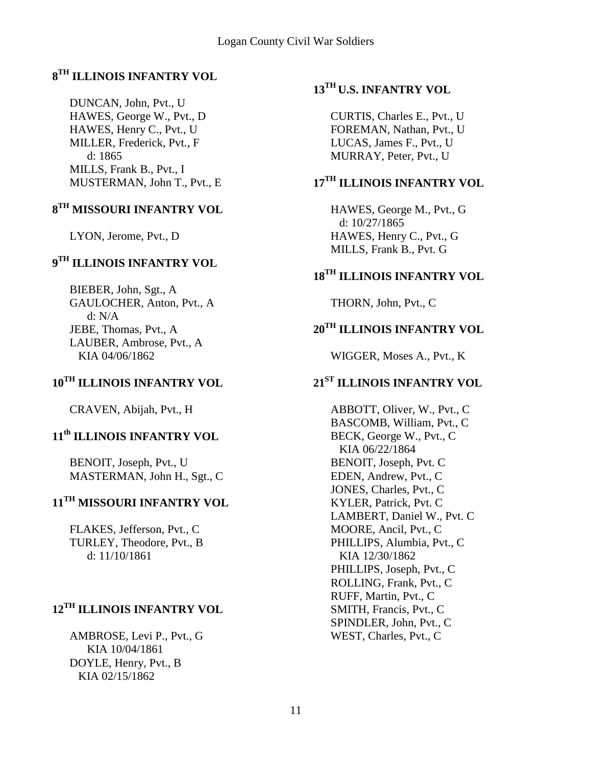## 8TH ILLINOIS INFANTRY VOL

DUNCAN, John, Pvt., U
HAWES, George W., Pvt., D
HAWES, Henry C., Pvt., U
MILLER, Frederick, Pvt., F
d: 1865
MILLS, Frank B., Pvt., I
MUSTERMAN, John T., Pvt., E

## 8TH MISSOURI INFANTRY VOL

LYON, Jerome, Pvt., D

## 9TH ILLINOIS INFANTRY VOL

BIEBER, John, Sgt., A
GAULOCHER, Anton, Pvt., A
d: N/A
JEBE, Thomas, Pvt., A
LAUBER, Ambrose, Pvt., A
KIA 04/06/1862

## 10TH ILLINOIS INFANTRY VOL

CRAVEN, Abijah, Pvt., H

## 11th ILLINOIS INFANTRY VOL

BENOIT, Joseph, Pvt., U
MASTERMAN, John H., Sgt., C

## 11TH MISSOURI INFANTRY VOL

FLAKES, Jefferson, Pvt., C
TURLEY, Theodore, Pvt., B
d: 11/10/1861

## 12TH ILLINOIS INFANTRY VOL

AMBROSE, Levi P., Pvt., G
KIA 10/04/1861
DOYLE, Henry, Pvt., B
KIA 02/15/1862

## 13TH U.S. INFANTRY VOL

CURTIS, Charles E., Pvt., U
FOREMAN, Nathan, Pvt., U
LUCAS, James F., Pvt., U
MURRAY, Peter, Pvt., U

## 17TH ILLINOIS INFANTRY VOL

HAWES, George M., Pvt., G
d: 10/27/1865
HAWES, Henry C., Pvt., G
MILLS, Frank B., Pvt. G

## 18TH ILLINOIS INFANTRY VOL

THORN, John, Pvt., C

## 20TH ILLINOIS INFANTRY VOL

WIGGER, Moses A., Pvt., K

## 21ST ILLINOIS INFANTRY VOL

ABBOTT, Oliver, W., Pvt., C
BASCOMB, William, Pvt., C
BECK, George W., Pvt., C
KIA 06/22/1864
BENOIT, Joseph, Pvt. C
EDEN, Andrew, Pvt., C
JONES, Charles, Pvt., C
KYLER, Patrick, Pvt. C
LAMBERT, Daniel W., Pvt. C
MOORE, Ancil, Pvt., C
PHILLIPS, Alumbia, Pvt., C
KIA 12/30/1862
PHILLIPS, Joseph, Pvt., C
ROLLING, Frank, Pvt., C
RUFF, Martin, Pvt., C
SMITH, Francis, Pvt., C
SPINDLER, John, Pvt., C
WEST, Charles, Pvt., C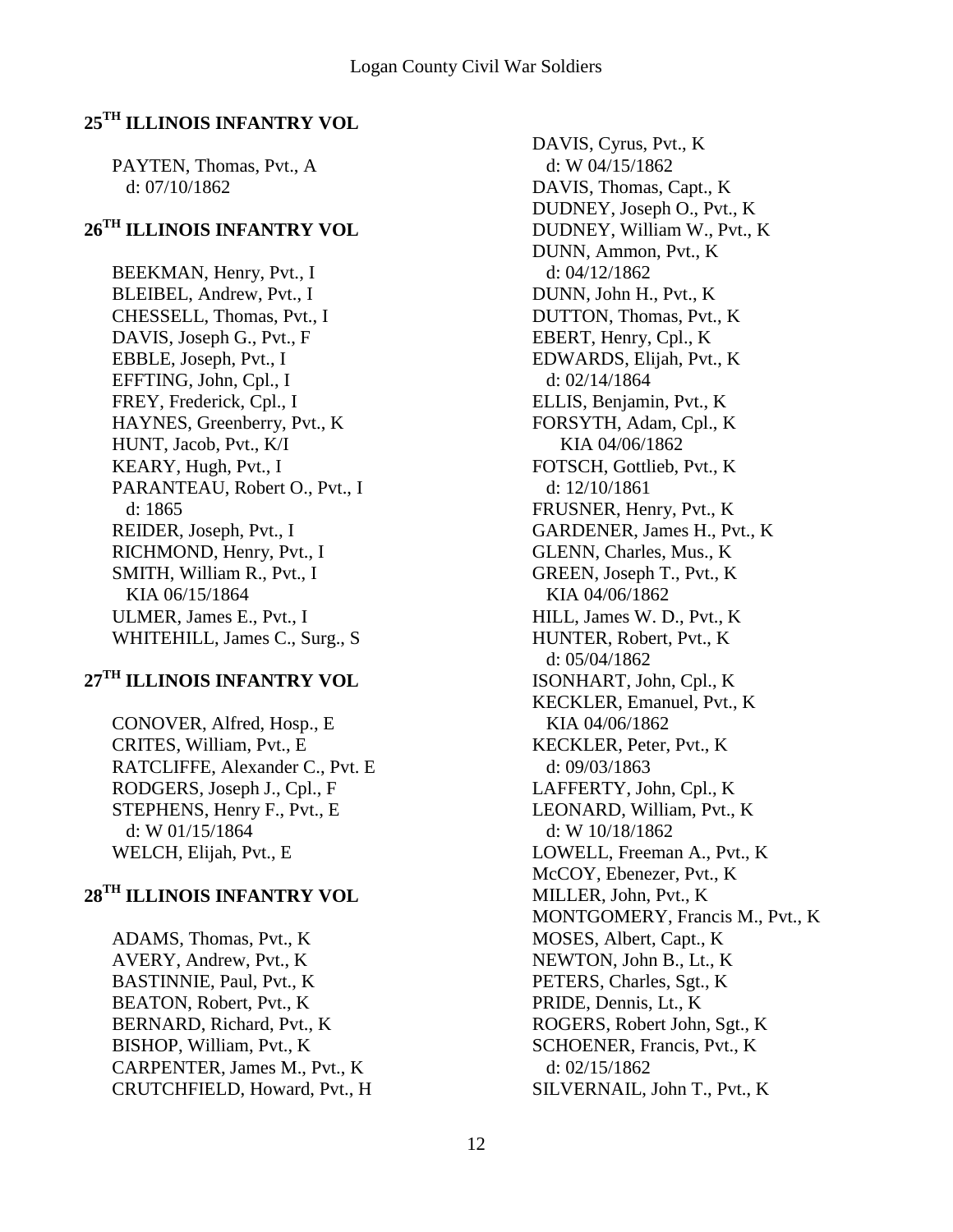## 25[TH] ILLINOIS INFANTRY VOL

PAYTEN, Thomas, Pvt., A
  d: 07/10/1862

## 26[TH] ILLINOIS INFANTRY VOL

BEEKMAN, Henry, Pvt., I
BLEIBEL, Andrew, Pvt., I
CHESSELL, Thomas, Pvt., I
DAVIS, Joseph G., Pvt., F
EBBLE, Joseph, Pvt., I
EFFTING, John, Cpl., I
FREY, Frederick, Cpl., I
HAYNES, Greenberry, Pvt., K
HUNT, Jacob, Pvt., K/I
KEARY, Hugh, Pvt., I
PARANTEAU, Robert O., Pvt., I
  d: 1865
REIDER, Joseph, Pvt., I
RICHMOND, Henry, Pvt., I
SMITH, William R., Pvt., I
  KIA 06/15/1864
ULMER, James E., Pvt., I
WHITEHILL, James C., Surg., S

## 27[TH] ILLINOIS INFANTRY VOL

CONOVER, Alfred, Hosp., E
CRITES, William, Pvt., E
RATCLIFFE, Alexander C., Pvt. E
RODGERS, Joseph J., Cpl., F
STEPHENS, Henry F., Pvt., E
  d: W 01/15/1864
WELCH, Elijah, Pvt., E

## 28[TH] ILLINOIS INFANTRY VOL

ADAMS, Thomas, Pvt., K
AVERY, Andrew, Pvt., K
BASTINNIE, Paul, Pvt., K
BEATON, Robert, Pvt., K
BERNARD, Richard, Pvt., K
BISHOP, William, Pvt., K
CARPENTER, James M., Pvt., K
CRUTCHFIELD, Howard, Pvt., H
DAVIS, Cyrus, Pvt., K
  d: W 04/15/1862
DAVIS, Thomas, Capt., K
DUDNEY, Joseph O., Pvt., K
DUDNEY, William W., Pvt., K
DUNN, Ammon, Pvt., K
  d: 04/12/1862
DUNN, John H., Pvt., K
DUTTON, Thomas, Pvt., K
EBERT, Henry, Cpl., K
EDWARDS, Elijah, Pvt., K
  d: 02/14/1864
ELLIS, Benjamin, Pvt., K
FORSYTH, Adam, Cpl., K
  KIA 04/06/1862
FOTSCH, Gottlieb, Pvt., K
  d: 12/10/1861
FRUSNER, Henry, Pvt., K
GARDENER, James H., Pvt., K
GLENN, Charles, Mus., K
GREEN, Joseph T., Pvt., K
  KIA 04/06/1862
HILL, James W. D., Pvt., K
HUNTER, Robert, Pvt., K
  d: 05/04/1862
ISONHART, John, Cpl., K
KECKLER, Emanuel, Pvt., K
  KIA 04/06/1862
KECKLER, Peter, Pvt., K
  d: 09/03/1863
LAFFERTY, John, Cpl., K
LEONARD, William, Pvt., K
  d: W 10/18/1862
LOWELL, Freeman A., Pvt., K
McCOY, Ebenezer, Pvt., K
MILLER, John, Pvt., K
MONTGOMERY, Francis M., Pvt., K
MOSES, Albert, Capt., K
NEWTON, John B., Lt., K
PETERS, Charles, Sgt., K
PRIDE, Dennis, Lt., K
ROGERS, Robert John, Sgt., K
SCHOENER, Francis, Pvt., K
  d: 02/15/1862
SILVERNAIL, John T., Pvt., K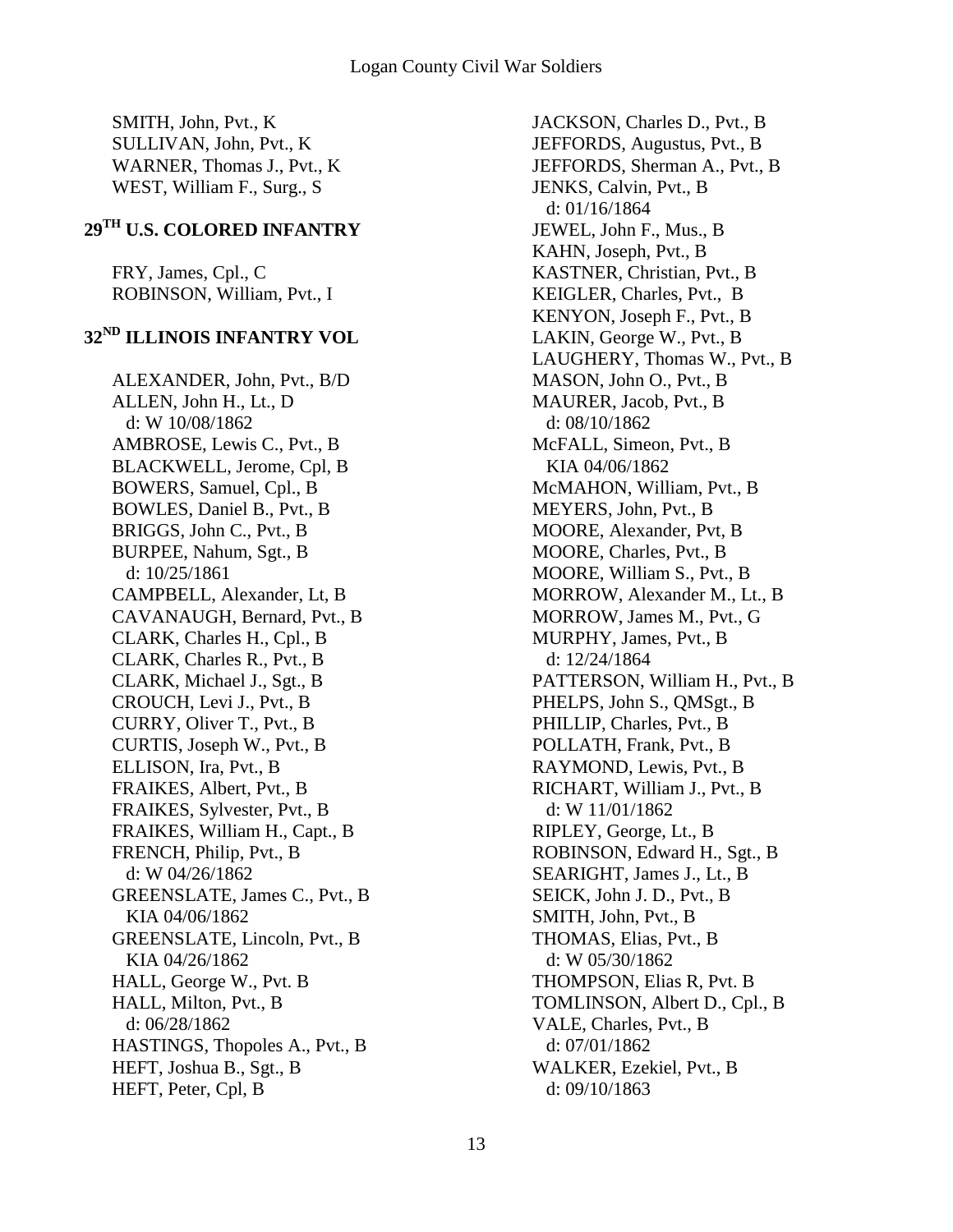SMITH, John, Pvt., K
SULLIVAN, John, Pvt., K
WARNER, Thomas J., Pvt., K
WEST, William F., Surg., S

## 29TH U.S. COLORED INFANTRY

FRY, James, Cpl., C
ROBINSON, William, Pvt., I

## 32ND ILLINOIS INFANTRY VOL

ALEXANDER, John, Pvt., B/D
ALLEN, John H., Lt., D
  d: W 10/08/1862
AMBROSE, Lewis C., Pvt., B
BLACKWELL, Jerome, Cpl, B
BOWERS, Samuel, Cpl., B
BOWLES, Daniel B., Pvt., B
BRIGGS, John C., Pvt., B
BURPEE, Nahum, Sgt., B
  d: 10/25/1861
CAMPBELL, Alexander, Lt, B
CAVANAUGH, Bernard, Pvt., B
CLARK, Charles H., Cpl., B
CLARK, Charles R., Pvt., B
CLARK, Michael J., Sgt., B
CROUCH, Levi J., Pvt., B
CURRY, Oliver T., Pvt., B
CURTIS, Joseph W., Pvt., B
ELLISON, Ira, Pvt., B
FRAIKES, Albert, Pvt., B
FRAIKES, Sylvester, Pvt., B
FRAIKES, William H., Capt., B
FRENCH, Philip, Pvt., B
  d: W 04/26/1862
GREENSLATE, James C., Pvt., B
  KIA 04/06/1862
GREENSLATE, Lincoln, Pvt., B
  KIA 04/26/1862
HALL, George W., Pvt. B
HALL, Milton, Pvt., B
  d: 06/28/1862
HASTINGS, Thopoles A., Pvt., B
HEFT, Joshua B., Sgt., B
HEFT, Peter, Cpl, B
JACKSON, Charles D., Pvt., B
JEFFORDS, Augustus, Pvt., B
JEFFORDS, Sherman A., Pvt., B
JENKS, Calvin, Pvt., B
  d: 01/16/1864
JEWEL, John F., Mus., B
KAHN, Joseph, Pvt., B
KASTNER, Christian, Pvt., B
KEIGLER, Charles, Pvt., B
KENYON, Joseph F., Pvt., B
LAKIN, George W., Pvt., B
LAUGHERY, Thomas W., Pvt., B
MASON, John O., Pvt., B
MAURER, Jacob, Pvt., B
  d: 08/10/1862
McFALL, Simeon, Pvt., B
  KIA 04/06/1862
McMAHON, William, Pvt., B
MEYERS, John, Pvt., B
MOORE, Alexander, Pvt, B
MOORE, Charles, Pvt., B
MOORE, William S., Pvt., B
MORROW, Alexander M., Lt., B
MORROW, James M., Pvt., G
MURPHY, James, Pvt., B
  d: 12/24/1864
PATTERSON, William H., Pvt., B
PHELPS, John S., QMSgt., B
PHILLIP, Charles, Pvt., B
POLLATH, Frank, Pvt., B
RAYMOND, Lewis, Pvt., B
RICHART, William J., Pvt., B
  d: W 11/01/1862
RIPLEY, George, Lt., B
ROBINSON, Edward H., Sgt., B
SEARIGHT, James J., Lt., B
SEICK, John J. D., Pvt., B
SMITH, John, Pvt., B
THOMAS, Elias, Pvt., B
  d: W 05/30/1862
THOMPSON, Elias R, Pvt. B
TOMLINSON, Albert D., Cpl., B
VALE, Charles, Pvt., B
  d: 07/01/1862
WALKER, Ezekiel, Pvt., B
  d: 09/10/1863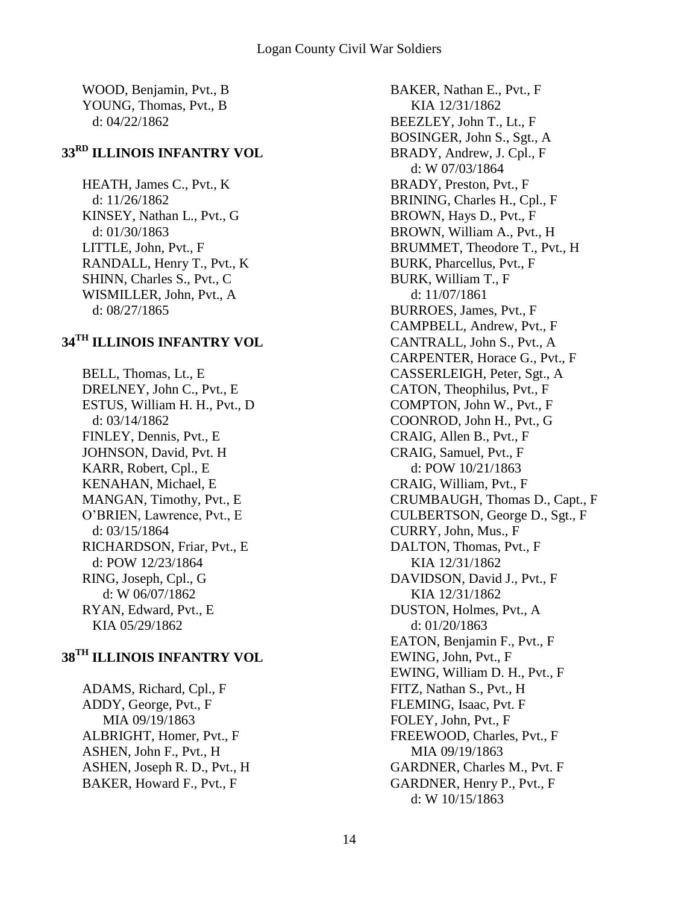WOOD, Benjamin, Pvt., B
YOUNG, Thomas, Pvt., B
d: 04/22/1862

## 33RD ILLINOIS INFANTRY VOL

HEATH, James C., Pvt., K
d: 11/26/1862
KINSEY, Nathan L., Pvt., G
d: 01/30/1863
LITTLE, John, Pvt., F
RANDALL, Henry T., Pvt., K
SHINN, Charles S., Pvt., C
WISMILLER, John, Pvt., A
d: 08/27/1865

## 34TH ILLINOIS INFANTRY VOL

BELL, Thomas, Lt., E
DRELNEY, John C., Pvt., E
ESTUS, William H. H., Pvt., D
d: 03/14/1862
FINLEY, Dennis, Pvt., E
JOHNSON, David, Pvt. H
KARR, Robert, Cpl., E
KENAHAN, Michael, E
MANGAN, Timothy, Pvt., E
O'BRIEN, Lawrence, Pvt., E
d: 03/15/1864
RICHARDSON, Friar, Pvt., E
d: POW 12/23/1864
RING, Joseph, Cpl., G
d: W 06/07/1862
RYAN, Edward, Pvt., E
KIA 05/29/1862

## 38TH ILLINOIS INFANTRY VOL

ADAMS, Richard, Cpl., F
ADDY, George, Pvt., F
MIA 09/19/1863
ALBRIGHT, Homer, Pvt., F
ASHEN, John F., Pvt., H
ASHEN, Joseph R. D., Pvt., H
BAKER, Howard F., Pvt., F
BAKER, Nathan E., Pvt., F
KIA 12/31/1862
BEEZLEY, John T., Lt., F
BOSINGER, John S., Sgt., A
BRADY, Andrew, J. Cpl., F
d: W 07/03/1864
BRADY, Preston, Pvt., F
BRINING, Charles H., Cpl., F
BROWN, Hays D., Pvt., F
BROWN, William A., Pvt., H
BRUMMET, Theodore T., Pvt., H
BURK, Pharcellus, Pvt., F
BURK, William T., F
d: 11/07/1861
BURROES, James, Pvt., F
CAMPBELL, Andrew, Pvt., F
CANTRALL, John S., Pvt., A
CARPENTER, Horace G., Pvt., F
CASSERLEIGH, Peter, Sgt., A
CATON, Theophilus, Pvt., F
COMPTON, John W., Pvt., F
COONROD, John H., Pvt., G
CRAIG, Allen B., Pvt., F
CRAIG, Samuel, Pvt., F
d: POW 10/21/1863
CRAIG, William, Pvt., F
CRUMBAUGH, Thomas D., Capt., F
CULBERTSON, George D., Sgt., F
CURRY, John, Mus., F
DALTON, Thomas, Pvt., F
KIA 12/31/1862
DAVIDSON, David J., Pvt., F
KIA 12/31/1862
DUSTON, Holmes, Pvt., A
d: 01/20/1863
EATON, Benjamin F., Pvt., F
EWING, John, Pvt., F
EWING, William D. H., Pvt., F
FITZ, Nathan S., Pvt., H
FLEMING, Isaac, Pvt. F
FOLEY, John, Pvt., F
FREEWOOD, Charles, Pvt., F
MIA 09/19/1863
GARDNER, Charles M., Pvt. F
GARDNER, Henry P., Pvt., F
d: W 10/15/1863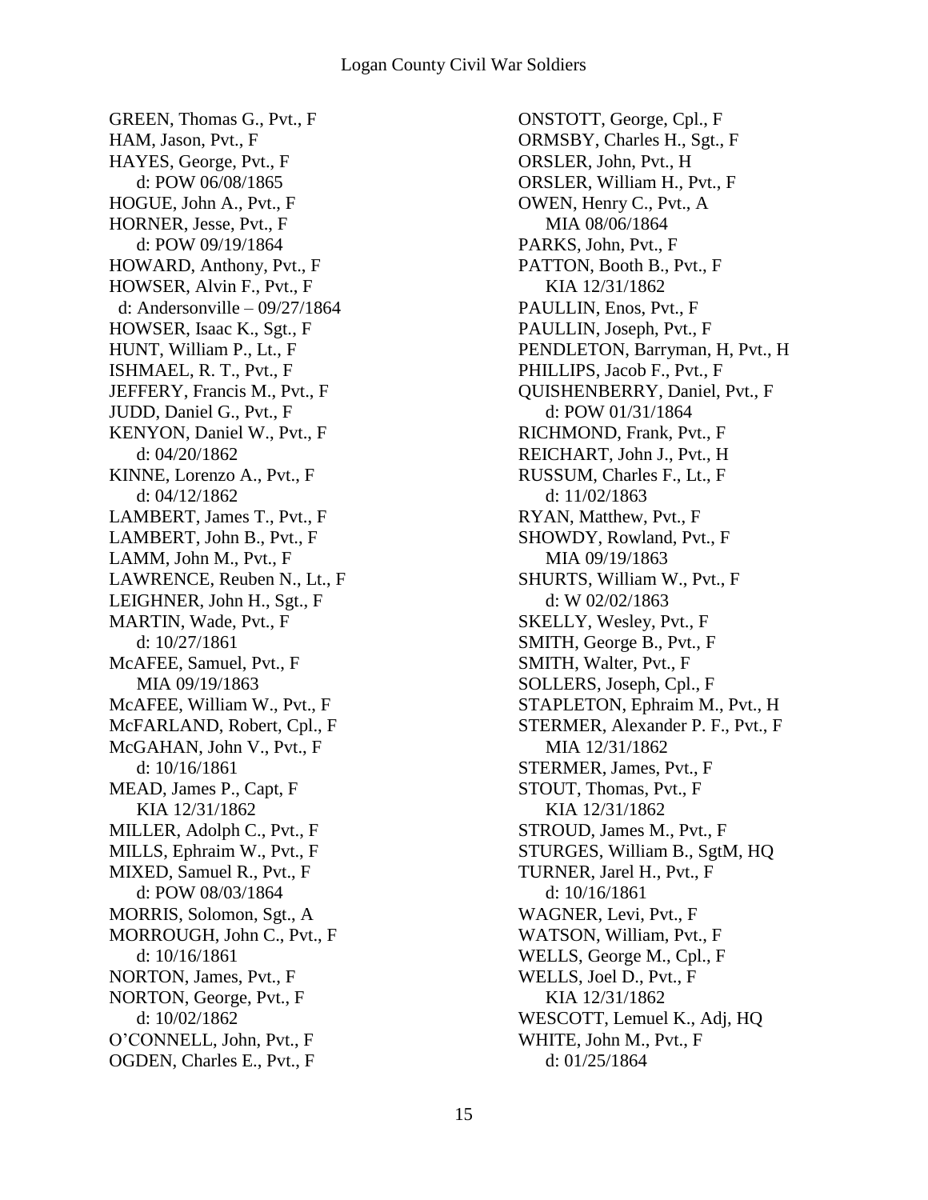GREEN, Thomas G., Pvt., F
HAM, Jason, Pvt., F
HAYES, George, Pvt., F
    d: POW 06/08/1865
HOGUE, John A., Pvt., F
HORNER, Jesse, Pvt., F
    d: POW 09/19/1864
HOWARD, Anthony, Pvt., F
HOWSER, Alvin F., Pvt., F
  d: Andersonville – 09/27/1864
HOWSER, Isaac K., Sgt., F
HUNT, William P., Lt., F
ISHMAEL, R. T., Pvt., F
JEFFERY, Francis M., Pvt., F
JUDD, Daniel G., Pvt., F
KENYON, Daniel W., Pvt., F
    d: 04/20/1862
KINNE, Lorenzo A., Pvt., F
    d: 04/12/1862
LAMBERT, James T., Pvt., F
LAMBERT, John B., Pvt., F
LAMM, John M., Pvt., F
LAWRENCE, Reuben N., Lt., F
LEIGHNER, John H., Sgt., F
MARTIN, Wade, Pvt., F
    d: 10/27/1861
McAFEE, Samuel, Pvt., F
    MIA 09/19/1863
McAFEE, William W., Pvt., F
McFARLAND, Robert, Cpl., F
McGAHAN, John V., Pvt., F
    d: 10/16/1861
MEAD, James P., Capt, F
    KIA 12/31/1862
MILLER, Adolph C., Pvt., F
MILLS, Ephraim W., Pvt., F
MIXED, Samuel R., Pvt., F
    d: POW 08/03/1864
MORRIS, Solomon, Sgt., A
MORROUGH, John C., Pvt., F
    d: 10/16/1861
NORTON, James, Pvt., F
NORTON, George, Pvt., F
    d: 10/02/1862
O'CONNELL, John, Pvt., F
OGDEN, Charles E., Pvt., F
ONSTOTT, George, Cpl., F
ORMSBY, Charles H., Sgt., F
ORSLER, John, Pvt., H
ORSLER, William H., Pvt., F
OWEN, Henry C., Pvt., A
    MIA 08/06/1864
PARKS, John, Pvt., F
PATTON, Booth B., Pvt., F
    KIA 12/31/1862
PAULLIN, Enos, Pvt., F
PAULLIN, Joseph, Pvt., F
PENDLETON, Barryman, H, Pvt., H
PHILLIPS, Jacob F., Pvt., F
QUISHENBERRY, Daniel, Pvt., F
    d: POW 01/31/1864
RICHMOND, Frank, Pvt., F
REICHART, John J., Pvt., H
RUSSUM, Charles F., Lt., F
    d: 11/02/1863
RYAN, Matthew, Pvt., F
SHOWDY, Rowland, Pvt., F
    MIA 09/19/1863
SHURTS, William W., Pvt., F
    d: W 02/02/1863
SKELLY, Wesley, Pvt., F
SMITH, George B., Pvt., F
SMITH, Walter, Pvt., F
SOLLERS, Joseph, Cpl., F
STAPLETON, Ephraim M., Pvt., H
STERMER, Alexander P. F., Pvt., F
    MIA 12/31/1862
STERMER, James, Pvt., F
STOUT, Thomas, Pvt., F
    KIA 12/31/1862
STROUD, James M., Pvt., F
STURGES, William B., SgtM, HQ
TURNER, Jarel H., Pvt., F
    d: 10/16/1861
WAGNER, Levi, Pvt., F
WATSON, William, Pvt., F
WELLS, George M., Cpl., F
WELLS, Joel D., Pvt., F
    KIA 12/31/1862
WESCOTT, Lemuel K., Adj, HQ
WHITE, John M., Pvt., F
    d: 01/25/1864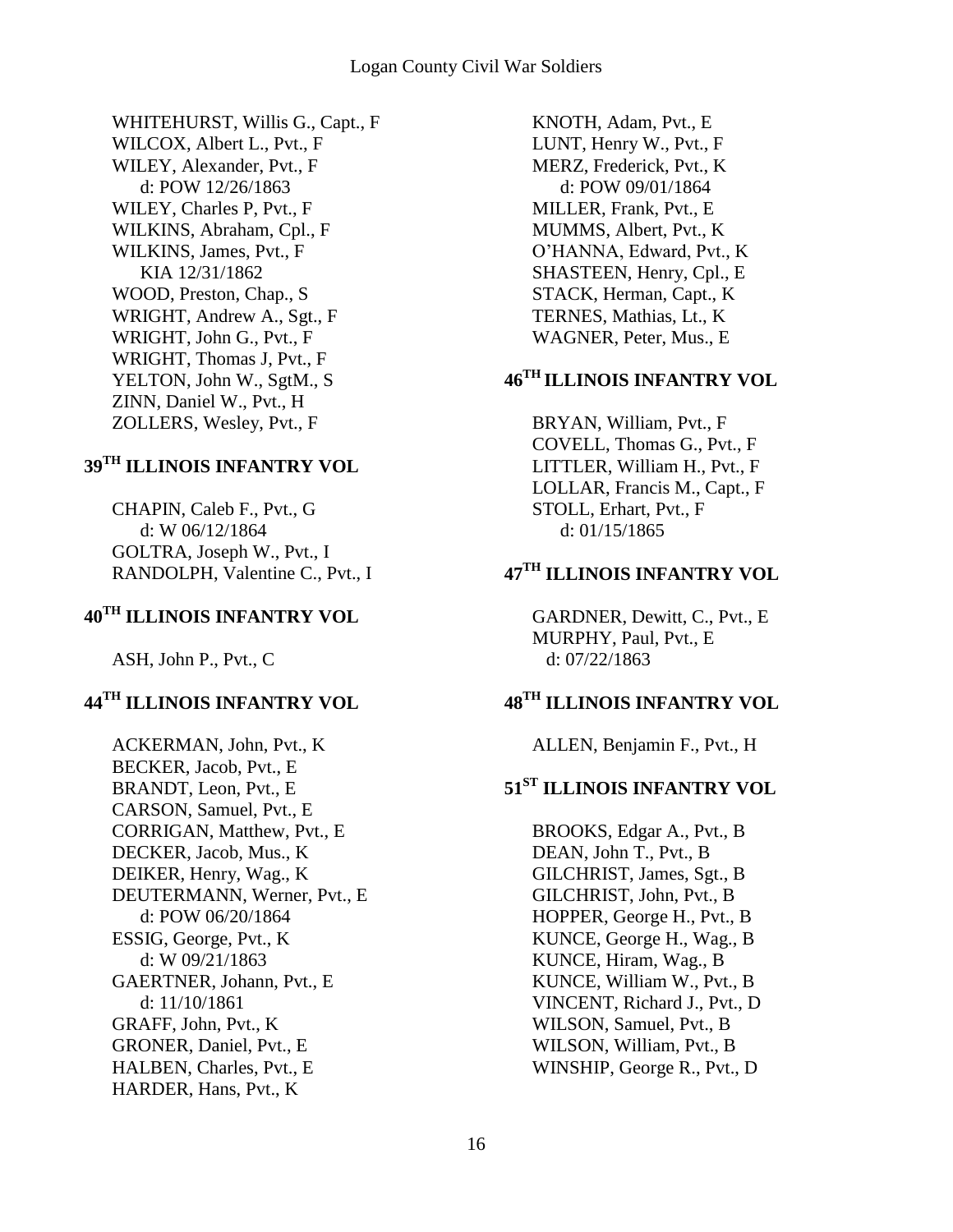WHITEHURST, Willis G., Capt., F
WILCOX, Albert L., Pvt., F
WILEY, Alexander, Pvt., F
  d: POW 12/26/1863
WILEY, Charles P, Pvt., F
WILKINS, Abraham, Cpl., F
WILKINS, James, Pvt., F
  KIA 12/31/1862
WOOD, Preston, Chap., S
WRIGHT, Andrew A., Sgt., F
WRIGHT, John G., Pvt., F
WRIGHT, Thomas J, Pvt., F
YELTON, John W., SgtM., S
ZINN, Daniel W., Pvt., H
ZOLLERS, Wesley, Pvt., F

## 39TH ILLINOIS INFANTRY VOL

CHAPIN, Caleb F., Pvt., G
  d: W 06/12/1864
GOLTRA, Joseph W., Pvt., I
RANDOLPH, Valentine C., Pvt., I

## 40TH ILLINOIS INFANTRY VOL

ASH, John P., Pvt., C

## 44TH ILLINOIS INFANTRY VOL

ACKERMAN, John, Pvt., K
BECKER, Jacob, Pvt., E
BRANDT, Leon, Pvt., E
CARSON, Samuel, Pvt., E
CORRIGAN, Matthew, Pvt., E
DECKER, Jacob, Mus., K
DEIKER, Henry, Wag., K
DEUTERMANN, Werner, Pvt., E
  d: POW 06/20/1864
ESSIG, George, Pvt., K
  d: W 09/21/1863
GAERTNER, Johann, Pvt., E
  d: 11/10/1861
GRAFF, John, Pvt., K
GRONER, Daniel, Pvt., E
HALBEN, Charles, Pvt., E
HARDER, Hans, Pvt., K
KNOTH, Adam, Pvt., E
LUNT, Henry W., Pvt., F
MERZ, Frederick, Pvt., K
  d: POW 09/01/1864
MILLER, Frank, Pvt., E
MUMMS, Albert, Pvt., K
O'HANNA, Edward, Pvt., K
SHASTEEN, Henry, Cpl., E
STACK, Herman, Capt., K
TERNES, Mathias, Lt., K
WAGNER, Peter, Mus., E

## 46TH ILLINOIS INFANTRY VOL

BRYAN, William, Pvt., F
COVELL, Thomas G., Pvt., F
LITTLER, William H., Pvt., F
LOLLAR, Francis M., Capt., F
STOLL, Erhart, Pvt., F
  d: 01/15/1865

## 47TH ILLINOIS INFANTRY VOL

GARDNER, Dewitt, C., Pvt., E
MURPHY, Paul, Pvt., E
  d: 07/22/1863

## 48TH ILLINOIS INFANTRY VOL

ALLEN, Benjamin F., Pvt., H

## 51ST ILLINOIS INFANTRY VOL

BROOKS, Edgar A., Pvt., B
DEAN, John T., Pvt., B
GILCHRIST, James, Sgt., B
GILCHRIST, John, Pvt., B
HOPPER, George H., Pvt., B
KUNCE, George H., Wag., B
KUNCE, Hiram, Wag., B
KUNCE, William W., Pvt., B
VINCENT, Richard J., Pvt., D
WILSON, Samuel, Pvt., B
WILSON, William, Pvt., B
WINSHIP, George R., Pvt., D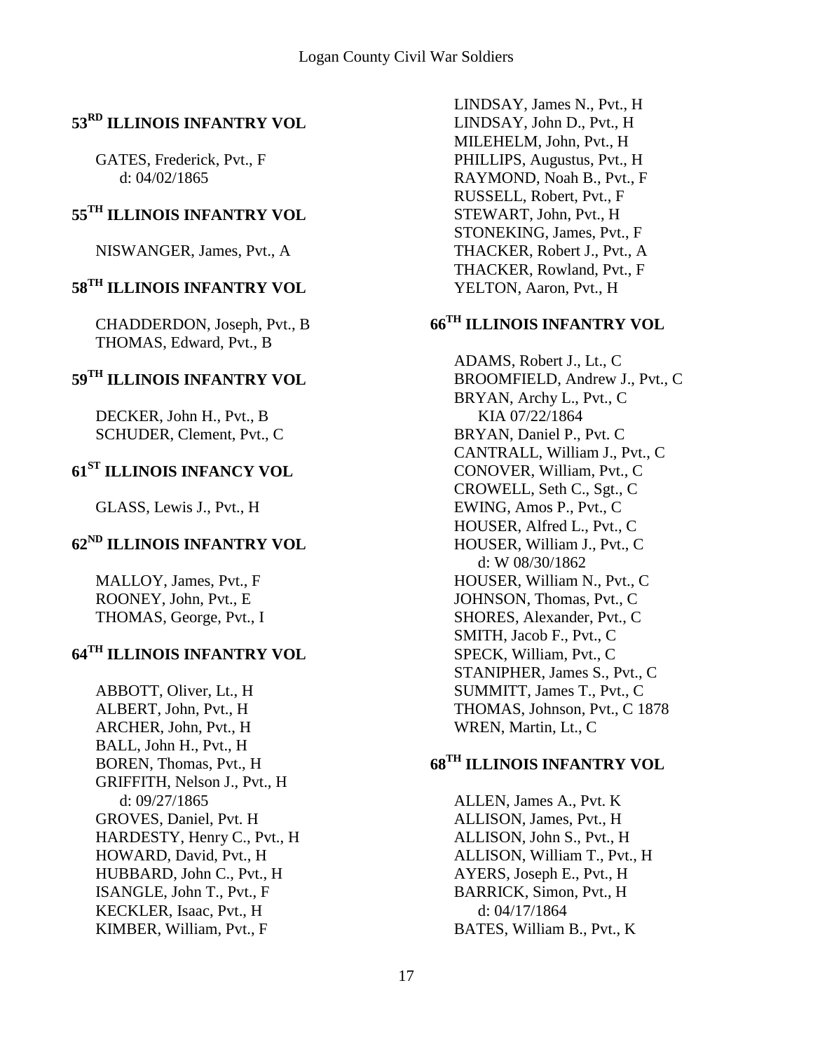## 53RD ILLINOIS INFANTRY VOL

GATES, Frederick, Pvt., F
d: 04/02/1865

## 55TH ILLINOIS INFANTRY VOL

NISWANGER, James, Pvt., A

## 58TH ILLINOIS INFANTRY VOL

CHADDERDON, Joseph, Pvt., B
THOMAS, Edward, Pvt., B

## 59TH ILLINOIS INFANTRY VOL

DECKER, John H., Pvt., B
SCHUDER, Clement, Pvt., C

## 61ST ILLINOIS INFANCY VOL

GLASS, Lewis J., Pvt., H

## 62ND ILLINOIS INFANTRY VOL

MALLOY, James, Pvt., F
ROONEY, John, Pvt., E
THOMAS, George, Pvt., I

## 64TH ILLINOIS INFANTRY VOL

ABBOTT, Oliver, Lt., H
ALBERT, John, Pvt., H
ARCHER, John, Pvt., H
BALL, John H., Pvt., H
BOREN, Thomas, Pvt., H
GRIFFITH, Nelson J., Pvt., H
d: 09/27/1865
GROVES, Daniel, Pvt. H
HARDESTY, Henry C., Pvt., H
HOWARD, David, Pvt., H
HUBBARD, John C., Pvt., H
ISANGLE, John T., Pvt., F
KECKLER, Isaac, Pvt., H
KIMBER, William, Pvt., F
LINDSAY, James N., Pvt., H
LINDSAY, John D., Pvt., H
MILEHELM, John, Pvt., H
PHILLIPS, Augustus, Pvt., H
RAYMOND, Noah B., Pvt., F
RUSSELL, Robert, Pvt., F
STEWART, John, Pvt., H
STONEKING, James, Pvt., F
THACKER, Robert J., Pvt., A
THACKER, Rowland, Pvt., F
YELTON, Aaron, Pvt., H

## 66TH ILLINOIS INFANTRY VOL

ADAMS, Robert J., Lt., C
BROOMFIELD, Andrew J., Pvt., C
BRYAN, Archy L., Pvt., C
KIA 07/22/1864
BRYAN, Daniel P., Pvt. C
CANTRALL, William J., Pvt., C
CONOVER, William, Pvt., C
CROWELL, Seth C., Sgt., C
EWING, Amos P., Pvt., C
HOUSER, Alfred L., Pvt., C
HOUSER, William J., Pvt., C
d: W 08/30/1862
HOUSER, William N., Pvt., C
JOHNSON, Thomas, Pvt., C
SHORES, Alexander, Pvt., C
SMITH, Jacob F., Pvt., C
SPECK, William, Pvt., C
STANIPHER, James S., Pvt., C
SUMMITT, James T., Pvt., C
THOMAS, Johnson, Pvt., C 1878
WREN, Martin, Lt., C

## 68TH ILLINOIS INFANTRY VOL

ALLEN, James A., Pvt. K
ALLISON, James, Pvt., H
ALLISON, John S., Pvt., H
ALLISON, William T., Pvt., H
AYERS, Joseph E., Pvt., H
BARRICK, Simon, Pvt., H
d: 04/17/1864
BATES, William B., Pvt., K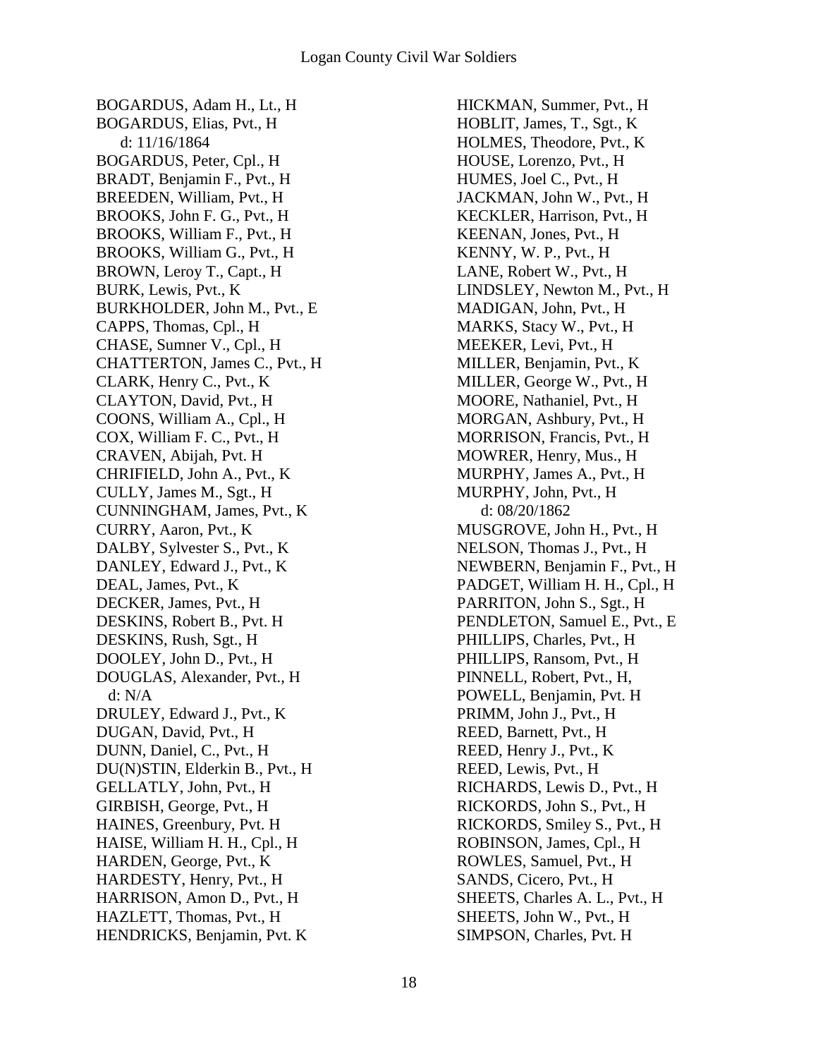BOGARDUS, Adam H., Lt., H
BOGARDUS, Elias, Pvt., H
d: 11/16/1864
BOGARDUS, Peter, Cpl., H
BRADT, Benjamin F., Pvt., H
BREEDEN, William, Pvt., H
BROOKS, John F. G., Pvt., H
BROOKS, William F., Pvt., H
BROOKS, William G., Pvt., H
BROWN, Leroy T., Capt., H
BURK, Lewis, Pvt., K
BURKHOLDER, John M., Pvt., E
CAPPS, Thomas, Cpl., H
CHASE, Sumner V., Cpl., H
CHATTERTON, James C., Pvt., H
CLARK, Henry C., Pvt., K
CLAYTON, David, Pvt., H
COONS, William A., Cpl., H
COX, William F. C., Pvt., H
CRAVEN, Abijah, Pvt. H
CHRIFIELD, John A., Pvt., K
CULLY, James M., Sgt., H
CUNNINGHAM, James, Pvt., K
CURRY, Aaron, Pvt., K
DALBY, Sylvester S., Pvt., K
DANLEY, Edward J., Pvt., K
DEAL, James, Pvt., K
DECKER, James, Pvt., H
DESKINS, Robert B., Pvt. H
DESKINS, Rush, Sgt., H
DOOLEY, John D., Pvt., H
DOUGLAS, Alexander, Pvt., H
d: N/A
DRULEY, Edward J., Pvt., K
DUGAN, David, Pvt., H
DUNN, Daniel, C., Pvt., H
DU(N)STIN, Elderkin B., Pvt., H
GELLATLY, John, Pvt., H
GIRBISH, George, Pvt., H
HAINES, Greenbury, Pvt. H
HAISE, William H. H., Cpl., H
HARDEN, George, Pvt., K
HARDESTY, Henry, Pvt., H
HARRISON, Amon D., Pvt., H
HAZLETT, Thomas, Pvt., H
HENDRICKS, Benjamin, Pvt. K
HICKMAN, Summer, Pvt., H
HOBLIT, James, T., Sgt., K
HOLMES, Theodore, Pvt., K
HOUSE, Lorenzo, Pvt., H
HUMES, Joel C., Pvt., H
JACKMAN, John W., Pvt., H
KECKLER, Harrison, Pvt., H
KEENAN, Jones, Pvt., H
KENNY, W. P., Pvt., H
LANE, Robert W., Pvt., H
LINDSLEY, Newton M., Pvt., H
MADIGAN, John, Pvt., H
MARKS, Stacy W., Pvt., H
MEEKER, Levi, Pvt., H
MILLER, Benjamin, Pvt., K
MILLER, George W., Pvt., H
MOORE, Nathaniel, Pvt., H
MORGAN, Ashbury, Pvt., H
MORRISON, Francis, Pvt., H
MOWRER, Henry, Mus., H
MURPHY, James A., Pvt., H
MURPHY, John, Pvt., H
d: 08/20/1862
MUSGROVE, John H., Pvt., H
NELSON, Thomas J., Pvt., H
NEWBERN, Benjamin F., Pvt., H
PADGET, William H. H., Cpl., H
PARRITON, John S., Sgt., H
PENDLETON, Samuel E., Pvt., E
PHILLIPS, Charles, Pvt., H
PHILLIPS, Ransom, Pvt., H
PINNELL, Robert, Pvt., H,
POWELL, Benjamin, Pvt. H
PRIMM, John J., Pvt., H
REED, Barnett, Pvt., H
REED, Henry J., Pvt., K
REED, Lewis, Pvt., H
RICHARDS, Lewis D., Pvt., H
RICKORDS, John S., Pvt., H
RICKORDS, Smiley S., Pvt., H
ROBINSON, James, Cpl., H
ROWLES, Samuel, Pvt., H
SANDS, Cicero, Pvt., H
SHEETS, Charles A. L., Pvt., H
SHEETS, John W., Pvt., H
SIMPSON, Charles, Pvt. H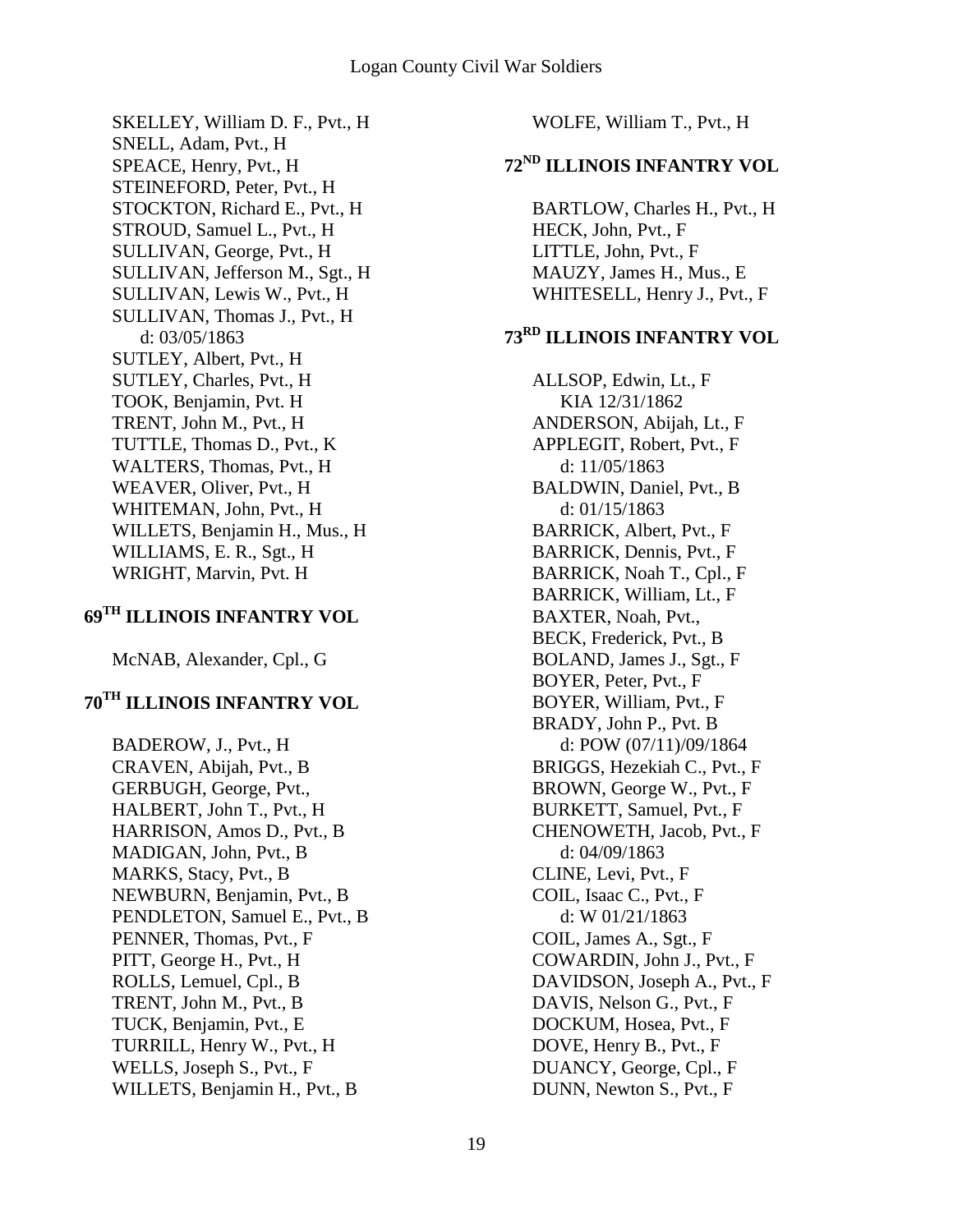SKELLEY, William D. F., Pvt., H
SNELL, Adam, Pvt., H
SPEACE, Henry, Pvt., H
STEINEFORD, Peter, Pvt., H
STOCKTON, Richard E., Pvt., H
STROUD, Samuel L., Pvt., H
SULLIVAN, George, Pvt., H
SULLIVAN, Jefferson M., Sgt., H
SULLIVAN, Lewis W., Pvt., H
SULLIVAN, Thomas J., Pvt., H
  d: 03/05/1863
SUTLEY, Albert, Pvt., H
SUTLEY, Charles, Pvt., H
TOOK, Benjamin, Pvt. H
TRENT, John M., Pvt., H
TUTTLE, Thomas D., Pvt., K
WALTERS, Thomas, Pvt., H
WEAVER, Oliver, Pvt., H
WHITEMAN, John, Pvt., H
WILLETS, Benjamin H., Mus., H
WILLIAMS, E. R., Sgt., H
WRIGHT, Marvin, Pvt. H

## 69TH ILLINOIS INFANTRY VOL

McNAB, Alexander, Cpl., G

## 70TH ILLINOIS INFANTRY VOL

BADEROW, J., Pvt., H
CRAVEN, Abijah, Pvt., B
GERBUGH, George, Pvt.,
HALBERT, John T., Pvt., H
HARRISON, Amos D., Pvt., B
MADIGAN, John, Pvt., B
MARKS, Stacy, Pvt., B
NEWBURN, Benjamin, Pvt., B
PENDLETON, Samuel E., Pvt., B
PENNER, Thomas, Pvt., F
PITT, George H., Pvt., H
ROLLS, Lemuel, Cpl., B
TRENT, John M., Pvt., B
TUCK, Benjamin, Pvt., E
TURRILL, Henry W., Pvt., H
WELLS, Joseph S., Pvt., F
WILLETS, Benjamin H., Pvt., B

WOLFE, William T., Pvt., H

## 72ND ILLINOIS INFANTRY VOL

BARTLOW, Charles H., Pvt., H
HECK, John, Pvt., F
LITTLE, John, Pvt., F
MAUZY, James H., Mus., E
WHITESELL, Henry J., Pvt., F

## 73RD ILLINOIS INFANTRY VOL

ALLSOP, Edwin, Lt., F
  KIA 12/31/1862
ANDERSON, Abijah, Lt., F
APPLEGIT, Robert, Pvt., F
  d: 11/05/1863
BALDWIN, Daniel, Pvt., B
  d: 01/15/1863
BARRICK, Albert, Pvt., F
BARRICK, Dennis, Pvt., F
BARRICK, Noah T., Cpl., F
BARRICK, William, Lt., F
BAXTER, Noah, Pvt.,
BECK, Frederick, Pvt., B
BOLAND, James J., Sgt., F
BOYER, Peter, Pvt., F
BOYER, William, Pvt., F
BRADY, John P., Pvt. B
  d: POW (07/11)/09/1864
BRIGGS, Hezekiah C., Pvt., F
BROWN, George W., Pvt., F
BURKETT, Samuel, Pvt., F
CHENOWETH, Jacob, Pvt., F
  d: 04/09/1863
CLINE, Levi, Pvt., F
COIL, Isaac C., Pvt., F
  d: W 01/21/1863
COIL, James A., Sgt., F
COWARDIN, John J., Pvt., F
DAVIDSON, Joseph A., Pvt., F
DAVIS, Nelson G., Pvt., F
DOCKUM, Hosea, Pvt., F
DOVE, Henry B., Pvt., F
DUANCY, George, Cpl., F
DUNN, Newton S., Pvt., F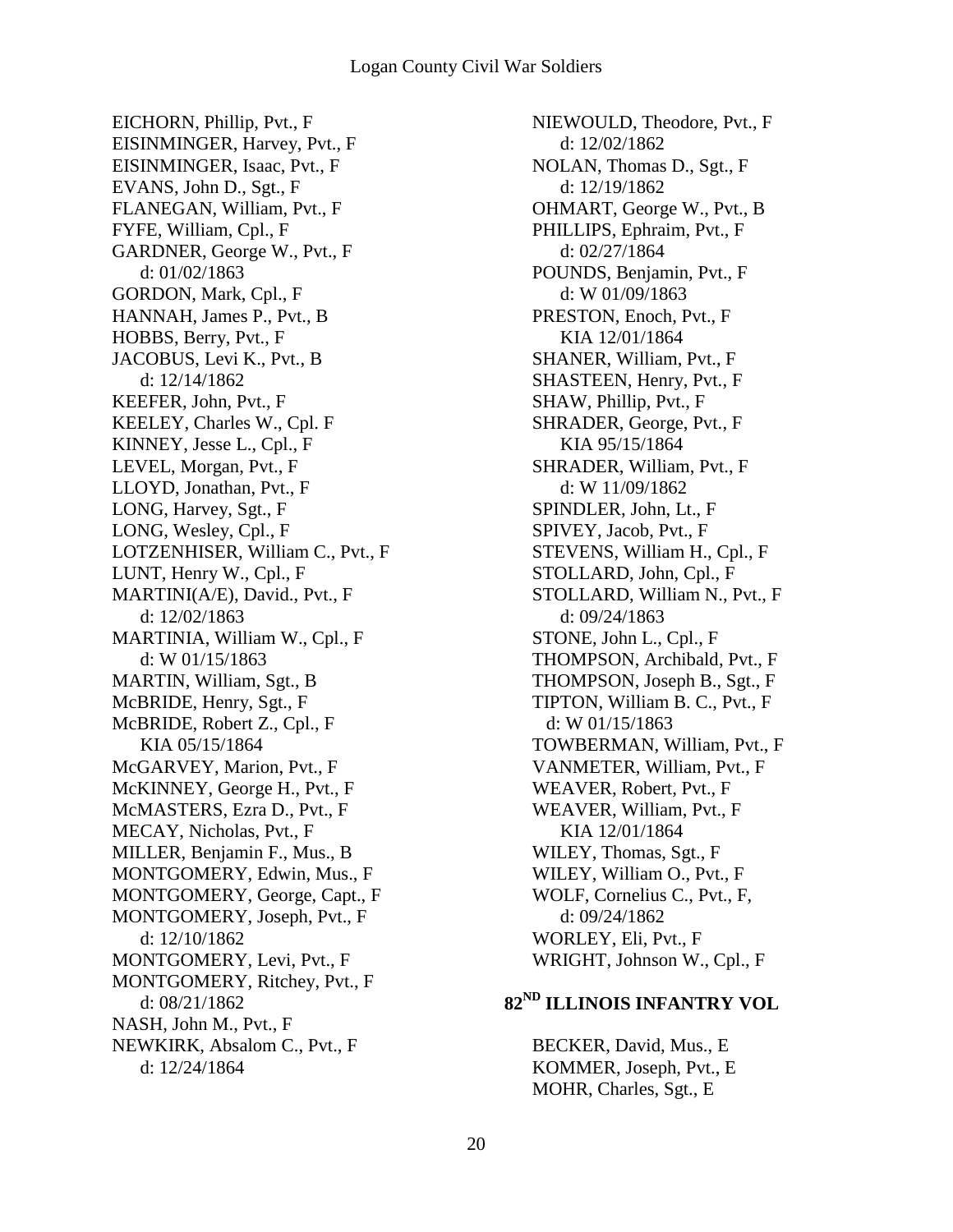EICHORN, Phillip, Pvt., F
EISINMINGER, Harvey, Pvt., F
EISINMINGER, Isaac, Pvt., F
EVANS, John D., Sgt., F
FLANEGAN, William, Pvt., F
FYFE, William, Cpl., F
GARDNER, George W., Pvt., F
    d: 01/02/1863
GORDON, Mark, Cpl., F
HANNAH, James P., Pvt., B
HOBBS, Berry, Pvt., F
JACOBUS, Levi K., Pvt., B
    d: 12/14/1862
KEEFER, John, Pvt., F
KEELEY, Charles W., Cpl. F
KINNEY, Jesse L., Cpl., F
LEVEL, Morgan, Pvt., F
LLOYD, Jonathan, Pvt., F
LONG, Harvey, Sgt., F
LONG, Wesley, Cpl., F
LOTZENHISER, William C., Pvt., F
LUNT, Henry W., Cpl., F
MARTINI(A/E), David., Pvt., F
    d: 12/02/1863
MARTINIA, William W., Cpl., F
    d: W 01/15/1863
MARTIN, William, Sgt., B
McBRIDE, Henry, Sgt., F
McBRIDE, Robert Z., Cpl., F
    KIA 05/15/1864
McGARVEY, Marion, Pvt., F
McKINNEY, George H., Pvt., F
McMASTERS, Ezra D., Pvt., F
MECAY, Nicholas, Pvt., F
MILLER, Benjamin F., Mus., B
MONTGOMERY, Edwin, Mus., F
MONTGOMERY, George, Capt., F
MONTGOMERY, Joseph, Pvt., F
    d: 12/10/1862
MONTGOMERY, Levi, Pvt., F
MONTGOMERY, Ritchey, Pvt., F
    d: 08/21/1862
NASH, John M., Pvt., F
NEWKIRK, Absalom C., Pvt., F
    d: 12/24/1864
NIEWOULD, Theodore, Pvt., F
    d: 12/02/1862
NOLAN, Thomas D., Sgt., F
    d: 12/19/1862
OHMART, George W., Pvt., B
PHILLIPS, Ephraim, Pvt., F
    d: 02/27/1864
POUNDS, Benjamin, Pvt., F
    d: W 01/09/1863
PRESTON, Enoch, Pvt., F
    KIA 12/01/1864
SHANER, William, Pvt., F
SHASTEEN, Henry, Pvt., F
SHAW, Phillip, Pvt., F
SHRADER, George, Pvt., F
    KIA 95/15/1864
SHRADER, William, Pvt., F
    d: W 11/09/1862
SPINDLER, John, Lt., F
SPIVEY, Jacob, Pvt., F
STEVENS, William H., Cpl., F
STOLLARD, John, Cpl., F
STOLLARD, William N., Pvt., F
    d: 09/24/1863
STONE, John L., Cpl., F
THOMPSON, Archibald, Pvt., F
THOMPSON, Joseph B., Sgt., F
TIPTON, William B. C., Pvt., F
    d: W 01/15/1863
TOWBERMAN, William, Pvt., F
VANMETER, William, Pvt., F
WEAVER, Robert, Pvt., F
WEAVER, William, Pvt., F
    KIA 12/01/1864
WILEY, Thomas, Sgt., F
WILEY, William O., Pvt., F
WOLF, Cornelius C., Pvt., F,
    d: 09/24/1862
WORLEY, Eli, Pvt., F
WRIGHT, Johnson W., Cpl., F

## 82ND ILLINOIS INFANTRY VOL

BECKER, David, Mus., E
KOMMER, Joseph, Pvt., E
MOHR, Charles, Sgt., E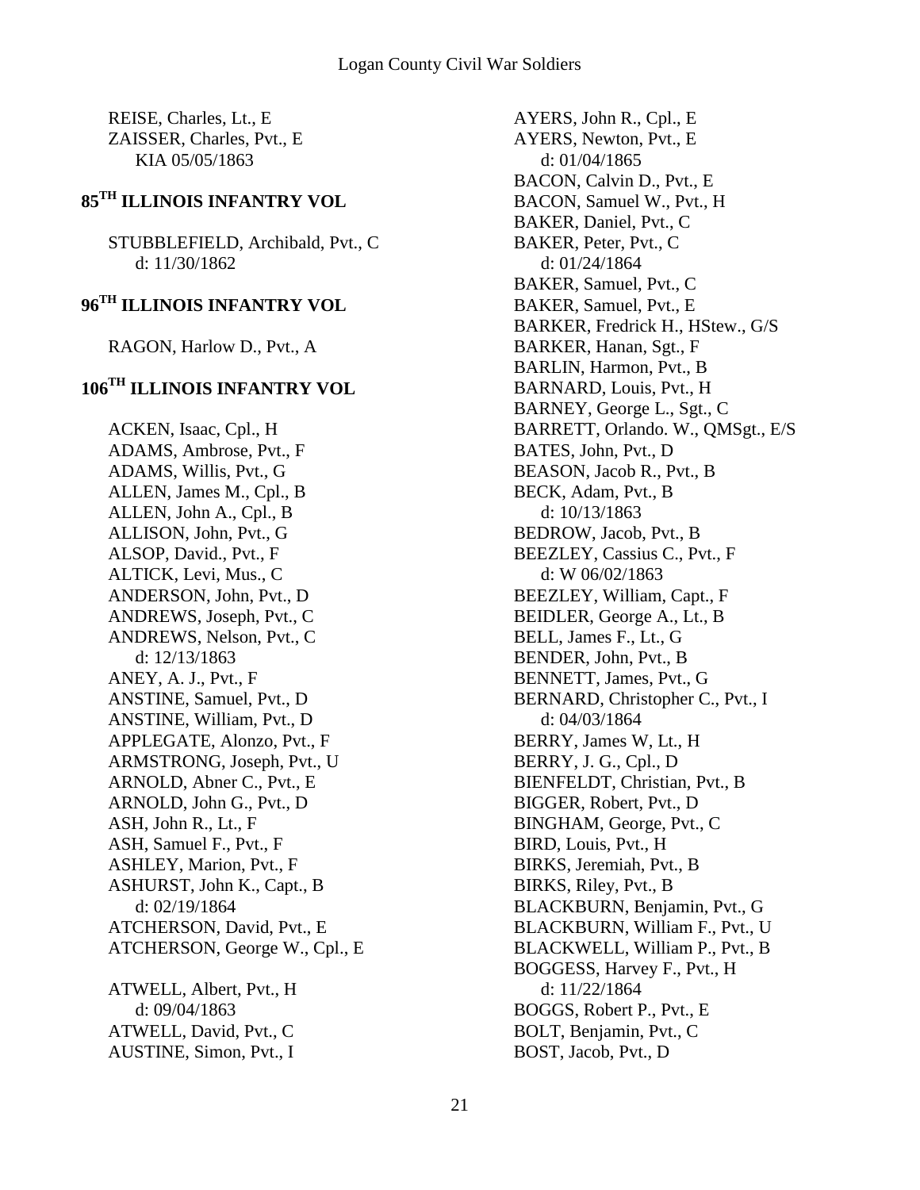REISE, Charles, Lt., E
ZAISSER, Charles, Pvt., E
KIA 05/05/1863

## 85TH ILLINOIS INFANTRY VOL

STUBBLEFIELD, Archibald, Pvt., C
d: 11/30/1862

## 96TH ILLINOIS INFANTRY VOL

RAGON, Harlow D., Pvt., A

## 106TH ILLINOIS INFANTRY VOL

ACKEN, Isaac, Cpl., H
ADAMS, Ambrose, Pvt., F
ADAMS, Willis, Pvt., G
ALLEN, James M., Cpl., B
ALLEN, John A., Cpl., B
ALLISON, John, Pvt., G
ALSOP, David., Pvt., F
ALTICK, Levi, Mus., C
ANDERSON, John, Pvt., D
ANDREWS, Joseph, Pvt., C
ANDREWS, Nelson, Pvt., C
d: 12/13/1863
ANEY, A. J., Pvt., F
ANSTINE, Samuel, Pvt., D
ANSTINE, William, Pvt., D
APPLEGATE, Alonzo, Pvt., F
ARMSTRONG, Joseph, Pvt., U
ARNOLD, Abner C., Pvt., E
ARNOLD, John G., Pvt., D
ASH, John R., Lt., F
ASH, Samuel F., Pvt., F
ASHLEY, Marion, Pvt., F
ASHURST, John K., Capt., B
d: 02/19/1864
ATCHERSON, David, Pvt., E
ATCHERSON, George W., Cpl., E

ATWELL, Albert, Pvt., H
d: 09/04/1863
ATWELL, David, Pvt., C
AUSTINE, Simon, Pvt., I
AYERS, John R., Cpl., E
AYERS, Newton, Pvt., E
d: 01/04/1865
BACON, Calvin D., Pvt., E
BACON, Samuel W., Pvt., H
BAKER, Daniel, Pvt., C
BAKER, Peter, Pvt., C
d: 01/24/1864
BAKER, Samuel, Pvt., C
BAKER, Samuel, Pvt., E
BARKER, Fredrick H., HStew., G/S
BARKER, Hanan, Sgt., F
BARLIN, Harmon, Pvt., B
BARNARD, Louis, Pvt., H
BARNEY, George L., Sgt., C
BARRETT, Orlando. W., QMSgt., E/S
BATES, John, Pvt., D
BEASON, Jacob R., Pvt., B
BECK, Adam, Pvt., B
d: 10/13/1863
BEDROW, Jacob, Pvt., B
BEEZLEY, Cassius C., Pvt., F
d: W 06/02/1863
BEEZLEY, William, Capt., F
BEIDLER, George A., Lt., B
BELL, James F., Lt., G
BENDER, John, Pvt., B
BENNETT, James, Pvt., G
BERNARD, Christopher C., Pvt., I
d: 04/03/1864
BERRY, James W, Lt., H
BERRY, J. G., Cpl., D
BIENFELDT, Christian, Pvt., B
BIGGER, Robert, Pvt., D
BINGHAM, George, Pvt., C
BIRD, Louis, Pvt., H
BIRKS, Jeremiah, Pvt., B
BIRKS, Riley, Pvt., B
BLACKBURN, Benjamin, Pvt., G
BLACKBURN, William F., Pvt., U
BLACKWELL, William P., Pvt., B
BOGGESS, Harvey F., Pvt., H
d: 11/22/1864
BOGGS, Robert P., Pvt., E
BOLT, Benjamin, Pvt., C
BOST, Jacob, Pvt., D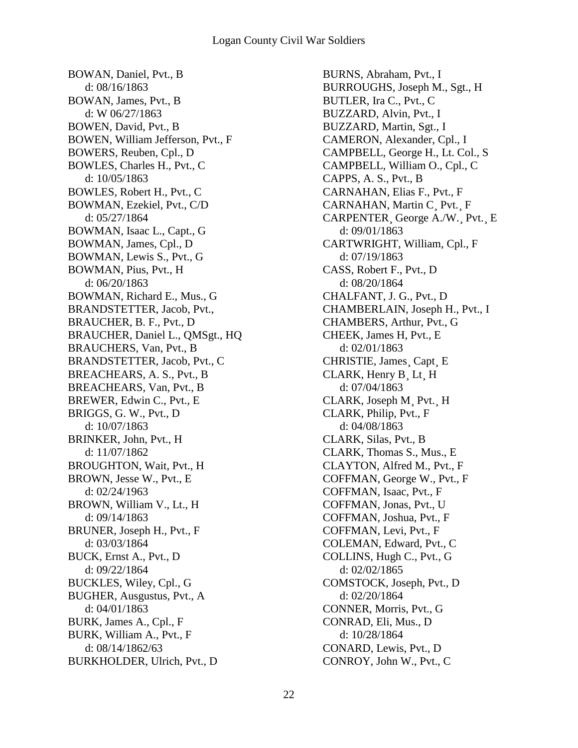BOWAN, Daniel, Pvt., B
 d: 08/16/1863
BOWAN, James, Pvt., B
 d: W 06/27/1863
BOWEN, David, Pvt., B
BOWEN, William Jefferson, Pvt., F
BOWERS, Reuben, Cpl., D
BOWLES, Charles H., Pvt., C
 d: 10/05/1863
BOWLES, Robert H., Pvt., C
BOWMAN, Ezekiel, Pvt., C/D
 d: 05/27/1864
BOWMAN, Isaac L., Capt., G
BOWMAN, James, Cpl., D
BOWMAN, Lewis S., Pvt., G
BOWMAN, Pius, Pvt., H
 d: 06/20/1863
BOWMAN, Richard E., Mus., G
BRANDSTETTER, Jacob, Pvt.,
BRAUCHER, B. F., Pvt., D
BRAUCHER, Daniel L., QMSgt., HQ
BRAUCHERS, Van, Pvt., B
BRANDSTETTER, Jacob, Pvt., C
BREACHEARS, A. S., Pvt., B
BREACHEARS, Van, Pvt., B
BREWER, Edwin C., Pvt., E
BRIGGS, G. W., Pvt., D
 d: 10/07/1863
BRINKER, John, Pvt., H
 d: 11/07/1862
BROUGHTON, Wait, Pvt., H
BROWN, Jesse W., Pvt., E
 d: 02/24/1963
BROWN, William V., Lt., H
 d: 09/14/1863
BRUNER, Joseph H., Pvt., F
 d: 03/03/1864
BUCK, Ernst A., Pvt., D
 d: 09/22/1864
BUCKLES, Wiley, Cpl., G
BUGHER, Ausgustus, Pvt., A
 d: 04/01/1863
BURK, James A., Cpl., F
BURK, William A., Pvt., F
 d: 08/14/1862/63
BURKHOLDER, Ulrich, Pvt., D
BURNS, Abraham, Pvt., I
BURROUGHS, Joseph M., Sgt., H
BUTLER, Ira C., Pvt., C
BUZZARD, Alvin, Pvt., I
BUZZARD, Martin, Sgt., I
CAMERON, Alexander, Cpl., I
CAMPBELL, George H., Lt. Col., S
CAMPBELL, William O., Cpl., C
CAPPS, A. S., Pvt., B
CARNAHAN, Elias F., Pvt., F
CARNAHAN, Martin C¸ Pvt.¸ F
CARPENTER¸ George A./W.¸ Pvt.¸ E
 d: 09/01/1863
CARTWRIGHT, William, Cpl., F
 d: 07/19/1863
CASS, Robert F., Pvt., D
 d: 08/20/1864
CHALFANT, J. G., Pvt., D
CHAMBERLAIN, Joseph H., Pvt., I
CHAMBERS, Arthur, Pvt., G
CHEEK, James H, Pvt., E
 d: 02/01/1863
CHRISTIE, James¸ Capt¸ E
CLARK, Henry B¸ Lt¸ H
 d: 07/04/1863
CLARK, Joseph M¸ Pvt.¸ H
CLARK, Philip, Pvt., F
 d: 04/08/1863
CLARK, Silas, Pvt., B
CLARK, Thomas S., Mus., E
CLAYTON, Alfred M., Pvt., F
COFFMAN, George W., Pvt., F
COFFMAN, Isaac, Pvt., F
COFFMAN, Jonas, Pvt., U
COFFMAN, Joshua, Pvt., F
COFFMAN, Levi, Pvt., F
COLEMAN, Edward, Pvt., C
COLLINS, Hugh C., Pvt., G
 d: 02/02/1865
COMSTOCK, Joseph, Pvt., D
 d: 02/20/1864
CONNER, Morris, Pvt., G
CONRAD, Eli, Mus., D
 d: 10/28/1864
CONARD, Lewis, Pvt., D
CONROY, John W., Pvt., C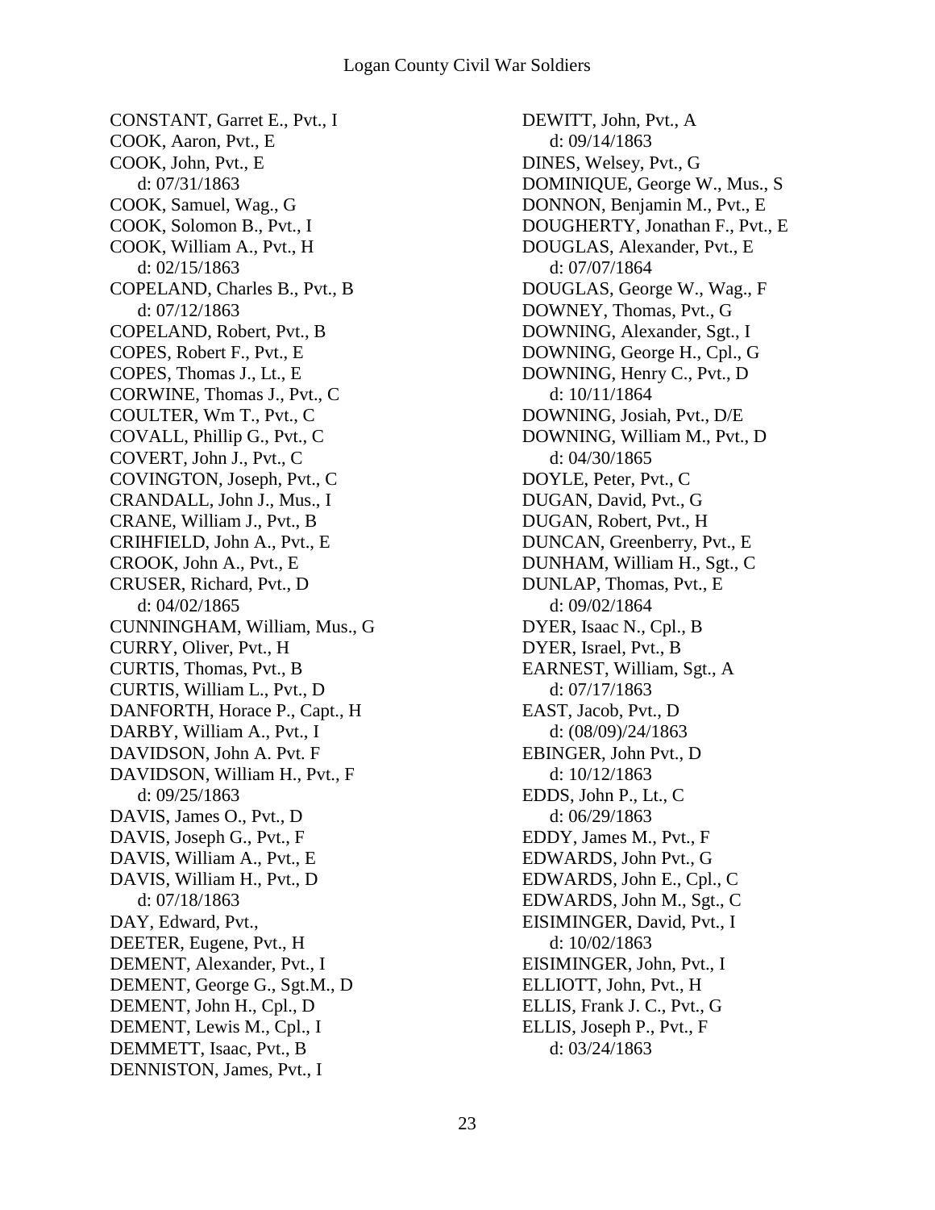CONSTANT, Garret E., Pvt., I
COOK, Aaron, Pvt., E
COOK, John, Pvt., E
    d: 07/31/1863
COOK, Samuel, Wag., G
COOK, Solomon B., Pvt., I
COOK, William A., Pvt., H
    d: 02/15/1863
COPELAND, Charles B., Pvt., B
    d: 07/12/1863
COPELAND, Robert, Pvt., B
COPES, Robert F., Pvt., E
COPES, Thomas J., Lt., E
CORWINE, Thomas J., Pvt., C
COULTER, Wm T., Pvt., C
COVALL, Phillip G., Pvt., C
COVERT, John J., Pvt., C
COVINGTON, Joseph, Pvt., C
CRANDALL, John J., Mus., I
CRANE, William J., Pvt., B
CRIHFIELD, John A., Pvt., E
CROOK, John A., Pvt., E
CRUSER, Richard, Pvt., D
    d: 04/02/1865
CUNNINGHAM, William, Mus., G
CURRY, Oliver, Pvt., H
CURTIS, Thomas, Pvt., B
CURTIS, William L., Pvt., D
DANFORTH, Horace P., Capt., H
DARBY, William A., Pvt., I
DAVIDSON, John A. Pvt. F
DAVIDSON, William H., Pvt., F
    d: 09/25/1863
DAVIS, James O., Pvt., D
DAVIS, Joseph G., Pvt., F
DAVIS, William A., Pvt., E
DAVIS, William H., Pvt., D
    d: 07/18/1863
DAY, Edward, Pvt.,
DEETER, Eugene, Pvt., H
DEMENT, Alexander, Pvt., I
DEMENT, George G., Sgt.M., D
DEMENT, John H., Cpl., D
DEMENT, Lewis M., Cpl., I
DEMMETT, Isaac, Pvt., B
DENNISTON, James, Pvt., I
DEWITT, John, Pvt., A
    d: 09/14/1863
DINES, Welsey, Pvt., G
DOMINIQUE, George W., Mus., S
DONNON, Benjamin M., Pvt., E
DOUGHERTY, Jonathan F., Pvt., E
DOUGLAS, Alexander, Pvt., E
    d: 07/07/1864
DOUGLAS, George W., Wag., F
DOWNEY, Thomas, Pvt., G
DOWNING, Alexander, Sgt., I
DOWNING, George H., Cpl., G
DOWNING, Henry C., Pvt., D
    d: 10/11/1864
DOWNING, Josiah, Pvt., D/E
DOWNING, William M., Pvt., D
    d: 04/30/1865
DOYLE, Peter, Pvt., C
DUGAN, David, Pvt., G
DUGAN, Robert, Pvt., H
DUNCAN, Greenberry, Pvt., E
DUNHAM, William H., Sgt., C
DUNLAP, Thomas, Pvt., E
    d: 09/02/1864
DYER, Isaac N., Cpl., B
DYER, Israel, Pvt., B
EARNEST, William, Sgt., A
    d: 07/17/1863
EAST, Jacob, Pvt., D
    d: (08/09)/24/1863
EBINGER, John Pvt., D
    d: 10/12/1863
EDDS, John P., Lt., C
    d: 06/29/1863
EDDY, James M., Pvt., F
EDWARDS, John Pvt., G
EDWARDS, John E., Cpl., C
EDWARDS, John M., Sgt., C
EISIMINGER, David, Pvt., I
    d: 10/02/1863
EISIMINGER, John, Pvt., I
ELLIOTT, John, Pvt., H
ELLIS, Frank J. C., Pvt., G
ELLIS, Joseph P., Pvt., F
    d: 03/24/1863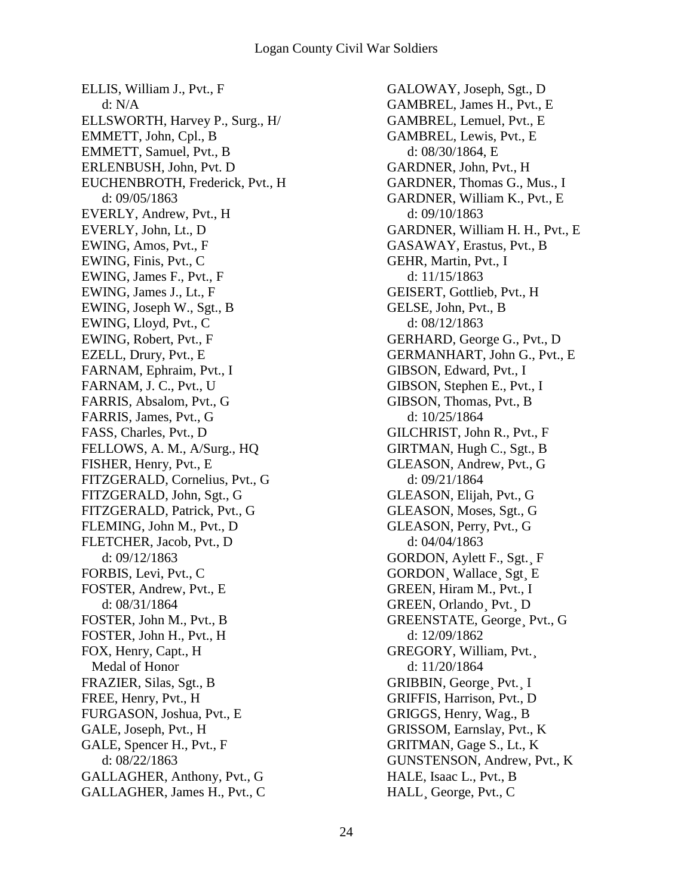ELLIS, William J., Pvt., F
  d: N/A
ELLSWORTH, Harvey P., Surg., H/
EMMETT, John, Cpl., B
EMMETT, Samuel, Pvt., B
ERLENBUSH, John, Pvt. D
EUCHENBROTH, Frederick, Pvt., H
  d: 09/05/1863
EVERLY, Andrew, Pvt., H
EVERLY, John, Lt., D
EWING, Amos, Pvt., F
EWING, Finis, Pvt., C
EWING, James F., Pvt., F
EWING, James J., Lt., F
EWING, Joseph W., Sgt., B
EWING, Lloyd, Pvt., C
EWING, Robert, Pvt., F
EZELL, Drury, Pvt., E
FARNAM, Ephraim, Pvt., I
FARNAM, J. C., Pvt., U
FARRIS, Absalom, Pvt., G
FARRIS, James, Pvt., G
FASS, Charles, Pvt., D
FELLOWS, A. M., A/Surg., HQ
FISHER, Henry, Pvt., E
FITZGERALD, Cornelius, Pvt., G
FITZGERALD, John, Sgt., G
FITZGERALD, Patrick, Pvt., G
FLEMING, John M., Pvt., D
FLETCHER, Jacob, Pvt., D
  d: 09/12/1863
FORBIS, Levi, Pvt., C
FOSTER, Andrew, Pvt., E
  d: 08/31/1864
FOSTER, John M., Pvt., B
FOSTER, John H., Pvt., H
FOX, Henry, Capt., H
  Medal of Honor
FRAZIER, Silas, Sgt., B
FREE, Henry, Pvt., H
FURGASON, Joshua, Pvt., E
GALE, Joseph, Pvt., H
GALE, Spencer H., Pvt., F
  d: 08/22/1863
GALLAGHER, Anthony, Pvt., G
GALLAGHER, James H., Pvt., C
GALOWAY, Joseph, Sgt., D
GAMBREL, James H., Pvt., E
GAMBREL, Lemuel, Pvt., E
GAMBREL, Lewis, Pvt., E
  d: 08/30/1864, E
GARDNER, John, Pvt., H
GARDNER, Thomas G., Mus., I
GARDNER, William K., Pvt., E
  d: 09/10/1863
GARDNER, William H. H., Pvt., E
GASAWAY, Erastus, Pvt., B
GEHR, Martin, Pvt., I
  d: 11/15/1863
GEISERT, Gottlieb, Pvt., H
GELSE, John, Pvt., B
  d: 08/12/1863
GERHARD, George G., Pvt., D
GERMANHART, John G., Pvt., E
GIBSON, Edward, Pvt., I
GIBSON, Stephen E., Pvt., I
GIBSON, Thomas, Pvt., B
  d: 10/25/1864
GILCHRIST, John R., Pvt., F
GIRTMAN, Hugh C., Sgt., B
GLEASON, Andrew, Pvt., G
  d: 09/21/1864
GLEASON, Elijah, Pvt., G
GLEASON, Moses, Sgt., G
GLEASON, Perry, Pvt., G
  d: 04/04/1863
GORDON, Aylett F., Sgt.¸ F
GORDON¸ Wallace¸ Sgt¸ E
GREEN, Hiram M., Pvt., I
GREEN, Orlando¸ Pvt.¸ D
GREENSTATE, George¸ Pvt., G
  d: 12/09/1862
GREGORY, William, Pvt.¸
  d: 11/20/1864
GRIBBIN, George¸ Pvt.¸ I
GRIFFIS, Harrison, Pvt., D
GRIGGS, Henry, Wag., B
GRISSOM, Earnslay, Pvt., K
GRITMAN, Gage S., Lt., K
GUNSTENSON, Andrew, Pvt., K
HALE, Isaac L., Pvt., B
HALL¸ George, Pvt., C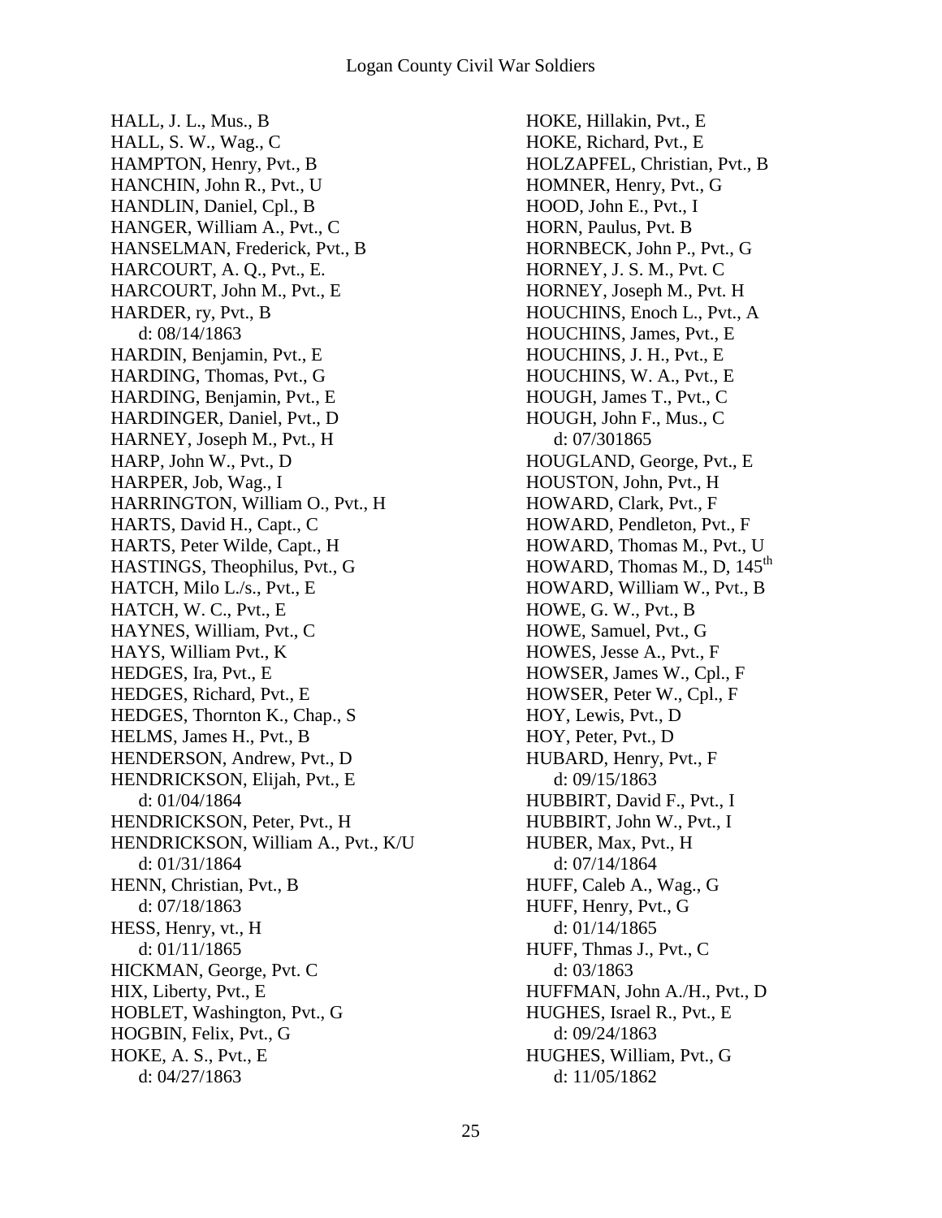HALL, J. L., Mus., B  
HALL, S. W., Wag., C  
HAMPTON, Henry, Pvt., B  
HANCHIN, John R., Pvt., U  
HANDLIN, Daniel, Cpl., B  
HANGER, William A., Pvt., C  
HANSELMAN, Frederick, Pvt., B  
HARCOURT, A. Q., Pvt., E.  
HARCOURT, John M., Pvt., E  
HARDER, ry, Pvt., B  
    d: 08/14/1863  
HARDIN, Benjamin, Pvt., E  
HARDING, Thomas, Pvt., G  
HARDING, Benjamin, Pvt., E  
HARDINGER, Daniel, Pvt., D  
HARNEY, Joseph M., Pvt., H  
HARP, John W., Pvt., D  
HARPER, Job, Wag., I  
HARRINGTON, William O., Pvt., H  
HARTS, David H., Capt., C  
HARTS, Peter Wilde, Capt., H  
HASTINGS, Theophilus, Pvt., G  
HATCH, Milo L./s., Pvt., E  
HATCH, W. C., Pvt., E  
HAYNES, William, Pvt., C  
HAYS, William Pvt., K  
HEDGES, Ira, Pvt., E  
HEDGES, Richard, Pvt., E  
HEDGES, Thornton K., Chap., S  
HELMS, James H., Pvt., B  
HENDERSON, Andrew, Pvt., D  
HENDRICKSON, Elijah, Pvt., E  
    d: 01/04/1864  
HENDRICKSON, Peter, Pvt., H  
HENDRICKSON, William A., Pvt., K/U  
    d: 01/31/1864  
HENN, Christian, Pvt., B  
    d: 07/18/1863  
HESS, Henry, vt., H  
    d: 01/11/1865  
HICKMAN, George, Pvt. C  
HIX, Liberty, Pvt., E  
HOBLET, Washington, Pvt., G  
HOGBIN, Felix, Pvt., G  
HOKE, A. S., Pvt., E  
    d: 04/27/1863  
HOKE, Hillakin, Pvt., E  
HOKE, Richard, Pvt., E  
HOLZAPFEL, Christian, Pvt., B  
HOMNER, Henry, Pvt., G  
HOOD, John E., Pvt., I  
HORN, Paulus, Pvt. B  
HORNBECK, John P., Pvt., G  
HORNEY, J. S. M., Pvt. C  
HORNEY, Joseph M., Pvt. H  
HOUCHINS, Enoch L., Pvt., A  
HOUCHINS, James, Pvt., E  
HOUCHINS, J. H., Pvt., E  
HOUCHINS, W. A., Pvt., E  
HOUGH, James T., Pvt., C  
HOUGH, John F., Mus., C  
    d: 07/301865  
HOUGLAND, George, Pvt., E  
HOUSTON, John, Pvt., H  
HOWARD, Clark, Pvt., F  
HOWARD, Pendleton, Pvt., F  
HOWARD, Thomas M., Pvt., U  
HOWARD, Thomas M., D, 145th  
HOWARD, William W., Pvt., B  
HOWE, G. W., Pvt., B  
HOWE, Samuel, Pvt., G  
HOWES, Jesse A., Pvt., F  
HOWSER, James W., Cpl., F  
HOWSER, Peter W., Cpl., F  
HOY, Lewis, Pvt., D  
HOY, Peter, Pvt., D  
HUBARD, Henry, Pvt., F  
    d: 09/15/1863  
HUBBIRT, David F., Pvt., I  
HUBBIRT, John W., Pvt., I  
HUBER, Max, Pvt., H  
    d: 07/14/1864  
HUFF, Caleb A., Wag., G  
HUFF, Henry, Pvt., G  
    d: 01/14/1865  
HUFF, Thmas J., Pvt., C  
    d: 03/1863  
HUFFMAN, John A./H., Pvt., D  
HUGHES, Israel R., Pvt., E  
    d: 09/24/1863  
HUGHES, William, Pvt., G  
    d: 11/05/1862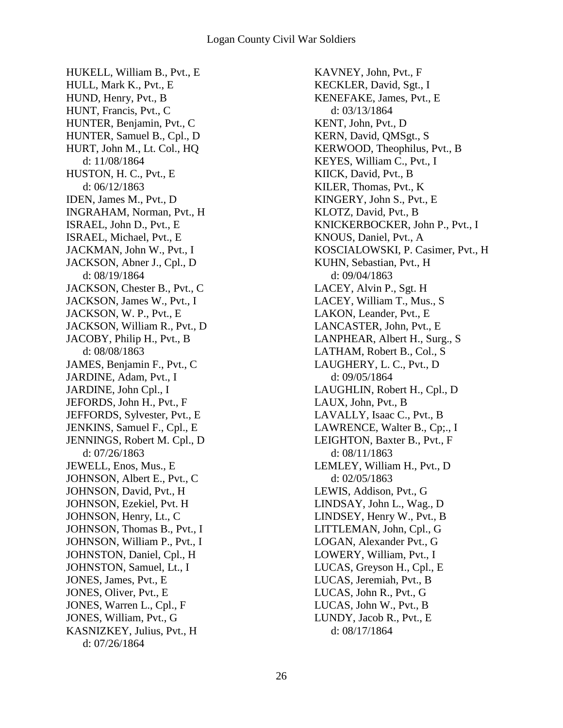HUKELL, William B., Pvt., E
HULL, Mark K., Pvt., E
HUND, Henry, Pvt., B
HUNT, Francis, Pvt., C
HUNTER, Benjamin, Pvt., C
HUNTER, Samuel B., Cpl., D
HURT, John M., Lt. Col., HQ
d: 11/08/1864
HUSTON, H. C., Pvt., E
d: 06/12/1863
IDEN, James M., Pvt., D
INGRAHAM, Norman, Pvt., H
ISRAEL, John D., Pvt., E
ISRAEL, Michael, Pvt., E
JACKMAN, John W., Pvt., I
JACKSON, Abner J., Cpl., D
d: 08/19/1864
JACKSON, Chester B., Pvt., C
JACKSON, James W., Pvt., I
JACKSON, W. P., Pvt., E
JACKSON, William R., Pvt., D
JACOBY, Philip H., Pvt., B
d: 08/08/1863
JAMES, Benjamin F., Pvt., C
JARDINE, Adam, Pvt., I
JARDINE, John Cpl., I
JEFORDS, John H., Pvt., F
JEFFORDS, Sylvester, Pvt., E
JENKINS, Samuel F., Cpl., E
JENNINGS, Robert M. Cpl., D
d: 07/26/1863
JEWELL, Enos, Mus., E
JOHNSON, Albert E., Pvt., C
JOHNSON, David, Pvt., H
JOHNSON, Ezekiel, Pvt. H
JOHNSON, Henry, Lt., C
JOHNSON, Thomas B., Pvt., I
JOHNSON, William P., Pvt., I
JOHNSTON, Daniel, Cpl., H
JOHNSTON, Samuel, Lt., I
JONES, James, Pvt., E
JONES, Oliver, Pvt., E
JONES, Warren L., Cpl., F
JONES, William, Pvt., G
KASNIZKEY, Julius, Pvt., H
d: 07/26/1864
KAVNEY, John, Pvt., F
KECKLER, David, Sgt., I
KENEFAKE, James, Pvt., E
d: 03/13/1864
KENT, John, Pvt., D
KERN, David, QMSgt., S
KERWOOD, Theophilus, Pvt., B
KEYES, William C., Pvt., I
KIICK, David, Pvt., B
KILER, Thomas, Pvt., K
KINGERY, John S., Pvt., E
KLOTZ, David, Pvt., B
KNICKERBOCKER, John P., Pvt., I
KNOUS, Daniel, Pvt., A
KOSCIALOWSKI, P. Casimer, Pvt., H
KUHN, Sebastian, Pvt., H
d: 09/04/1863
LACEY, Alvin P., Sgt. H
LACEY, William T., Mus., S
LAKON, Leander, Pvt., E
LANCASTER, John, Pvt., E
LANPHEAR, Albert H., Surg., S
LATHAM, Robert B., Col., S
LAUGHERY, L. C., Pvt., D
d: 09/05/1864
LAUGHLIN, Robert H., Cpl., D
LAUX, John, Pvt., B
LAVALLY, Isaac C., Pvt., B
LAWRENCE, Walter B., Cp;., I
LEIGHTON, Baxter B., Pvt., F
d: 08/11/1863
LEMLEY, William H., Pvt., D
d: 02/05/1863
LEWIS, Addison, Pvt., G
LINDSAY, John L., Wag., D
LINDSEY, Henry W., Pvt., B
LITTLEMAN, John, Cpl., G
LOGAN, Alexander Pvt., G
LOWERY, William, Pvt., I
LUCAS, Greyson H., Cpl., E
LUCAS, Jeremiah, Pvt., B
LUCAS, John R., Pvt., G
LUCAS, John W., Pvt., B
LUNDY, Jacob R., Pvt., E
d: 08/17/1864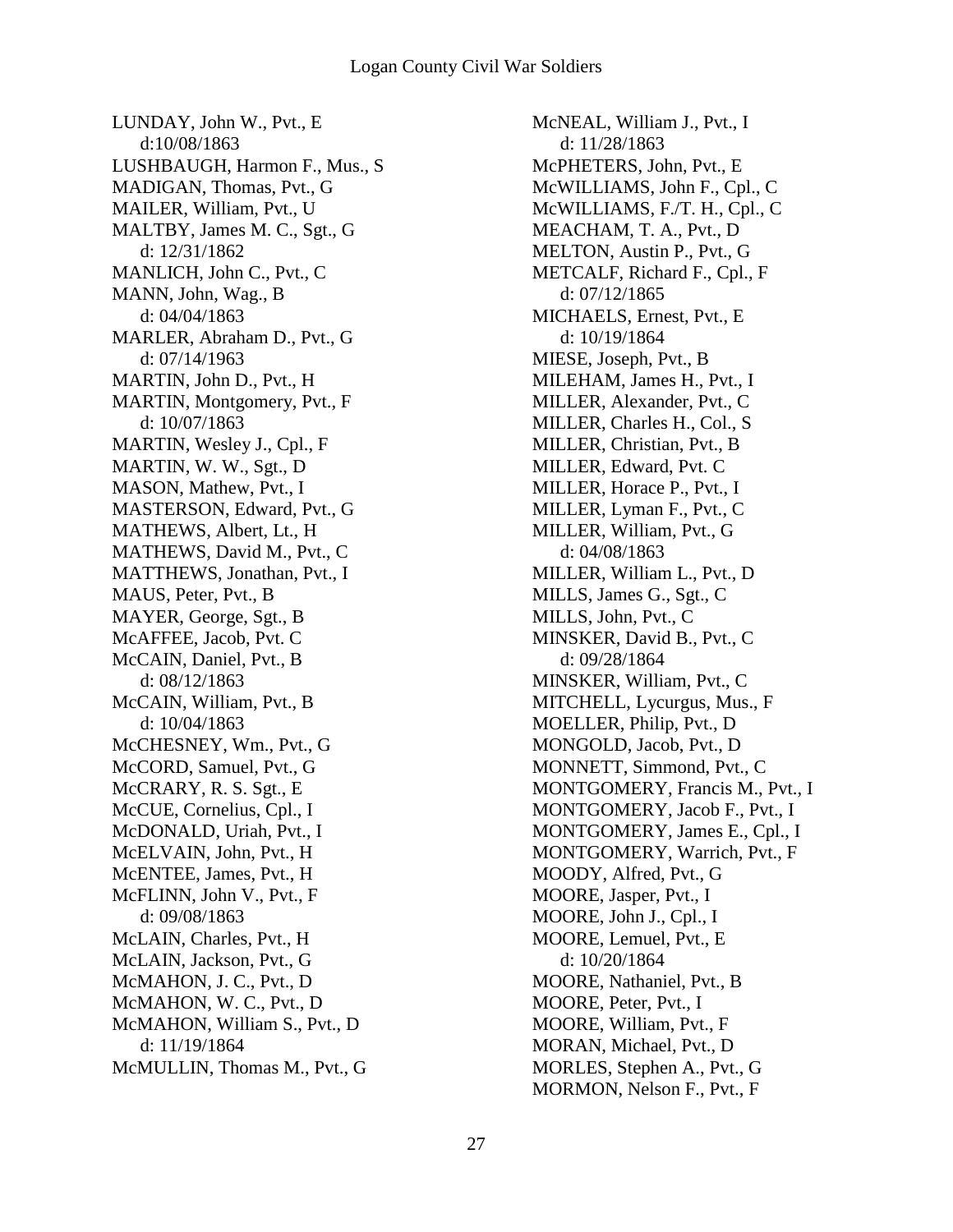LUNDAY, John W., Pvt., E
d:10/08/1863
LUSHBAUGH, Harmon F., Mus., S
MADIGAN, Thomas, Pvt., G
MAILER, William, Pvt., U
MALTBY, James M. C., Sgt., G
d: 12/31/1862
MANLICH, John C., Pvt., C
MANN, John, Wag., B
d: 04/04/1863
MARLER, Abraham D., Pvt., G
d: 07/14/1963
MARTIN, John D., Pvt., H
MARTIN, Montgomery, Pvt., F
d: 10/07/1863
MARTIN, Wesley J., Cpl., F
MARTIN, W. W., Sgt., D
MASON, Mathew, Pvt., I
MASTERSON, Edward, Pvt., G
MATHEWS, Albert, Lt., H
MATHEWS, David M., Pvt., C
MATTHEWS, Jonathan, Pvt., I
MAUS, Peter, Pvt., B
MAYER, George, Sgt., B
McAFFEE, Jacob, Pvt. C
McCAIN, Daniel, Pvt., B
d: 08/12/1863
McCAIN, William, Pvt., B
d: 10/04/1863
McCHESNEY, Wm., Pvt., G
McCORD, Samuel, Pvt., G
McCRARY, R. S. Sgt., E
McCUE, Cornelius, Cpl., I
McDONALD, Uriah, Pvt., I
McELVAIN, John, Pvt., H
McENTEE, James, Pvt., H
McFLINN, John V., Pvt., F
d: 09/08/1863
McLAIN, Charles, Pvt., H
McLAIN, Jackson, Pvt., G
McMAHON, J. C., Pvt., D
McMAHON, W. C., Pvt., D
McMAHON, William S., Pvt., D
d: 11/19/1864
McMULLIN, Thomas M., Pvt., G
McNEAL, William J., Pvt., I
d: 11/28/1863
McPHETERS, John, Pvt., E
McWILLIAMS, John F., Cpl., C
McWILLIAMS, F./T. H., Cpl., C
MEACHAM, T. A., Pvt., D
MELTON, Austin P., Pvt., G
METCALF, Richard F., Cpl., F
d: 07/12/1865
MICHAELS, Ernest, Pvt., E
d: 10/19/1864
MIESE, Joseph, Pvt., B
MILEHAM, James H., Pvt., I
MILLER, Alexander, Pvt., C
MILLER, Charles H., Col., S
MILLER, Christian, Pvt., B
MILLER, Edward, Pvt. C
MILLER, Horace P., Pvt., I
MILLER, Lyman F., Pvt., C
MILLER, William, Pvt., G
d: 04/08/1863
MILLER, William L., Pvt., D
MILLS, James G., Sgt., C
MILLS, John, Pvt., C
MINSKER, David B., Pvt., C
d: 09/28/1864
MINSKER, William, Pvt., C
MITCHELL, Lycurgus, Mus., F
MOELLER, Philip, Pvt., D
MONGOLD, Jacob, Pvt., D
MONNETT, Simmond, Pvt., C
MONTGOMERY, Francis M., Pvt., I
MONTGOMERY, Jacob F., Pvt., I
MONTGOMERY, James E., Cpl., I
MONTGOMERY, Warrich, Pvt., F
MOODY, Alfred, Pvt., G
MOORE, Jasper, Pvt., I
MOORE, John J., Cpl., I
MOORE, Lemuel, Pvt., E
d: 10/20/1864
MOORE, Nathaniel, Pvt., B
MOORE, Peter, Pvt., I
MOORE, William, Pvt., F
MORAN, Michael, Pvt., D
MORLES, Stephen A., Pvt., G
MORMON, Nelson F., Pvt., F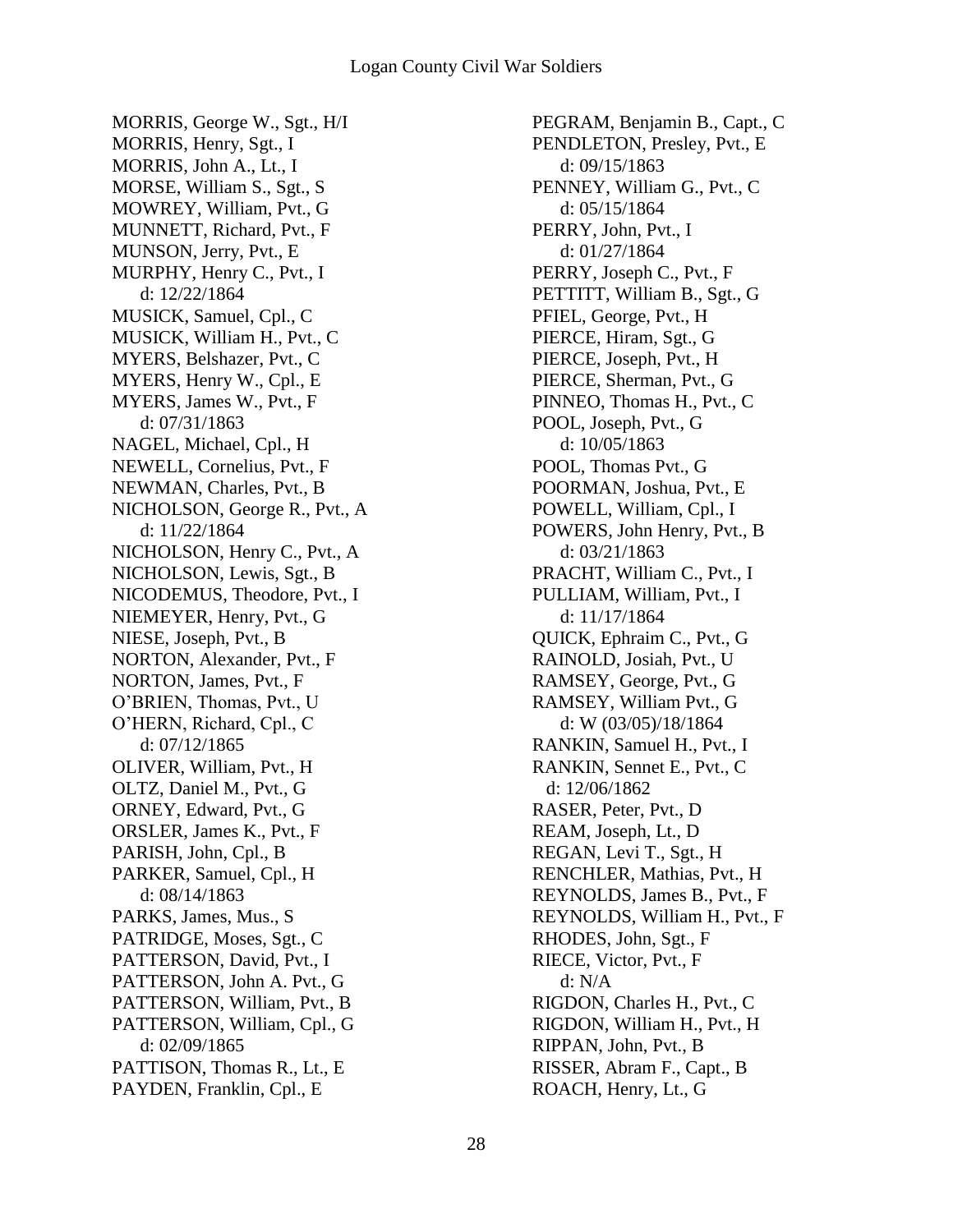MORRIS, George W., Sgt., H/I
MORRIS, Henry, Sgt., I
MORRIS, John A., Lt., I
MORSE, William S., Sgt., S
MOWREY, William, Pvt., G
MUNNETT, Richard, Pvt., F
MUNSON, Jerry, Pvt., E
MURPHY, Henry C., Pvt., I
    d: 12/22/1864
MUSICK, Samuel, Cpl., C
MUSICK, William H., Pvt., C
MYERS, Belshazer, Pvt., C
MYERS, Henry W., Cpl., E
MYERS, James W., Pvt., F
    d: 07/31/1863
NAGEL, Michael, Cpl., H
NEWELL, Cornelius, Pvt., F
NEWMAN, Charles, Pvt., B
NICHOLSON, George R., Pvt., A
    d: 11/22/1864
NICHOLSON, Henry C., Pvt., A
NICHOLSON, Lewis, Sgt., B
NICODEMUS, Theodore, Pvt., I
NIEMEYER, Henry, Pvt., G
NIESE, Joseph, Pvt., B
NORTON, Alexander, Pvt., F
NORTON, James, Pvt., F
O'BRIEN, Thomas, Pvt., U
O'HERN, Richard, Cpl., C
    d: 07/12/1865
OLIVER, William, Pvt., H
OLTZ, Daniel M., Pvt., G
ORNEY, Edward, Pvt., G
ORSLER, James K., Pvt., F
PARISH, John, Cpl., B
PARKER, Samuel, Cpl., H
    d: 08/14/1863
PARKS, James, Mus., S
PATRIDGE, Moses, Sgt., C
PATTERSON, David, Pvt., I
PATTERSON, John A. Pvt., G
PATTERSON, William, Pvt., B
PATTERSON, William, Cpl., G
    d: 02/09/1865
PATTISON, Thomas R., Lt., E
PAYDEN, Franklin, Cpl., E
PEGRAM, Benjamin B., Capt., C
PENDLETON, Presley, Pvt., E
    d: 09/15/1863
PENNEY, William G., Pvt., C
    d: 05/15/1864
PERRY, John, Pvt., I
    d: 01/27/1864
PERRY, Joseph C., Pvt., F
PETTITT, William B., Sgt., G
PFIEL, George, Pvt., H
PIERCE, Hiram, Sgt., G
PIERCE, Joseph, Pvt., H
PIERCE, Sherman, Pvt., G
PINNEO, Thomas H., Pvt., C
POOL, Joseph, Pvt., G
    d: 10/05/1863
POOL, Thomas Pvt., G
POORMAN, Joshua, Pvt., E
POWELL, William, Cpl., I
POWERS, John Henry, Pvt., B
    d: 03/21/1863
PRACHT, William C., Pvt., I
PULLIAM, William, Pvt., I
    d: 11/17/1864
QUICK, Ephraim C., Pvt., G
RAINOLD, Josiah, Pvt., U
RAMSEY, George, Pvt., G
RAMSEY, William Pvt., G
    d: W (03/05)/18/1864
RANKIN, Samuel H., Pvt., I
RANKIN, Sennet E., Pvt., C
    d: 12/06/1862
RASER, Peter, Pvt., D
REAM, Joseph, Lt., D
REGAN, Levi T., Sgt., H
RENCHLER, Mathias, Pvt., H
REYNOLDS, James B., Pvt., F
REYNOLDS, William H., Pvt., F
RHODES, John, Sgt., F
RIECE, Victor, Pvt., F
    d: N/A
RIGDON, Charles H., Pvt., C
RIGDON, William H., Pvt., H
RIPPAN, John, Pvt., B
RISSER, Abram F., Capt., B
ROACH, Henry, Lt., G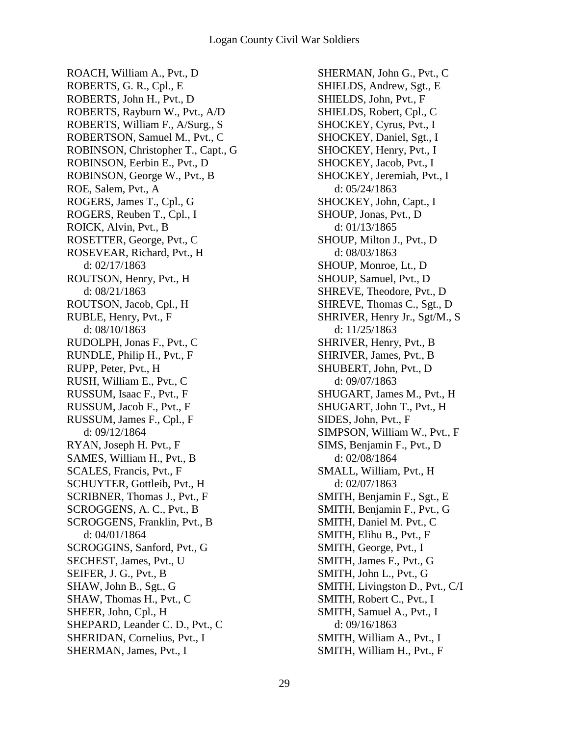ROACH, William A., Pvt., D
ROBERTS, G. R., Cpl., E
ROBERTS, John H., Pvt., D
ROBERTS, Rayburn W., Pvt., A/D
ROBERTS, William F., A/Surg., S
ROBERTSON, Samuel M., Pvt., C
ROBINSON, Christopher T., Capt., G
ROBINSON, Eerbin E., Pvt., D
ROBINSON, George W., Pvt., B
ROE, Salem, Pvt., A
ROGERS, James T., Cpl., G
ROGERS, Reuben T., Cpl., I
ROICK, Alvin, Pvt., B
ROSETTER, George, Pvt., C
ROSEVEAR, Richard, Pvt., H
  d: 02/17/1863
ROUTSON, Henry, Pvt., H
  d: 08/21/1863
ROUTSON, Jacob, Cpl., H
RUBLE, Henry, Pvt., F
  d: 08/10/1863
RUDOLPH, Jonas F., Pvt., C
RUNDLE, Philip H., Pvt., F
RUPP, Peter, Pvt., H
RUSH, William E., Pvt., C
RUSSUM, Isaac F., Pvt., F
RUSSUM, Jacob F., Pvt., F
RUSSUM, James F., Cpl., F
  d: 09/12/1864
RYAN, Joseph H. Pvt., F
SAMES, William H., Pvt., B
SCALES, Francis, Pvt., F
SCHUYTER, Gottleib, Pvt., H
SCRIBNER, Thomas J., Pvt., F
SCROGGENS, A. C., Pvt., B
SCROGGENS, Franklin, Pvt., B
  d: 04/01/1864
SCROGGINS, Sanford, Pvt., G
SECHEST, James, Pvt., U
SEIFER, J. G., Pvt., B
SHAW, John B., Sgt., G
SHAW, Thomas H., Pvt., C
SHEER, John, Cpl., H
SHEPARD, Leander C. D., Pvt., C
SHERIDAN, Cornelius, Pvt., I
SHERMAN, James, Pvt., I
SHERMAN, John G., Pvt., C
SHIELDS, Andrew, Sgt., E
SHIELDS, John, Pvt., F
SHIELDS, Robert, Cpl., C
SHOCKEY, Cyrus, Pvt., I
SHOCKEY, Daniel, Sgt., I
SHOCKEY, Henry, Pvt., I
SHOCKEY, Jacob, Pvt., I
SHOCKEY, Jeremiah, Pvt., I
  d: 05/24/1863
SHOCKEY, John, Capt., I
SHOUP, Jonas, Pvt., D
  d: 01/13/1865
SHOUP, Milton J., Pvt., D
  d: 08/03/1863
SHOUP, Monroe, Lt., D
SHOUP, Samuel, Pvt., D
SHREVE, Theodore, Pvt., D
SHREVE, Thomas C., Sgt., D
SHRIVER, Henry Jr., Sgt/M., S
  d: 11/25/1863
SHRIVER, Henry, Pvt., B
SHRIVER, James, Pvt., B
SHUBERT, John, Pvt., D
  d: 09/07/1863
SHUGART, James M., Pvt., H
SHUGART, John T., Pvt., H
SIDES, John, Pvt., F
SIMPSON, William W., Pvt., F
SIMS, Benjamin F., Pvt., D
  d: 02/08/1864
SMALL, William, Pvt., H
  d: 02/07/1863
SMITH, Benjamin F., Sgt., E
SMITH, Benjamin F., Pvt., G
SMITH, Daniel M. Pvt., C
SMITH, Elihu B., Pvt., F
SMITH, George, Pvt., I
SMITH, James F., Pvt., G
SMITH, John L., Pvt., G
SMITH, Livingston D., Pvt., C/I
SMITH, Robert C., Pvt., I
SMITH, Samuel A., Pvt., I
  d: 09/16/1863
SMITH, William A., Pvt., I
SMITH, William H., Pvt., F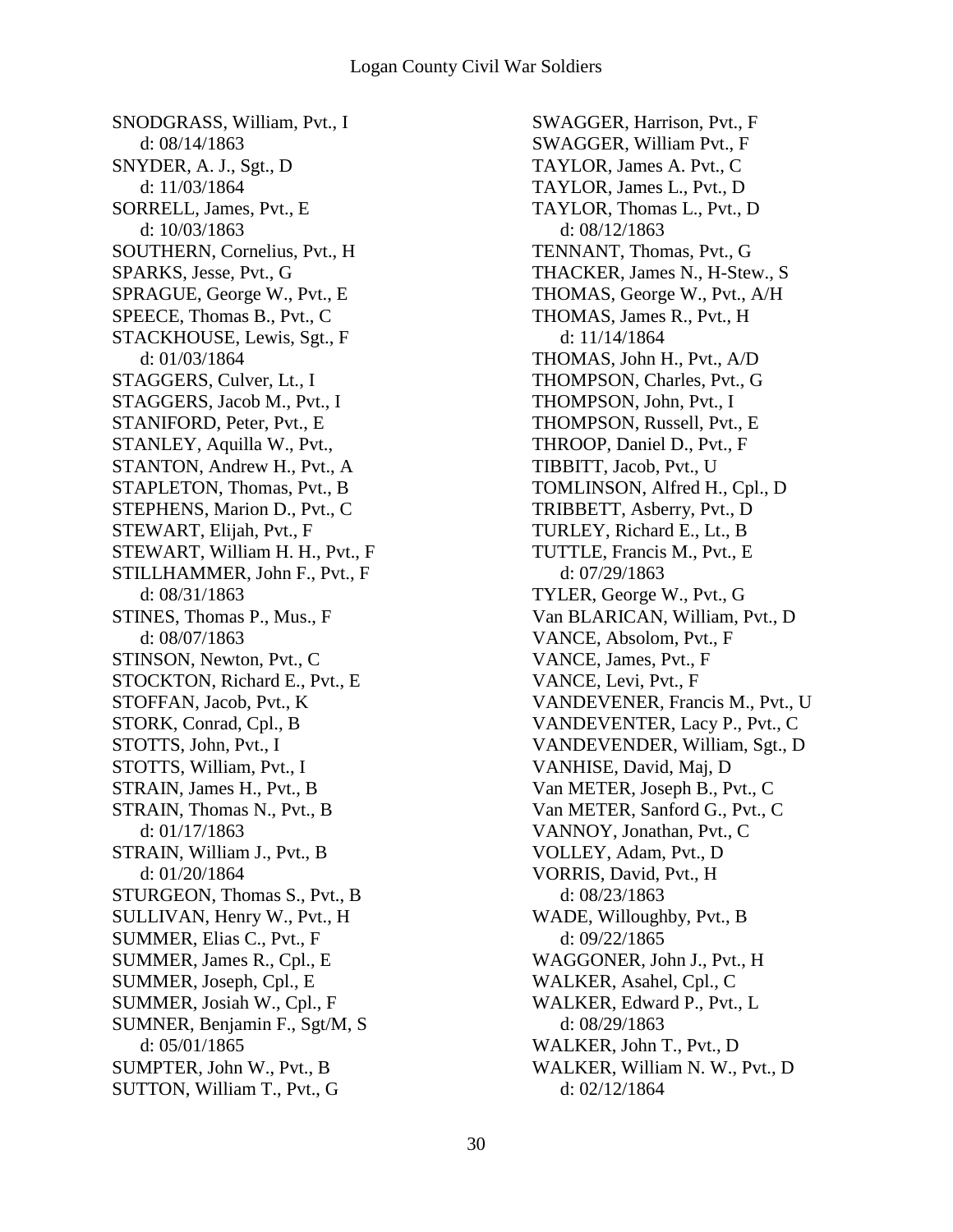SNODGRASS, William, Pvt., I
    d: 08/14/1863
SNYDER, A. J., Sgt., D
    d: 11/03/1864
SORRELL, James, Pvt., E
    d: 10/03/1863
SOUTHERN, Cornelius, Pvt., H
SPARKS, Jesse, Pvt., G
SPRAGUE, George W., Pvt., E
SPEECE, Thomas B., Pvt., C
STACKHOUSE, Lewis, Sgt., F
    d: 01/03/1864
STAGGERS, Culver, Lt., I
STAGGERS, Jacob M., Pvt., I
STANIFORD, Peter, Pvt., E
STANLEY, Aquilla W., Pvt.,
STANTON, Andrew H., Pvt., A
STAPLETON, Thomas, Pvt., B
STEPHENS, Marion D., Pvt., C
STEWART, Elijah, Pvt., F
STEWART, William H. H., Pvt., F
STILLHAMMER, John F., Pvt., F
    d: 08/31/1863
STINES, Thomas P., Mus., F
    d: 08/07/1863
STINSON, Newton, Pvt., C
STOCKTON, Richard E., Pvt., E
STOFFAN, Jacob, Pvt., K
STORK, Conrad, Cpl., B
STOTTS, John, Pvt., I
STOTTS, William, Pvt., I
STRAIN, James H., Pvt., B
STRAIN, Thomas N., Pvt., B
    d: 01/17/1863
STRAIN, William J., Pvt., B
    d: 01/20/1864
STURGEON, Thomas S., Pvt., B
SULLIVAN, Henry W., Pvt., H
SUMMER, Elias C., Pvt., F
SUMMER, James R., Cpl., E
SUMMER, Joseph, Cpl., E
SUMMER, Josiah W., Cpl., F
SUMNER, Benjamin F., Sgt/M, S
    d: 05/01/1865
SUMPTER, John W., Pvt., B
SUTTON, William T., Pvt., G
SWAGGER, Harrison, Pvt., F
SWAGGER, William Pvt., F
TAYLOR, James A. Pvt., C
TAYLOR, James L., Pvt., D
TAYLOR, Thomas L., Pvt., D
    d: 08/12/1863
TENNANT, Thomas, Pvt., G
THACKER, James N., H-Stew., S
THOMAS, George W., Pvt., A/H
THOMAS, James R., Pvt., H
    d: 11/14/1864
THOMAS, John H., Pvt., A/D
THOMPSON, Charles, Pvt., G
THOMPSON, John, Pvt., I
THOMPSON, Russell, Pvt., E
THROOP, Daniel D., Pvt., F
TIBBITT, Jacob, Pvt., U
TOMLINSON, Alfred H., Cpl., D
TRIBBETT, Asberry, Pvt., D
TURLEY, Richard E., Lt., B
TUTTLE, Francis M., Pvt., E
    d: 07/29/1863
TYLER, George W., Pvt., G
Van BLARICAN, William, Pvt., D
VANCE, Absolom, Pvt., F
VANCE, James, Pvt., F
VANCE, Levi, Pvt., F
VANDEVENER, Francis M., Pvt., U
VANDEVENTER, Lacy P., Pvt., C
VANDEVENDER, William, Sgt., D
VANHISE, David, Maj, D
Van METER, Joseph B., Pvt., C
Van METER, Sanford G., Pvt., C
VANNOY, Jonathan, Pvt., C
VOLLEY, Adam, Pvt., D
VORRIS, David, Pvt., H
    d: 08/23/1863
WADE, Willoughby, Pvt., B
    d: 09/22/1865
WAGGONER, John J., Pvt., H
WALKER, Asahel, Cpl., C
WALKER, Edward P., Pvt., L
    d: 08/29/1863
WALKER, John T., Pvt., D
WALKER, William N. W., Pvt., D
    d: 02/12/1864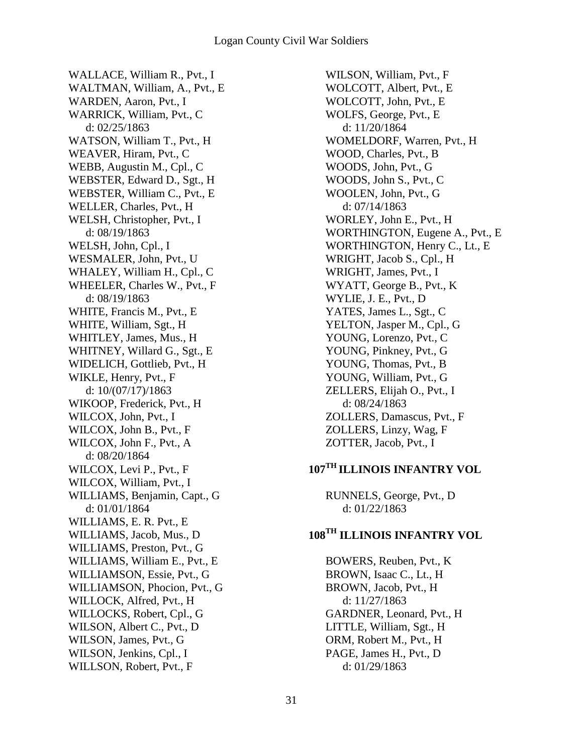WALLACE, William R., Pvt., I
WALTMAN, William, A., Pvt., E
WARDEN, Aaron, Pvt., I
WARRICK, William, Pvt., C
  d: 02/25/1863
WATSON, William T., Pvt., H
WEAVER, Hiram, Pvt., C
WEBB, Augustin M., Cpl., C
WEBSTER, Edward D., Sgt., H
WEBSTER, William C., Pvt., E
WELLER, Charles, Pvt., H
WELSH, Christopher, Pvt., I
  d: 08/19/1863
WELSH, John, Cpl., I
WESMALER, John, Pvt., U
WHALEY, William H., Cpl., C
WHEELER, Charles W., Pvt., F
  d: 08/19/1863
WHITE, Francis M., Pvt., E
WHITE, William, Sgt., H
WHITLEY, James, Mus., H
WHITNEY, Willard G., Sgt., E
WIDELICH, Gottlieb, Pvt., H
WIKLE, Henry, Pvt., F
  d: 10/(07/17)/1863
WIKOOP, Frederick, Pvt., H
WILCOX, John, Pvt., I
WILCOX, John B., Pvt., F
WILCOX, John F., Pvt., A
  d: 08/20/1864
WILCOX, Levi P., Pvt., F
WILCOX, William, Pvt., I
WILLIAMS, Benjamin, Capt., G
  d: 01/01/1864
WILLIAMS, E. R. Pvt., E
WILLIAMS, Jacob, Mus., D
WILLIAMS, Preston, Pvt., G
WILLIAMS, William E., Pvt., E
WILLIAMSON, Essie, Pvt., G
WILLIAMSON, Phocion, Pvt., G
WILLOCK, Alfred, Pvt., H
WILLOCKS, Robert, Cpl., G
WILSON, Albert C., Pvt., D
WILSON, James, Pvt., G
WILSON, Jenkins, Cpl., I
WILLSON, Robert, Pvt., F
WILSON, William, Pvt., F
WOLCOTT, Albert, Pvt., E
WOLCOTT, John, Pvt., E
WOLFS, George, Pvt., E
  d: 11/20/1864
WOMELDORF, Warren, Pvt., H
WOOD, Charles, Pvt., B
WOODS, John, Pvt., G
WOODS, John S., Pvt., C
WOOLEN, John, Pvt., G
  d: 07/14/1863
WORLEY, John E., Pvt., H
WORTHINGTON, Eugene A., Pvt., E
WORTHINGTON, Henry C., Lt., E
WRIGHT, Jacob S., Cpl., H
WRIGHT, James, Pvt., I
WYATT, George B., Pvt., K
WYLIE, J. E., Pvt., D
YATES, James L., Sgt., C
YELTON, Jasper M., Cpl., G
YOUNG, Lorenzo, Pvt., C
YOUNG, Pinkney, Pvt., G
YOUNG, Thomas, Pvt., B
YOUNG, William, Pvt., G
ZELLERS, Elijah O., Pvt., I
  d: 08/24/1863
ZOLLERS, Damascus, Pvt., F
ZOLLERS, Linzy, Wag, F
ZOTTER, Jacob, Pvt., I

## 107TH ILLINOIS INFANTRY VOL

RUNNELS, George, Pvt., D
  d: 01/22/1863

## 108TH ILLINOIS INFANTRY VOL

BOWERS, Reuben, Pvt., K
BROWN, Isaac C., Lt., H
BROWN, Jacob, Pvt., H
  d: 11/27/1863
GARDNER, Leonard, Pvt., H
LITTLE, William, Sgt., H
ORM, Robert M., Pvt., H
PAGE, James H., Pvt., D
  d: 01/29/1863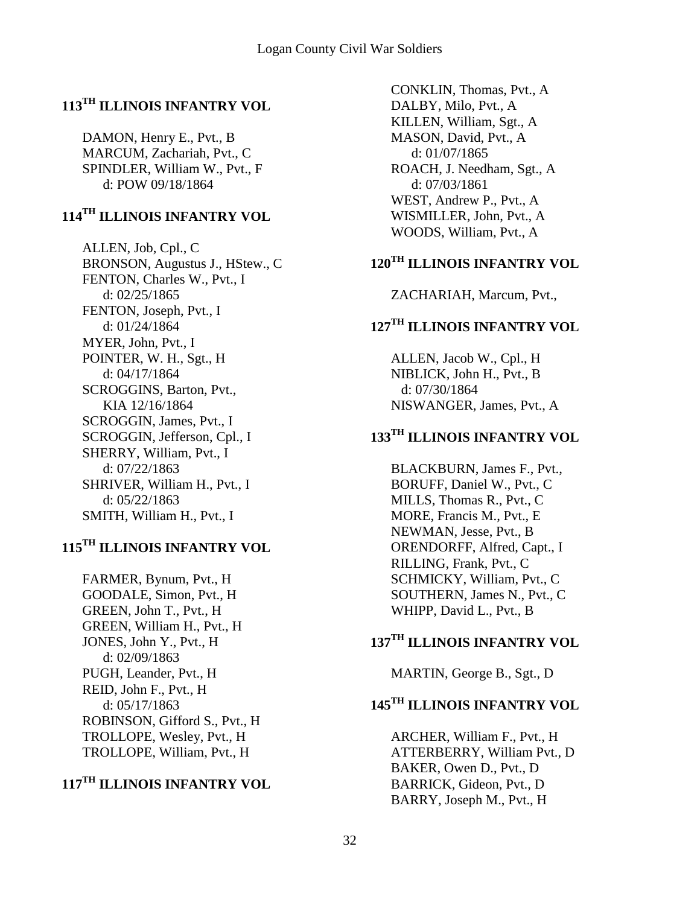## 113TH ILLINOIS INFANTRY VOL

DAMON, Henry E., Pvt., B
MARCUM, Zachariah, Pvt., C
SPINDLER, William W., Pvt., F
  d: POW 09/18/1864

## 114TH ILLINOIS INFANTRY VOL

ALLEN, Job, Cpl., C
BRONSON, Augustus J., HStew., C
FENTON, Charles W., Pvt., I
  d: 02/25/1865
FENTON, Joseph, Pvt., I
  d: 01/24/1864
MYER, John, Pvt., I
POINTER, W. H., Sgt., H
  d: 04/17/1864
SCROGGINS, Barton, Pvt.,
  KIA 12/16/1864
SCROGGIN, James, Pvt., I
SCROGGIN, Jefferson, Cpl., I
SHERRY, William, Pvt., I
  d: 07/22/1863
SHRIVER, William H., Pvt., I
  d: 05/22/1863
SMITH, William H., Pvt., I

## 115TH ILLINOIS INFANTRY VOL

FARMER, Bynum, Pvt., H
GOODALE, Simon, Pvt., H
GREEN, John T., Pvt., H
GREEN, William H., Pvt., H
JONES, John Y., Pvt., H
  d: 02/09/1863
PUGH, Leander, Pvt., H
REID, John F., Pvt., H
  d: 05/17/1863
ROBINSON, Gifford S., Pvt., H
TROLLOPE, Wesley, Pvt., H
TROLLOPE, William, Pvt., H

## 117TH ILLINOIS INFANTRY VOL

CONKLIN, Thomas, Pvt., A
DALBY, Milo, Pvt., A
KILLEN, William, Sgt., A
MASON, David, Pvt., A
  d: 01/07/1865
ROACH, J. Needham, Sgt., A
  d: 07/03/1861
WEST, Andrew P., Pvt., A
WISMILLER, John, Pvt., A
WOODS, William, Pvt., A

## 120TH ILLINOIS INFANTRY VOL

ZACHARIAH, Marcum, Pvt.,

## 127TH ILLINOIS INFANTRY VOL

ALLEN, Jacob W., Cpl., H
NIBLICK, John H., Pvt., B
  d: 07/30/1864
NISWANGER, James, Pvt., A

## 133TH ILLINOIS INFANTRY VOL

BLACKBURN, James F., Pvt.,
BORUFF, Daniel W., Pvt., C
MILLS, Thomas R., Pvt., C
MORE, Francis M., Pvt., E
NEWMAN, Jesse, Pvt., B
ORENDORFF, Alfred, Capt., I
RILLING, Frank, Pvt., C
SCHMICKY, William, Pvt., C
SOUTHERN, James N., Pvt., C
WHIPP, David L., Pvt., B

## 137TH ILLINOIS INFANTRY VOL

MARTIN, George B., Sgt., D

## 145TH ILLINOIS INFANTRY VOL

ARCHER, William F., Pvt., H
ATTERBERRY, William Pvt., D
BAKER, Owen D., Pvt., D
BARRICK, Gideon, Pvt., D
BARRY, Joseph M., Pvt., H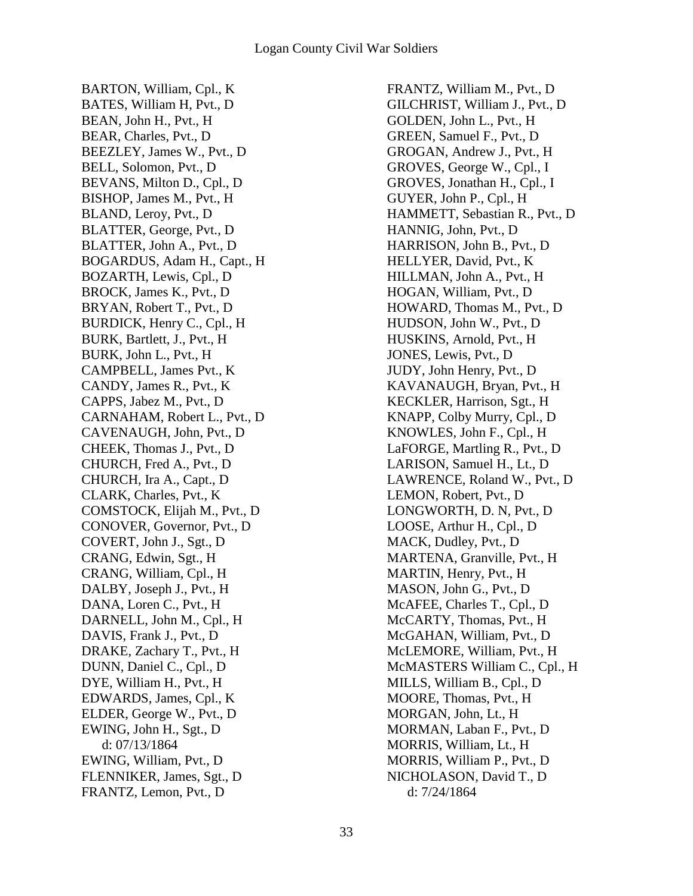BARTON, William, Cpl., K
BATES, William H, Pvt., D
BEAN, John H., Pvt., H
BEAR, Charles, Pvt., D
BEEZLEY, James W., Pvt., D
BELL, Solomon, Pvt., D
BEVANS, Milton D., Cpl., D
BISHOP, James M., Pvt., H
BLAND, Leroy, Pvt., D
BLATTER, George, Pvt., D
BLATTER, John A., Pvt., D
BOGARDUS, Adam H., Capt., H
BOZARTH, Lewis, Cpl., D
BROCK, James K., Pvt., D
BRYAN, Robert T., Pvt., D
BURDICK, Henry C., Cpl., H
BURK, Bartlett, J., Pvt., H
BURK, John L., Pvt., H
CAMPBELL, James Pvt., K
CANDY, James R., Pvt., K
CAPPS, Jabez M., Pvt., D
CARNAHAM, Robert L., Pvt., D
CAVENAUGH, John, Pvt., D
CHEEK, Thomas J., Pvt., D
CHURCH, Fred A., Pvt., D
CHURCH, Ira A., Capt., D
CLARK, Charles, Pvt., K
COMSTOCK, Elijah M., Pvt., D
CONOVER, Governor, Pvt., D
COVERT, John J., Sgt., D
CRANG, Edwin, Sgt., H
CRANG, William, Cpl., H
DALBY, Joseph J., Pvt., H
DANA, Loren C., Pvt., H
DARNELL, John M., Cpl., H
DAVIS, Frank J., Pvt., D
DRAKE, Zachary T., Pvt., H
DUNN, Daniel C., Cpl., D
DYE, William H., Pvt., H
EDWARDS, James, Cpl., K
ELDER, George W., Pvt., D
EWING, John H., Sgt., D
   d: 07/13/1864
EWING, William, Pvt., D
FLENNIKER, James, Sgt., D
FRANTZ, Lemon, Pvt., D
FRANTZ, William M., Pvt., D
GILCHRIST, William J., Pvt., D
GOLDEN, John L., Pvt., H
GREEN, Samuel F., Pvt., D
GROGAN, Andrew J., Pvt., H
GROVES, George W., Cpl., I
GROVES, Jonathan H., Cpl., I
GUYER, John P., Cpl., H
HAMMETT, Sebastian R., Pvt., D
HANNIG, John, Pvt., D
HARRISON, John B., Pvt., D
HELLYER, David, Pvt., K
HILLMAN, John A., Pvt., H
HOGAN, William, Pvt., D
HOWARD, Thomas M., Pvt., D
HUDSON, John W., Pvt., D
HUSKINS, Arnold, Pvt., H
JONES, Lewis, Pvt., D
JUDY, John Henry, Pvt., D
KAVANAUGH, Bryan, Pvt., H
KECKLER, Harrison, Sgt., H
KNAPP, Colby Murry, Cpl., D
KNOWLES, John F., Cpl., H
LaFORGE, Martling R., Pvt., D
LARISON, Samuel H., Lt., D
LAWRENCE, Roland W., Pvt., D
LEMON, Robert, Pvt., D
LONGWORTH, D. N, Pvt., D
LOOSE, Arthur H., Cpl., D
MACK, Dudley, Pvt., D
MARTENA, Granville, Pvt., H
MARTIN, Henry, Pvt., H
MASON, John G., Pvt., D
McAFEE, Charles T., Cpl., D
McCARTY, Thomas, Pvt., H
McGAHAN, William, Pvt., D
McLEMORE, William, Pvt., H
McMASTERS William C., Cpl., H
MILLS, William B., Cpl., D
MOORE, Thomas, Pvt., H
MORGAN, John, Lt., H
MORMAN, Laban F., Pvt., D
MORRIS, William, Lt., H
MORRIS, William P., Pvt., D
NICHOLASON, David T., D
   d: 7/24/1864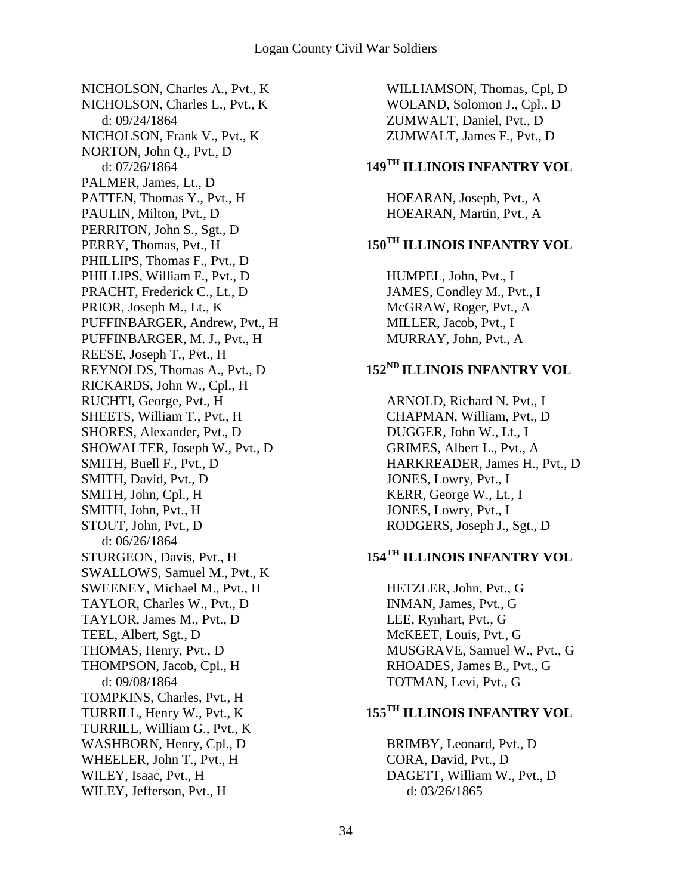NICHOLSON, Charles A., Pvt., K
NICHOLSON, Charles L., Pvt., K
  d: 09/24/1864
NICHOLSON, Frank V., Pvt., K
NORTON, John Q., Pvt., D
  d: 07/26/1864
PALMER, James, Lt., D
PATTEN, Thomas Y., Pvt., H
PAULIN, Milton, Pvt., D
PERRITON, John S., Sgt., D
PERRY, Thomas, Pvt., H
PHILLIPS, Thomas F., Pvt., D
PHILLIPS, William F., Pvt., D
PRACHT, Frederick C., Lt., D
PRIOR, Joseph M., Lt., K
PUFFINBARGER, Andrew, Pvt., H
PUFFINBARGER, M. J., Pvt., H
REESE, Joseph T., Pvt., H
REYNOLDS, Thomas A., Pvt., D
RICKARDS, John W., Cpl., H
RUCHTI, George, Pvt., H
SHEETS, William T., Pvt., H
SHORES, Alexander, Pvt., D
SHOWALTER, Joseph W., Pvt., D
SMITH, Buell F., Pvt., D
SMITH, David, Pvt., D
SMITH, John, Cpl., H
SMITH, John, Pvt., H
STOUT, John, Pvt., D
  d: 06/26/1864
STURGEON, Davis, Pvt., H
SWALLOWS, Samuel M., Pvt., K
SWEENEY, Michael M., Pvt., H
TAYLOR, Charles W., Pvt., D
TAYLOR, James M., Pvt., D
TEEL, Albert, Sgt., D
THOMAS, Henry, Pvt., D
THOMPSON, Jacob, Cpl., H
  d: 09/08/1864
TOMPKINS, Charles, Pvt., H
TURRILL, Henry W., Pvt., K
TURRILL, William G., Pvt., K
WASHBORN, Henry, Cpl., D
WHEELER, John T., Pvt., H
WILEY, Isaac, Pvt., H
WILEY, Jefferson, Pvt., H
WILLIAMSON, Thomas, Cpl, D
WOLAND, Solomon J., Cpl., D
ZUMWALT, Daniel, Pvt., D
ZUMWALT, James F., Pvt., D

## 149TH ILLINOIS INFANTRY VOL

HOEARAN, Joseph, Pvt., A
HOEARAN, Martin, Pvt., A

## 150TH ILLINOIS INFANTRY VOL

HUMPEL, John, Pvt., I
JAMES, Condley M., Pvt., I
McGRAW, Roger, Pvt., A
MILLER, Jacob, Pvt., I
MURRAY, John, Pvt., A

## 152ND ILLINOIS INFANTRY VOL

ARNOLD, Richard N. Pvt., I
CHAPMAN, William, Pvt., D
DUGGER, John W., Lt., I
GRIMES, Albert L., Pvt., A
HARKREADER, James H., Pvt., D
JONES, Lowry, Pvt., I
KERR, George W., Lt., I
JONES, Lowry, Pvt., I
RODGERS, Joseph J., Sgt., D

## 154TH ILLINOIS INFANTRY VOL

HETZLER, John, Pvt., G
INMAN, James, Pvt., G
LEE, Rynhart, Pvt., G
McKEET, Louis, Pvt., G
MUSGRAVE, Samuel W., Pvt., G
RHOADES, James B., Pvt., G
TOTMAN, Levi, Pvt., G

## 155TH ILLINOIS INFANTRY VOL

BRIMBY, Leonard, Pvt., D
CORA, David, Pvt., D
DAGETT, William W., Pvt., D
  d: 03/26/1865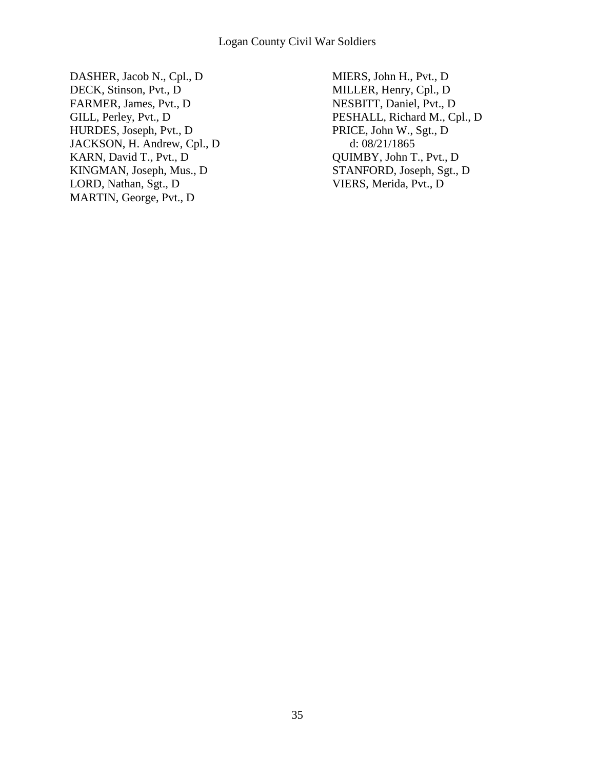DASHER, Jacob N., Cpl., D
DECK, Stinson, Pvt., D
FARMER, James, Pvt., D
GILL, Perley, Pvt., D
HURDES, Joseph, Pvt., D
JACKSON, H. Andrew, Cpl., D
KARN, David T., Pvt., D
KINGMAN, Joseph, Mus., D
LORD, Nathan, Sgt., D
MARTIN, George, Pvt., D
MIERS, John H., Pvt., D
MILLER, Henry, Cpl., D
NESBITT, Daniel, Pvt., D
PESHALL, Richard M., Cpl., D
PRICE, John W., Sgt., D
    d: 08/21/1865
QUIMBY, John T., Pvt., D
STANFORD, Joseph, Sgt., D
VIERS, Merida, Pvt., D